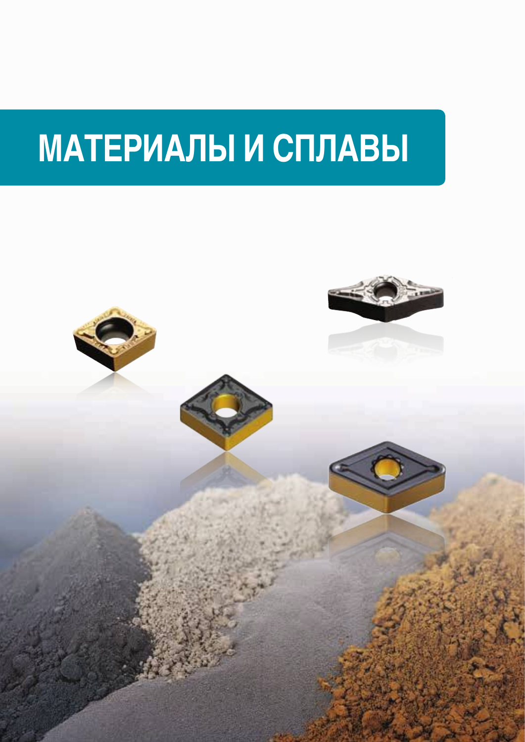# МАТЕРИАЛЫ И СПЛАВЫ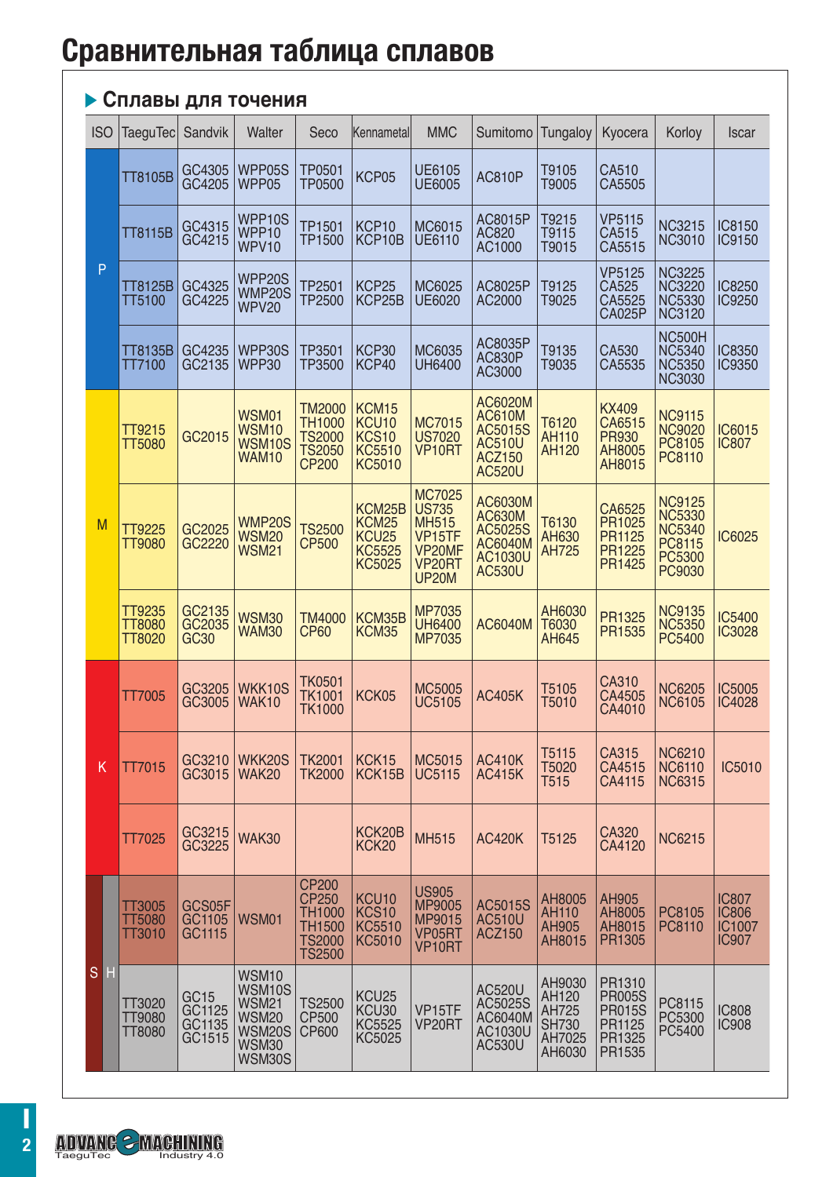# Сравнительная таблица сплавов

## ▶ Сплавы для точения

| ISO | TaeguTec | Sandvik | Walter | Seco | Kennametal | MMC | Sumitomo | Tungaloy | Kyocera | Korloy | Iscar |
|---|---|---|---|---|---|---|---|---|---|---|---|
| P | TT8105B | GC4305 GC4205 | WPP05S WPP05 | TP0501 TP0500 | KCP05 | UE6105 UE6005 | AC810P | T9105 T9005 | CA510 CA5505 | | |
| P | TT8115B | GC4315 GC4215 | WPP10S WPP10 WPV10 | TP1501 TP1500 | KCP10 KCP10B | MC6015 UE6110 | AC8015P AC820 AC1000 | T9215 T9115 T9015 | VP5115 CA515 CA5515 | NC3215 NC3010 | IC8150 IC9150 |
| P | TT8125B TT5100 | GC4325 GC4225 | WPP20S WMP20S WPV20 | TP2501 TP2500 | KCP25 KCP25B | MC6025 UE6020 | AC8025P AC2000 | T9125 T9025 | VP5125 CA525 CA5525 CA025P | NC3225 NC3220 NC5330 NC3120 | IC8250 IC9250 |
| P | TT8135B TT7100 | GC4235 GC2135 | WPP30S WPP30 | TP3501 TP3500 | KCP30 KCP40 | MC6035 UH6400 | AC8035P AC830P AC3000 | T9135 T9035 | CA530 CA5535 | NC500H NC5340 NC5350 NC3030 | IC8350 IC9350 |
| M | TT9215 TT5080 | GC2015 | WSM01 WSM10 WSM10S WAM10 | TM2000 TH1000 TS2000 TS2050 CP200 | KCM15 KCU10 KCS10 KC5510 KC5010 | MC7015 US7020 VP10RT | AC6020M AC610M AC5015S AC510U ACZ150 AC520U | T6120 AH110 AH120 | KX409 CA6515 PR930 AH8005 AH8015 | NC9115 NC9020 PC8105 PC8110 | IC6015 IC807 |
| M | TT9225 TT9080 | GC2025 GC2220 | WMP20S WSM20 WSM21 | TS2500 CP500 | KCM25B KCM25 KCU25 KC5525 KC5025 | MC7025 US735 MH515 VP15TF VP20MF VP20RT UP20M | AC6030M AC630M AC5025S AC6040M AC1030U AC530U | T6130 AH630 AH725 | CA6525 PR1025 PR1125 PR1225 PR1425 | NC9125 NC5330 NC5340 PC8115 PC5300 PC9030 | IC6025 |
| M | TT9235 TT8080 TT8020 | GC2135 GC2035 GC30 | WSM30 WAM30 | TM4000 CP60 | KCM35B KCM35 | MP7035 UH6400 MP7035 | AC6040M | AH6030 T6030 AH645 | PR1325 PR1535 | NC9135 NC5350 PC5400 | IC5400 IC3028 |
| K | TT7005 | GC3205 GC3005 | WKK10S WAK10 | TK0501 TK1001 TK1000 | KCK05 | MC5005 UC5105 | AC405K | T5105 T5010 | CA310 CA4505 CA4010 | NC6205 NC6105 | IC5005 IC4028 |
| K | TT7015 | GC3210 GC3015 | WKK20S WAK20 | TK2001 TK2000 | KCK15 KCK15B | MC5015 UC5115 | AC410K AC415K | T5115 T5020 T515 | CA315 CA4515 CA4115 | NC6210 NC6110 NC6315 | IC5010 |
| K | TT7025 | GC3215 GC3225 | WAK30 | | KCK20B KCK20 | MH515 | AC420K | T5125 | CA320 CA4120 | NC6215 | |
| S H | TT3005 TT5080 TT3010 | GCS05F GC1105 GC1115 | WSM01 | CP200 CP250 TH1000 TH1500 TS2000 TS2500 | KCU10 KCS10 KC5510 KC5010 | US905 MP9005 MP9015 VP05RT VP10RT | AC5015S AC510U ACZ150 | AH8005 AH110 AH905 AH8015 | AH905 AH8005 AH8015 PR1305 | PC8105 PC8110 | IC807 IC806 IC1007 IC907 |
| S H | TT3020 TT9080 TT8080 | GC15 GC1125 GC1135 GC1515 | WSM10 WSM10S WSM21 WSM20 WSM20S WSM30 WSM30S | TS2500 CP500 CP600 | KCU25 KCU30 KC5525 KC5025 | VP15TF VP20RT | AC520U AC5025S AC6040M AC1030U AC530U | AH9030 AH120 AH725 SH730 AH7025 AH6030 | PR1310 PR005S PR015S PR1125 PR1325 PR1535 | PC8115 PC5300 PC5400 | IC808 IC908 |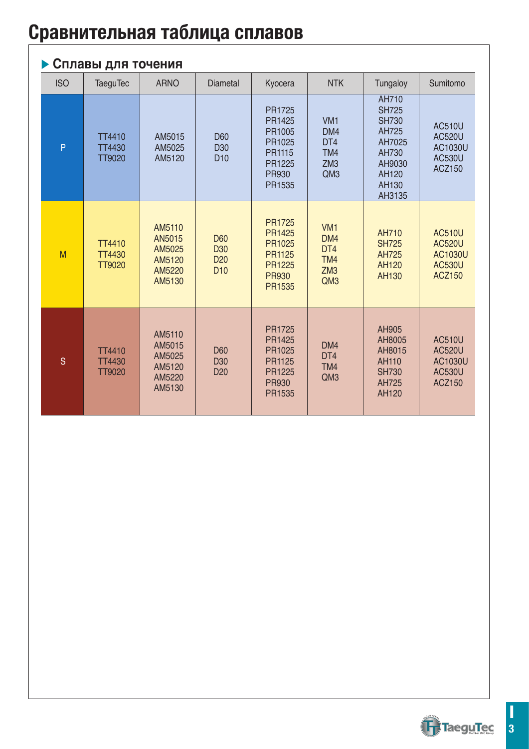# Сравнительная таблица сплавов

## ▶ Сплавы для точения

| ISO | TaeguTec | ARNO | Diametal | Kyocera | NTK | Tungaloy | Sumitomo |
|---|---|---|---|---|---|---|---|
| P | TT4410<br>TT4430<br>TT9020 | AM5015<br>AM5025<br>AM5120 | D60<br>D30<br>D10 | PR1725<br>PR1425<br>PR1005<br>PR1025<br>PR1115<br>PR1225<br>PR930<br>PR1535 | VM1<br>DM4<br>DT4<br>TM4<br>ZM3<br>QM3 | AH710<br>SH725<br>SH730<br>AH725<br>AH7025<br>AH730<br>AH9030<br>AH120<br>AH130<br>AH3135 | AC510U<br>AC520U<br>AC1030U<br>AC530U<br>ACZ150 |
| M | TT4410<br>TT4430<br>TT9020 | AM5110<br>AN5015<br>AM5025<br>AM5120<br>AM5220<br>AM5130 | D60<br>D30<br>D20<br>D10 | PR1725<br>PR1425<br>PR1025<br>PR1125<br>PR1225<br>PR930<br>PR1535 | VM1<br>DM4<br>DT4<br>TM4<br>ZM3<br>QM3 | AH710<br>SH725<br>AH725<br>AH120<br>AH130 | AC510U<br>AC520U<br>AC1030U<br>AC530U<br>ACZ150 |
| S | TT4410<br>TT4430<br>TT9020 | AM5110<br>AM5015<br>AM5025<br>AM5120<br>AM5220<br>AM5130 | D60<br>D30<br>D20 | PR1725<br>PR1425<br>PR1025<br>PR1125<br>PR1225<br>PR930<br>PR1535 | DM4<br>DT4<br>TM4<br>QM3 | AH905<br>AH8005<br>AH8015<br>AH110<br>SH730<br>AH725<br>AH120 | AC510U<br>AC520U<br>AC1030U<br>AC530U<br>ACZ150 |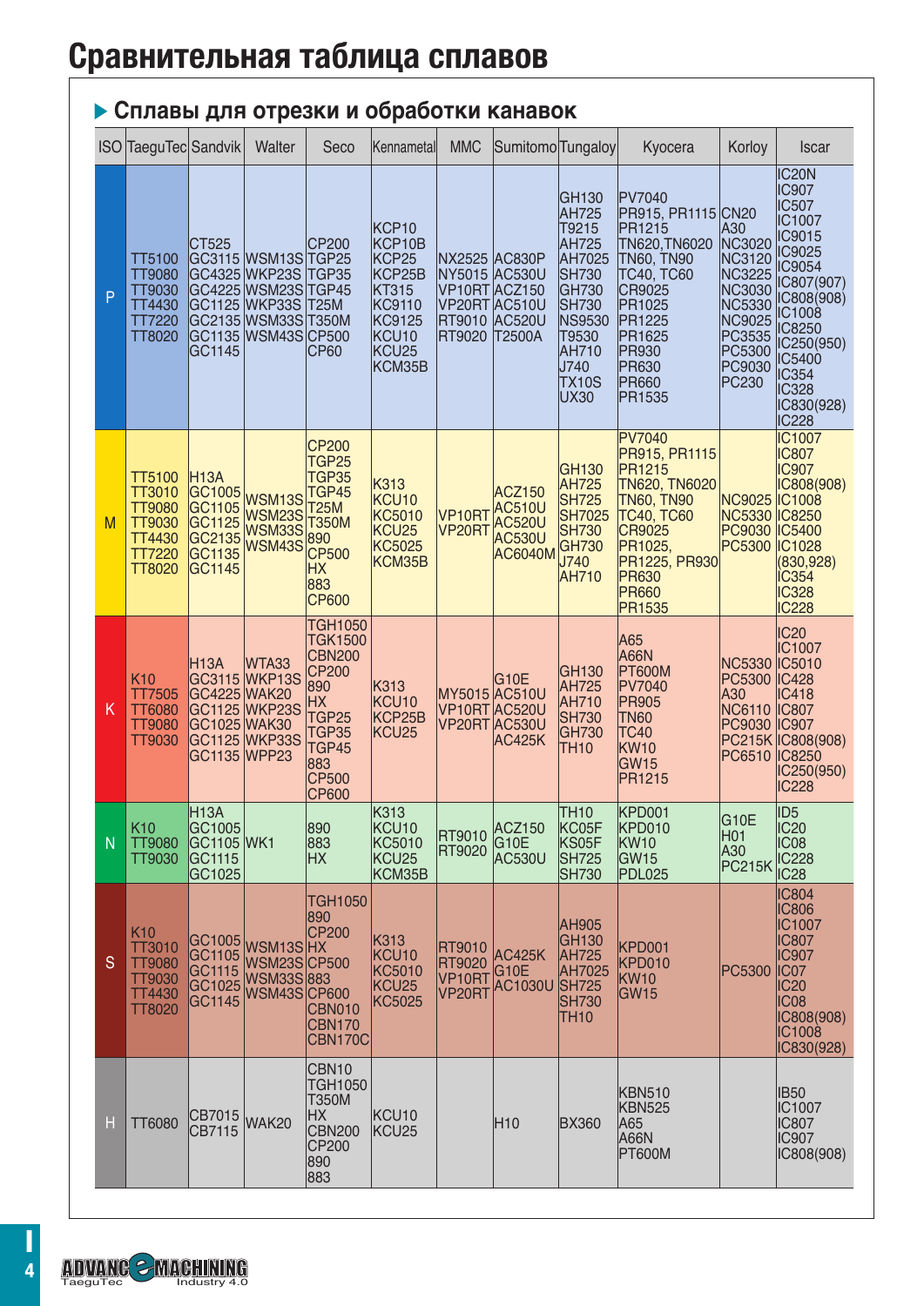# Сравнительная таблица сплавов

## ▶ Сплавы для отрезки и обработки канавок

| ISO | TaeguTec | Sandvik | Walter | Seco | Kennametal | MMC | Sumitomo | Tungaloy | Kyocera | Korloy | Iscar |
|---|---|---|---|---|---|---|---|---|---|---|---|
| P | TT5100 TT9080 TT9030 TT4430 TT7220 TT8020 | CT525 GC3115 GC4325 GC4225 GC1125 GC2135 GC1135 GC1145 | WSM13S WKP23S WSM23S WKP33S WSM33S WSM43S | CP200 TGP25 TGP35 TGP45 T25M T350M CP500 CP60 | KCP10 KCP10B KCP25 KCP25B KT315 KC9110 KC9125 KCU10 KCU25 KCM35B | NX2525 NY5015 VP10RT VP20RT RT9010 RT9020 | AC830P AC530U ACZ150 AC510U AC520U T2500A | GH130 AH725 T9215 AH725 AH7025 SH730 GH730 SH730 NS9530 T9530 AH710 J740 TX10S UX30 | PV7040 PR915, PR1115 PR1215 TN620,TN6020 TN60, TN90 TC40, TC60 CR9025 PR1025 PR1225 PR1625 PR930 PR630 PR660 PR1535 | CN20 A30 NC3020 NC3120 NC3225 NC3030 NC5330 NC9025 PC3535 PC5300 PC9030 PC230 | IC20N IC907 IC507 IC1007 IC9015 IC9025 IC9054 IC807(907) IC808(908) IC1008 IC8250 IC250(950) IC5400 IC354 IC328 IC830(928) IC228 |
| M | TT5100 TT3010 TT9080 TT9030 TT4430 TT7220 TT8020 | H13A GC1005 GC1105 GC1125 GC2135 GC1135 GC1145 | WSM13S WSM23S WSM33S WSM43S | CP200 TGP25 TGP35 TGP45 T25M T350M 890 CP500 HX 883 CP600 | K313 KCU10 KC5010 KCU25 KC5025 KCM35B | VP10RT VP20RT | ACZ150 AC510U AC520U AC530U AC6040M | GH130 AH725 SH725 SH7025 SH730 GH730 J740 AH710 | PV7040 PR915, PR1115 PR1215 TN620, TN6020 TN60, TN90 TC40, TC60 CR9025 PR1025, PR1225, PR930 PR630 PR660 PR1535 | NC9025 NC5330 PC9030 PC5300 | IC1007 IC807 IC907 IC808(908) IC1008 IC8250 IC5400 IC1028 (830,928) IC354 IC328 IC228 |
| K | K10 TT7505 TT6080 TT9080 TT9030 | H13A GC3115 GC4225 GC1125 GC1025 GC1125 GC1135 | WTA33 WKP13S WAK20 WKP23S WAK30 WKP33S WPP23 | TGH1050 TGK1500 CBN200 CP200 890 HX TGP25 TGP35 TGP45 883 CP500 CP600 | K313 KCU10 KCP25B KCU25 | MY5015 VP10RT VP20RT | G10E AC510U AC520U AC530U AC425K | GH130 AH725 AH710 SH730 GH730 TH10 | A65 A66N PT600M PV7040 PR905 TN60 TC40 KW10 GW15 PR1215 | NC5330 PC5300 A30 NC6110 PC9030 PC215K PC6510 | IC20 IC1007 IC5010 IC428 IC418 IC807 IC907 IC808(908) IC8250 IC250(950) IC228 |
| N | K10 TT9080 TT9030 | H13A GC1005 GC1105 GC1115 GC1025 | WK1 | 890 883 HX | K313 KCU10 KC5010 KCU25 KCM35B | RT9010 RT9020 | ACZ150 G10E AC530U | TH10 KC05F KS05F SH725 SH730 | KPD001 KPD010 KW10 GW15 PDL025 | G10E H01 A30 PC215K | ID5 IC20 IC08 IC228 IC28 |
| S | K10 TT3010 TT9080 TT9030 TT4430 TT8020 | GC1005 GC1105 GC1115 GC1025 GC1145 | WSM13S WSM23S WSM33S WSM43S | TGH1050 890 CP200 HX CP500 883 CP600 CBN010 CBN170 CBN170C | K313 KCU10 KC5010 KCU25 KC5025 | RT9010 RT9020 VP10RT VP20RT | AC425K G10E AC1030U | AH905 GH130 AH725 AH7025 SH725 SH730 TH10 | KPD001 KPD010 KW10 GW15 | PC5300 | IC804 IC806 IC1007 IC807 IC907 IC07 IC20 IC08 IC808(908) IC1008 IC830(928) |
| H | TT6080 | CB7015 CB7115 | WAK20 | CBN10 TGH1050 T350M HX CBN200 CP200 890 883 | KCU10 KCU25 | | H10 | BX360 | KBN510 KBN525 A65 A66N PT600M | | IB50 IC1007 IC807 IC907 IC808(908) |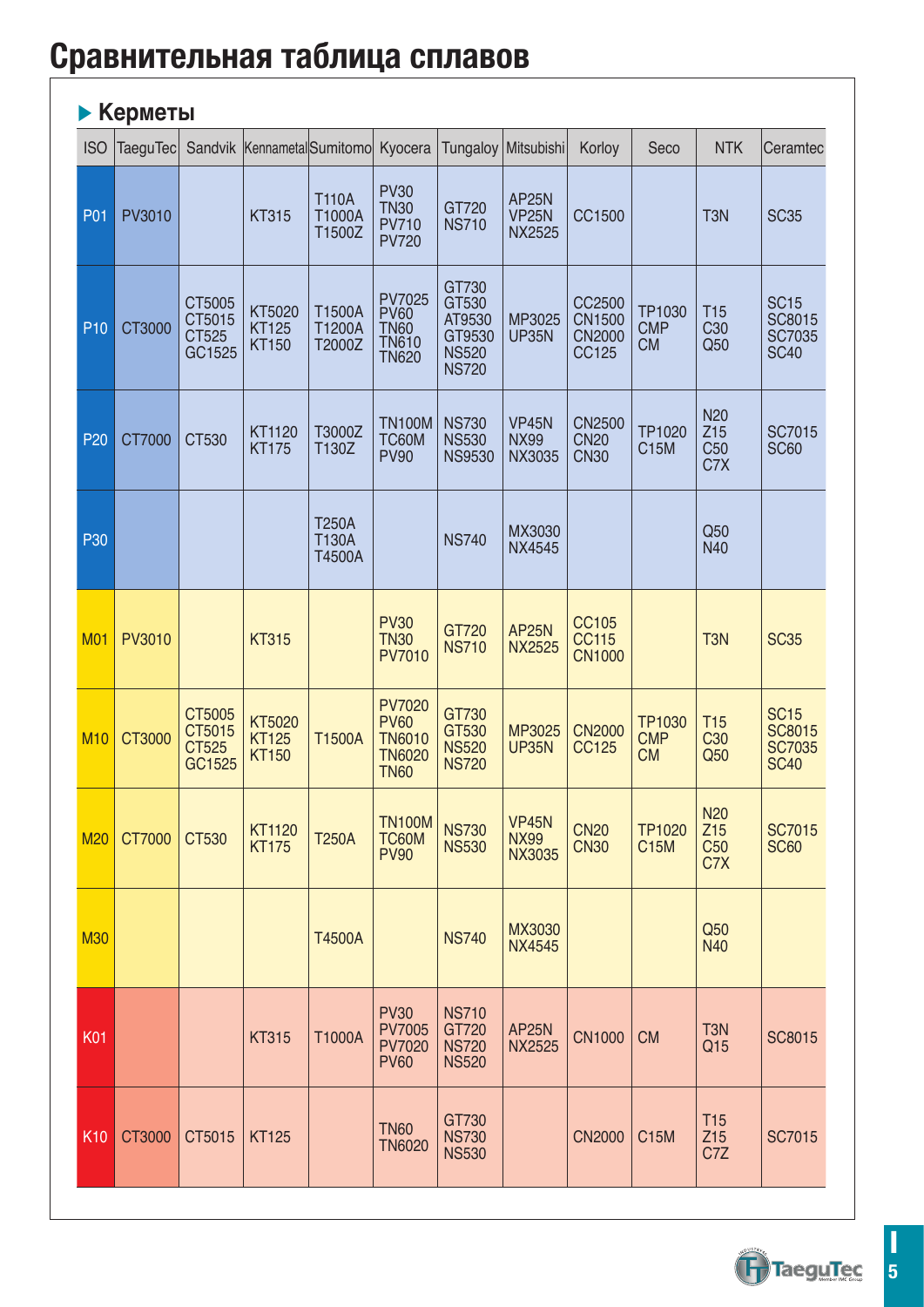# Сравнительная таблица сплавов

## ▶ Керметы

| ISO | TaeguTec | Sandvik | Kennametal | Sumitomo | Kyocera | Tungaloy | Mitsubishi | Korloy | Seco | NTK | Ceramtec |
|---|---|---|---|---|---|---|---|---|---|---|---|
| P01 | PV3010 | | KT315 | T110A T1000A T1500Z | PV30 TN30 PV710 PV720 | GT720 NS710 | AP25N VP25N NX2525 | CC1500 | | T3N | SC35 |
| P10 | CT3000 | CT5005 CT5015 CT525 GC1525 | KT5020 KT125 KT150 | T1500A T1200A T2000Z | PV7025 PV60 TN60 TN610 TN620 | GT730 GT530 AT9530 GT9530 NS520 NS720 | MP3025 UP35N | CC2500 CN1500 CN2000 CC125 | TP1030 CMP CM | T15 C30 Q50 | SC15 SC8015 SC7035 SC40 |
| P20 | CT7000 | CT530 | KT1120 KT175 | T3000Z T130Z | TN100M TC60M PV90 | NS730 NS530 NS9530 | VP45N NX99 NX3035 | CN2500 CN20 CN30 | TP1020 C15M | N20 Z15 C50 C7X | SC7015 SC60 |
| P30 | | | | T250A T130A T4500A | | NS740 | MX3030 NX4545 | | | Q50 N40 | |
| M01 | PV3010 | | KT315 | | PV30 TN30 PV7010 | GT720 NS710 | AP25N NX2525 | CC105 CC115 CN1000 | | T3N | SC35 |
| M10 | CT3000 | CT5005 CT5015 CT525 GC1525 | KT5020 KT125 KT150 | T1500A | PV7020 PV60 TN6010 TN6020 TN60 | GT730 GT530 NS520 NS720 | MP3025 UP35N | CN2000 CC125 | TP1030 CMP CM | T15 C30 Q50 | SC15 SC8015 SC7035 SC40 |
| M20 | CT7000 | CT530 | KT1120 KT175 | T250A | TN100M TC60M PV90 | NS730 NS530 | VP45N NX99 NX3035 | CN20 CN30 | TP1020 C15M | N20 Z15 C50 C7X | SC7015 SC60 |
| M30 | | | | T4500A | | NS740 | MX3030 NX4545 | | | Q50 N40 | |
| K01 | | | KT315 | T1000A | PV30 PV7005 PV7020 PV60 | NS710 GT720 NS720 NS520 | AP25N NX2525 | CN1000 | CM | T3N Q15 | SC8015 |
| K10 | CT3000 | CT5015 | KT125 | | TN60 TN6020 | GT730 NS730 NS530 | | CN2000 | C15M | T15 Z15 C7Z | SC7015 |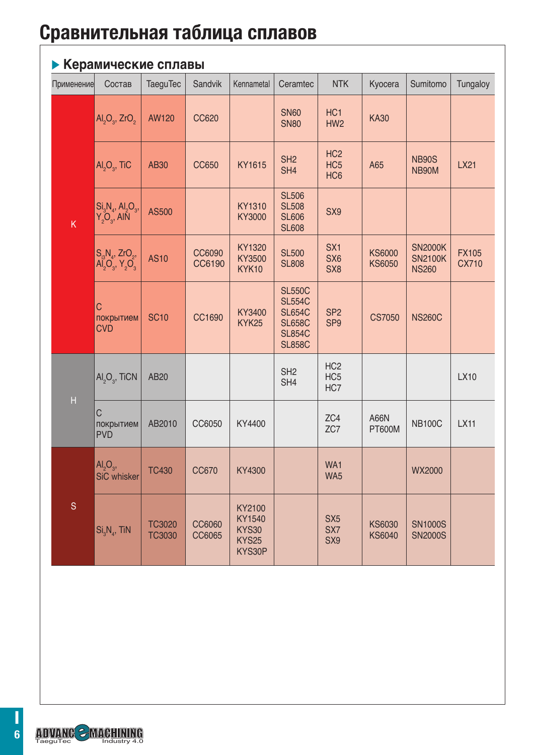# Сравнительная таблица сплавов

## ▶ Керамические сплавы

| Применение | Состав | TaeguTec | Sandvik | Kennametal | Ceramtec | NTK | Kyocera | Sumitomo | Tungaloy |
|---|---|---|---|---|---|---|---|---|---|
| K | $Al_2O_3$, $ZrO_2$ | AW120 | CC620 | | SN60<br>SN80 | HC1<br>HW2 | KA30 | | |
| | $Al_2O_3$, TiC | AB30 | CC650 | KY1615 | SH2<br>SH4 | HC2<br>HC5<br>HC6 | A65 | NB90S<br>NB90M | LX21 |
| | $Si_3N_4$, $Al_2O_3$, $Y_2O_3$, AlN | AS500 | | KY1310<br>KY3000 | SL506<br>SL508<br>SL606<br>SL608 | SX9 | | | |
| | $Si_3N_4$, $ZrO_2$, $Al_2O_3$, $Y_2O_3$ | AS10 | CC6090<br>CC6190 | KY1320<br>KY3500<br>KYK10 | SL500<br>SL808 | SX1<br>SX6<br>SX8 | KS6000<br>KS6050 | SN2000K<br>SN2100K<br>NS260 | FX105<br>CX710 |
| | С покрытием CVD | SC10 | CC1690 | KY3400<br>KYK25 | SL550C<br>SL554C<br>SL654C<br>SL658C<br>SL854C<br>SL858C | SP2<br>SP9 | CS7050 | NS260C | |
| H | $Al_2O_3$, TiCN | AB20 | | | SH2<br>SH4 | HC2<br>HC5<br>HC7 | | | LX10 |
| | С покрытием PVD | AB2010 | CC6050 | KY4400 | | ZC4<br>ZC7 | A66N<br>PT600M | NB100C | LX11 |
| S | $Al_2O_3$, SiC whisker | TC430 | CC670 | KY4300 | | WA1<br>WA5 | | WX2000 | |
| | $Si_3N_4$, TiN | TC3020<br>TC3030 | CC6060<br>CC6065 | KY2100<br>KY1540<br>KYS30<br>KYS25<br>KYS30P | | SX5<br>SX7<br>SX9 | KS6030<br>KS6040 | SN1000S<br>SN2000S | |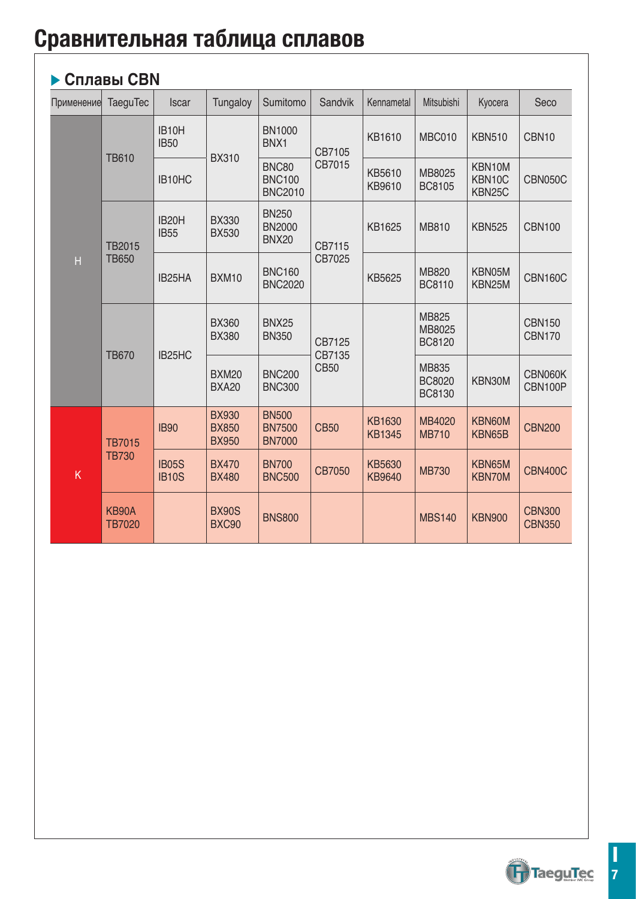# Сравнительная таблица сплавов

## Сплавы CBN

| Применение | TaeguTec | Iscar | Tungaloy | Sumitomo | Sandvik | Kennametal | Mitsubishi | Kyocera | Seco |
|---|---|---|---|---|---|---|---|---|---|
| H | TB610 | IB10H IB50 | BX310 | BN1000 BNX1 | CB7105 CB7015 | KB1610 | MBC010 | KBN510 | CBN10 |
| | | IB10HC | | BNC80 BNC100 BNC2010 | | KB5610 KB9610 | MB8025 BC8105 | KBN10M KBN10C KBN25C | CBN050C |
| | TB2015 TB650 | IB20H IB55 | BX330 BX530 | BN250 BN2000 BNX20 | CB7115 CB7025 | KB1625 | MB810 | KBN525 | CBN100 |
| | | IB25HA | BXM10 | BNC160 BNC2020 | | KB5625 | MB820 BC8110 | KBN05M KBN25M | CBN160C |
| | TB670 | IB25HC | BX360 BX380 | BNX25 BN350 | CB7125 CB7135 CB50 | | MB825 MB8025 BC8120 | | CBN150 CBN170 |
| | | | BXM20 BXA20 | BNC200 BNC300 | | | MB835 BC8020 BC8130 | KBN30M | CBN060K CBN100P |
| K | TB7015 TB730 | IB90 | BX930 BX850 BX950 | BN500 BN7500 BN7000 | CB50 | KB1630 KB1345 | MB4020 MB710 | KBN60M KBN65B | CBN200 |
| | | IB05S IB10S | BX470 BX480 | BN700 BNC500 | CB7050 | KB5630 KB9640 | MB730 | KBN65M KBN70M | CBN400C |
| | KB90A TB7020 | | BX90S BXC90 | BNS800 | | | MBS140 | KBN900 | CBN300 CBN350 |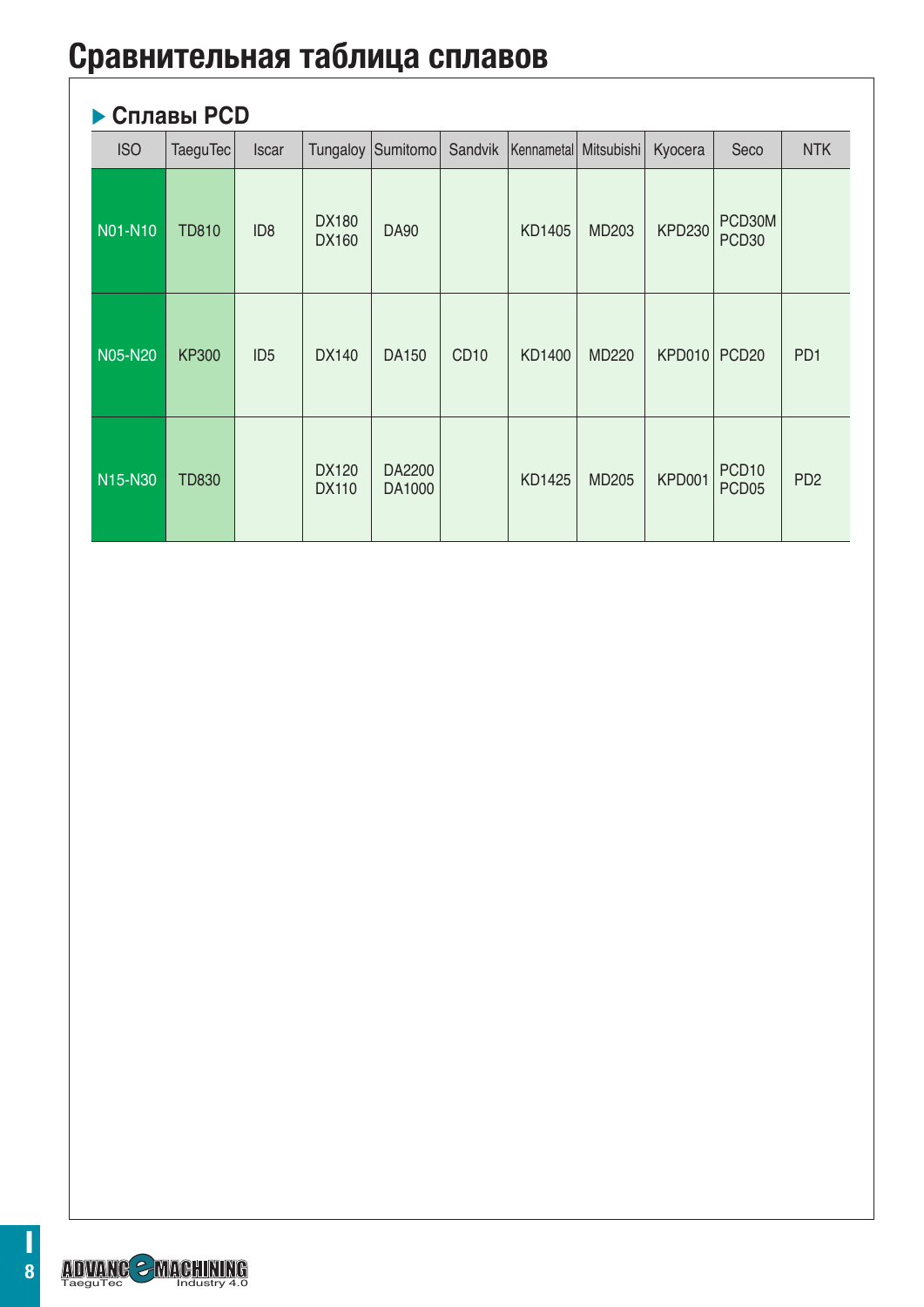# Сравнительная таблица сплавов

## ▶ Сплавы PCD

| ISO | TaeguTec | Iscar | Tungaloy | Sumitomo | Sandvik | Kennametal | Mitsubishi | Kyocera | Seco | NTK |
|---|---|---|---|---|---|---|---|---|---|---|
| N01-N10 | TD810 | ID8 | DX180<br>DX160 | DA90 | | KD1405 | MD203 | KPD230 | PCD30M<br>PCD30 | |
| N05-N20 | KP300 | ID5 | DX140 | DA150 | CD10 | KD1400 | MD220 | KPD010 | PCD20 | PD1 |
| N15-N30 | TD830 | | DX120<br>DX110 | DA2200<br>DA1000 | | KD1425 | MD205 | KPD001 | PCD10<br>PCD05 | PD2 |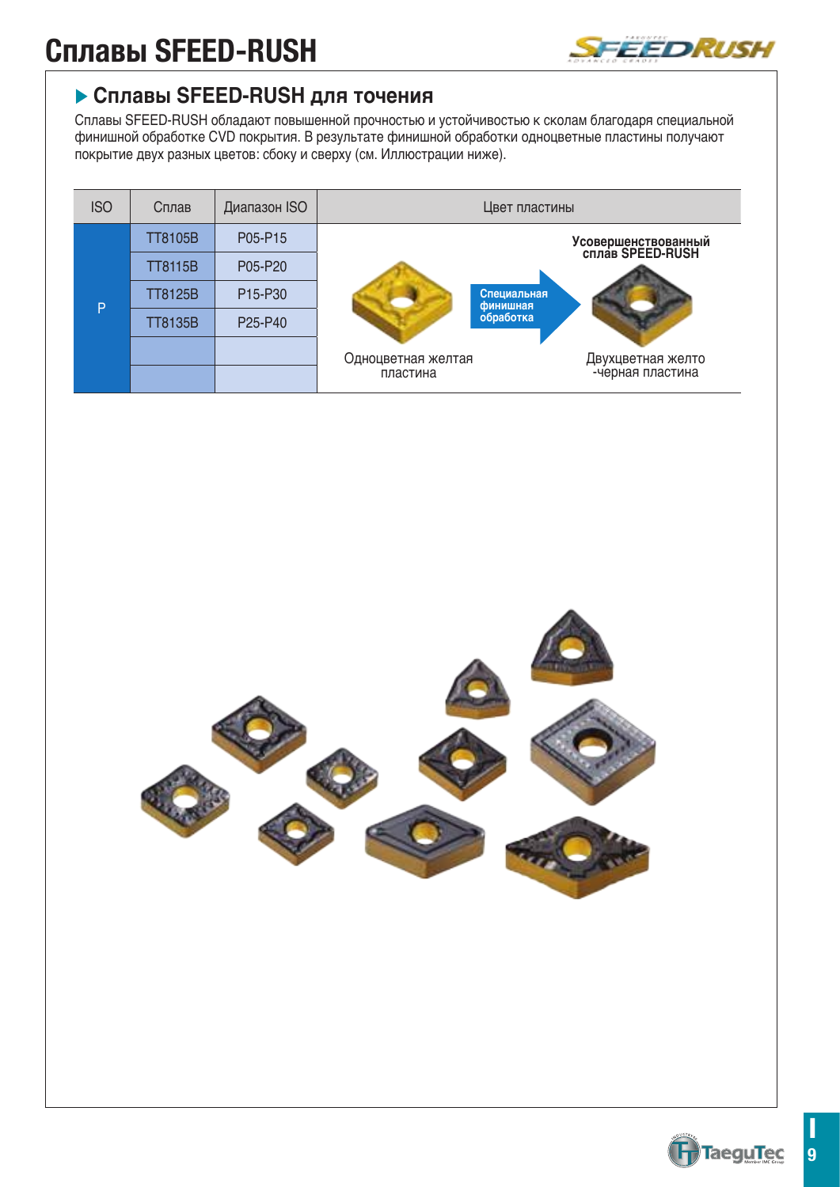# Сплавы SFEED-RUSH

## ▶ Сплавы SFEED-RUSH для точения

Сплавы SFEED-RUSH обладают повышенной прочностью и устойчивостью к сколам благодаря специальной финишной обработке CVD покрытия. В результате финишной обработки одноцветные пластины получают покрытие двух разных цветов: сбоку и сверху (см. Иллюстрации ниже).

| ISO | Сплав | Диапазон ISO | Цвет пластины |
|---|---|---|---|
| P | TT8105B | P05-P15 | Одноцветная желтая пластина → Специальная финишная обработка → Усовершенствованный сплав SFEED-RUSH: Двухцветная желто-черная пластина |
| | TT8115B | P05-P20 | |
| | TT8125B | P15-P30 | |
| | TT8135B | P25-P40 | |
| | | | |
| | | | |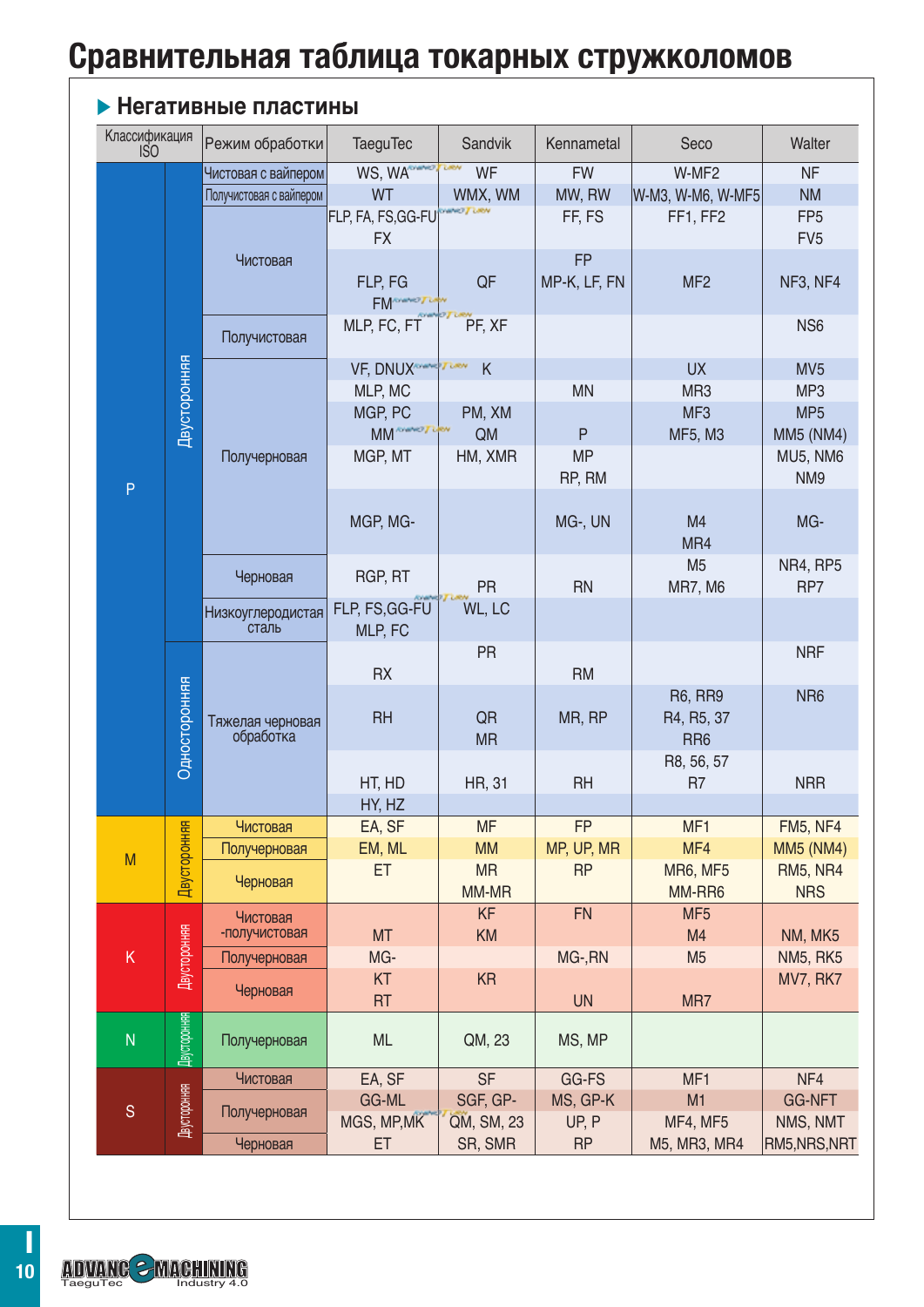# Сравнительная таблица токарных стружколомов

## ▶ Негативные пластины

| Классификация ISO | | Режим обработки | TaeguTec | Sandvik | Kennametal | Seco | Walter |
|---|---|---|---|---|---|---|---|
| P | Двусторонняя | Чистовая с вайпером | WS, WA | WF | FW | W-MF2 | NF |
| | | Получистовая с вайпером | WT | WMX, WM | MW, RW | W-M3, W-M6, W-MF5 | NM |
| | | Чистовая | FLP, FA, FS, GG-FU<br>FX | | FF, FS | FF1, FF2 | FP5<br>FV5 |
| | | | FLP, FG<br>FM | QF | FP<br>MP-K, LF, FN | MF2 | NF3, NF4 |
| | | Получистовая | MLP, FC, FT | PF, XF | | | NS6 |
| | | Получерновая | VF, DNUX | K | | UX | MV5 |
| | | | MLP, MC | | MN | MR3 | MP3 |
| | | | MGP, PC<br>MM | PM, XM<br>QM | P | MF3<br>MF5, M3 | MP5<br>MM5 (NM4) |
| | | | MGP, MT | HM, XMR | MP<br>RP, RM | | MU5, NM6<br>NM9 |
| | | | MGP, MG- | | MG-, UN | M4<br>MR4 | MG- |
| | | Черновая | RGP, RT | PR | RN | M5<br>MR7, M6 | NR4, RP5<br>RP7 |
| | | Низкоуглеродистая сталь | FLP, FS, GG-FU<br>MLP, FC | WL, LC | | | |
| | Односторонняя | Тяжелая черновая обработка | RX | PR | RM | | NRF |
| | | | RH | QR<br>MR | MR, RP | R6, RR9<br>R4, R5, 37<br>RR6 | NR6 |
| | | | HT, HD<br>HY, HZ | HR, 31 | RH | R8, 56, 57<br>R7 | NRR |
| M | Двусторонняя | Чистовая | EA, SF | MF | FP | MF1 | FM5, NF4 |
| | | Получерновая | EM, ML | MM | MP, UP, MR | MF4 | MM5 (NM4) |
| | | Черновая | ET | MR<br>MM-MR | RP | MR6, MF5<br>MM-RR6 | RM5, NR4<br>NRS |
| K | Двусторонняя | Чистовая -получистовая | MT | KF<br>KM | FN | MF5<br>M4 | NM, MK5 |
| | | Получерновая | MG- | | MG-,RN | M5 | NM5, RK5 |
| | | Черновая | KT<br>RT | KR | UN | MR7 | MV7, RK7 |
| N | Двусторонняя | Получерновая | ML | QM, 23 | MS, MP | | |
| S | Двусторонняя | Чистовая | EA, SF | SF | GG-FS | MF1 | NF4 |
| | | Получерновая | GG-ML<br>MGS, MP,MK | SGF, GP-<br>QM, SM, 23 | MS, GP-K<br>UP, P | M1<br>MF4, MF5 | GG-NFT<br>NMS, NMT |
| | | Черновая | ET | SR, SMR | RP | M5, MR3, MR4 | RM5,NRS,NRT |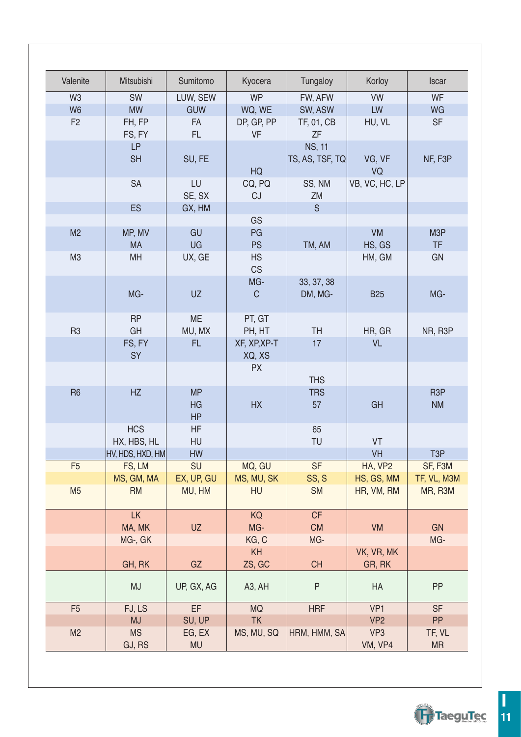| Valenite | Mitsubishi | Sumitomo | Kyocera | Tungaloy | Korloy | Iscar |
|---|---|---|---|---|---|---|
| W3 | SW | LUW, SEW | WP | FW, AFW | VW | WF |
| W6 | MW | GUW | WQ, WE | SW, ASW | LW | WG |
| F2 | FH, FP | FA | DP, GP, PP | TF, 01, CB | HU, VL | SF |
| | FS, FY | FL | VF | ZF | | |
| | LP | | | NS, 11 | | |
| | SH | SU, FE | | TS, AS, TSF, TQ | VG, VF | NF, F3P |
| | | | HQ | | VQ | |
| | SA | LU | CQ, PQ | SS, NM | VB, VC, HC, LP | |
| | | SE, SX | CJ | ZM | | |
| | ES | GX, HM | | S | | |
| | | | GS | | | |
| M2 | MP, MV | GU | PG | | VM | M3P |
| | MA | UG | PS | TM, AM | HS, GS | TF |
| M3 | MH | UX, GE | HS | | HM, GM | GN |
| | | | CS | | | |
| | | | MG- | 33, 37, 38 | | |
| | MG- | UZ | C | DM, MG- | B25 | MG- |
| | RP | ME | PT, GT | | | |
| R3 | GH | MU, MX | PH, HT | TH | HR, GR | NR, R3P |
| | FS, FY | FL | XF, XP,XP-T | 17 | VL | |
| | SY | | XQ, XS | | | |
| | | | PX | | | |
| | | | | THS | | |
| R6 | HZ | MP | | TRS | | R3P |
| | | HG | HX | 57 | GH | NM |
| | | HP | | | | |
| | HCS | HF | | 65 | | |
| | HX, HBS, HL | HU | | TU | VT | |
| | HV, HDS, HXD, HM | HW | | | VH | T3P |
| F5 | FS, LM | SU | MQ, GU | SF | HA, VP2 | SF, F3M |
| | MS, GM, MA | EX, UP, GU | MS, MU, SK | SS, S | HS, GS, MM | TF, VL, M3M |
| M5 | RM | MU, HM | HU | SM | HR, VM, RM | MR, R3M |
| | LK | | KQ | CF | | |
| | MA, MK | UZ | MG- | CM | VM | GN |
| | MG-, GK | | KG, C | MG- | | MG- |
| | | | KH | | VK, VR, MK | |
| | GH, RK | GZ | ZS, GC | CH | GR, RK | |
| | MJ | UP, GX, AG | A3, AH | P | HA | PP |
| F5 | FJ, LS | EF | MQ | HRF | VP1 | SF |
| | MJ | SU, UP | TK | | VP2 | PP |
| M2 | MS | EG, EX | MS, MU, SQ | HRM, HMM, SA | VP3 | TF, VL |
| | GJ, RS | MU | | | VM, VP4 | MR |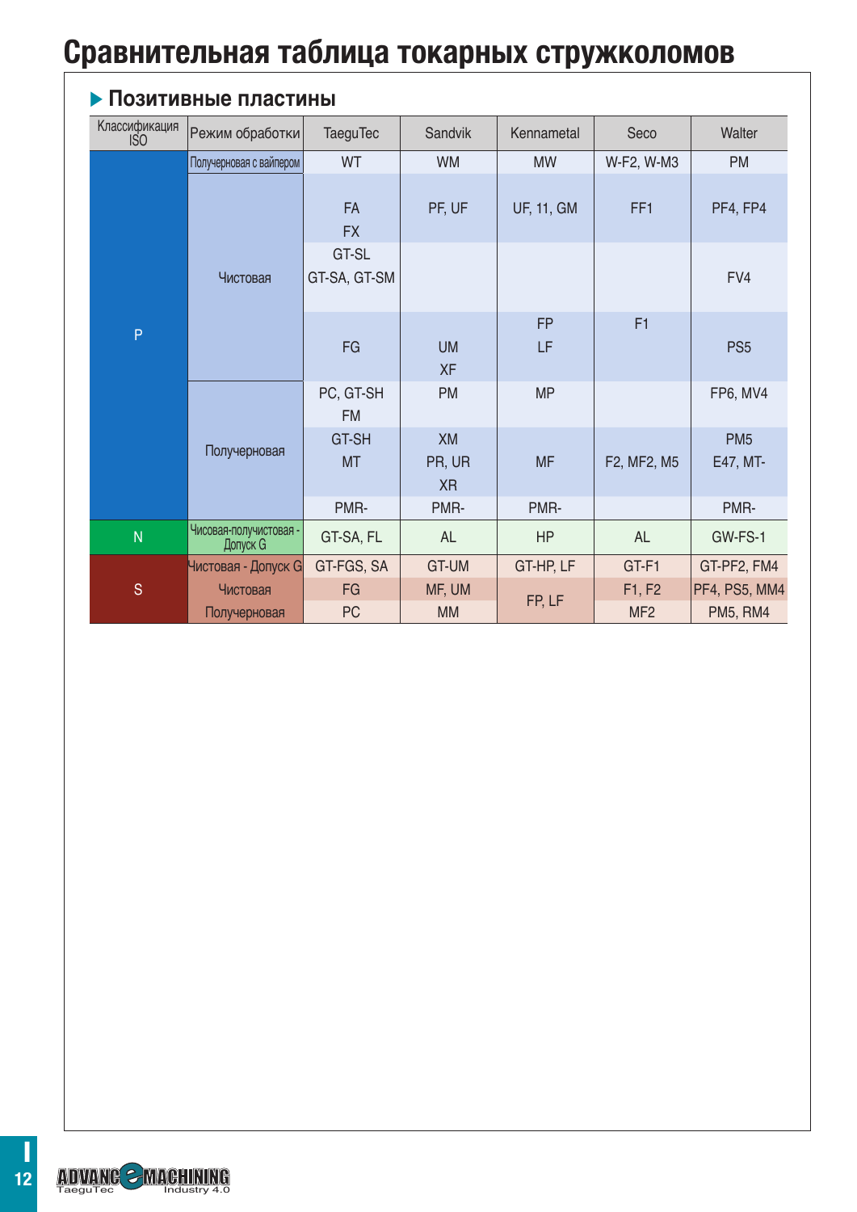# Сравнительная таблица токарных стружколомов

## Позитивные пластины

| Классификация ISO | Режим обработки | TaeguTec | Sandvik | Kennametal | Seco | Walter |
|---|---|---|---|---|---|---|
| P | Получерновая с вайпером | WT | WM | MW | W-F2, W-M3 | PM |
| | Чистовая | FA FX | PF, UF | UF, 11, GM | FF1 | PF4, FP4 |
| | | GT-SL GT-SA, GT-SM | | | | FV4 |
| | | FG | UM XF | FP LF | F1 | PS5 |
| | Получерновая | PC, GT-SH FM | PM | MP | | FP6, MV4 |
| | | GT-SH MT | XM PR, UR XR | MF | F2, MF2, M5 | PM5 E47, MT- |
| | | PMR- | PMR- | PMR- | | PMR- |
| N | Чисовая-получистовая - Допуск G | GT-SA, FL | AL | HP | AL | GW-FS-1 |
| S | Чистовая - Допуск G | GT-FGS, SA | GT-UM | GT-HP, LF | GT-F1 | GT-PF2, FM4 |
| | Чистовая | FG | MF, UM | FP, LF | F1, F2 | PF4, PS5, MM4 |
| | Получерновая | PC | MM | | MF2 | PM5, RM4 |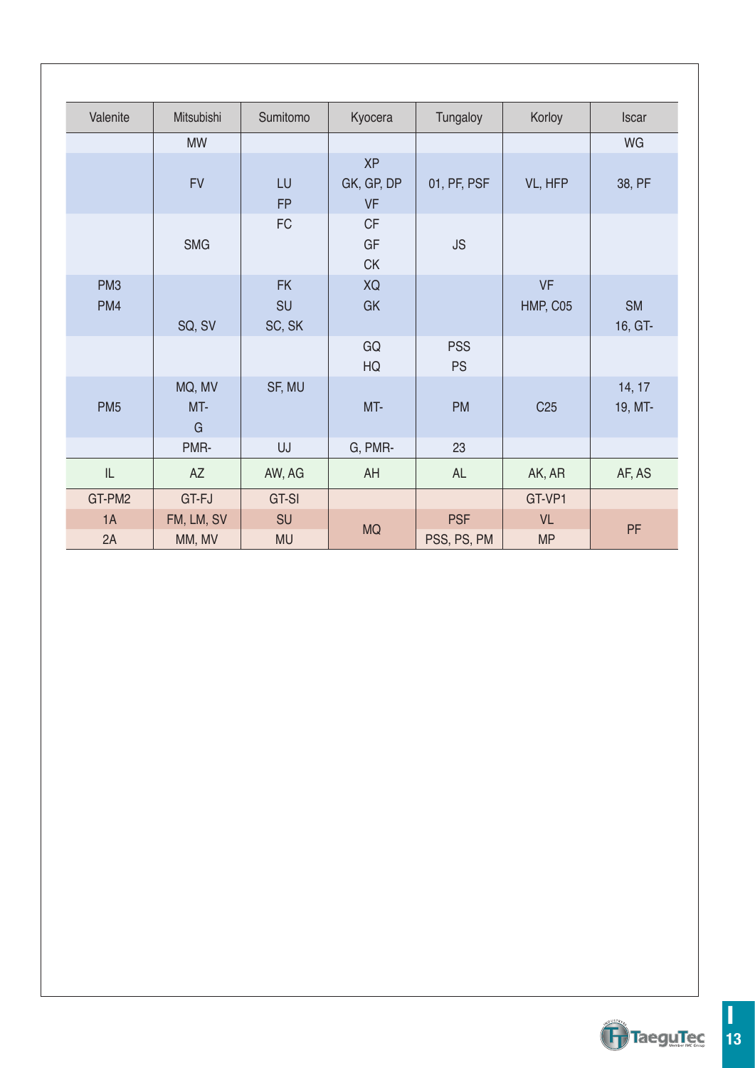| Valenite | Mitsubishi | Sumitomo | Kyocera | Tungaloy | Korloy | Iscar |
|---|---|---|---|---|---|---|
| | MW | | | | | WG |
| | FV | LU<br>FP | XP<br>GK, GP, DP<br>VF | 01, PF, PSF | VL, HFP | 38, PF |
| | SMG | FC | CF<br>GF<br>CK | JS | | |
| PM3<br>PM4 | SQ, SV | FK<br>SU<br>SC, SK | XQ<br>GK | | VF<br>HMP, C05 | SM<br>16, GT- |
| | | | GQ<br>HQ | PSS<br>PS | | |
| PM5 | MQ, MV<br>MT-<br>G | SF, MU | MT- | PM | C25 | 14, 17<br>19, MT- |
| | PMR- | UJ | G, PMR- | 23 | | |
| IL | AZ | AW, AG | AH | AL | AK, AR | AF, AS |
| GT-PM2 | GT-FJ | GT-SI | | | GT-VP1 | |
| 1A | FM, LM, SV | SU | MQ | PSF | VL | PF |
| 2A | MM, MV | MU | | PSS, PS, PM | MP | |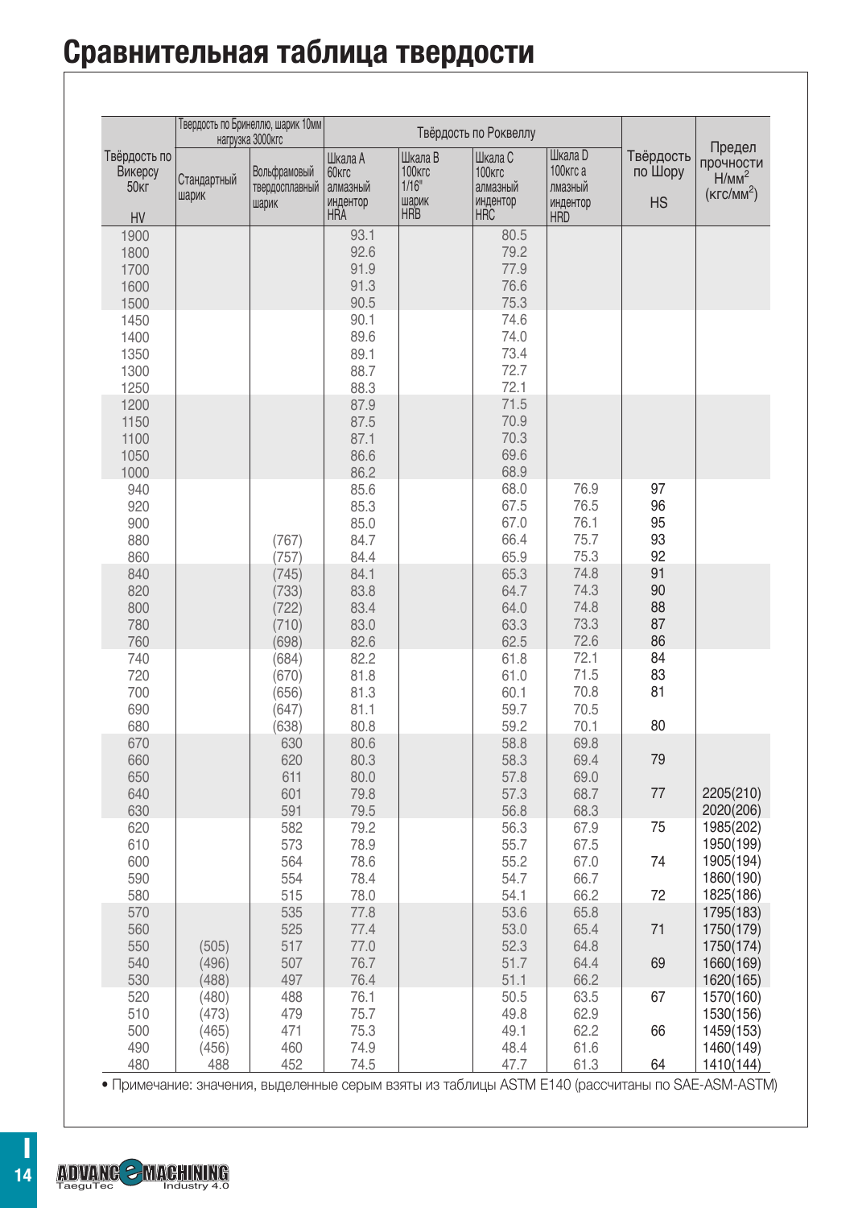# Сравнительная таблица твердости

| Твёрдость по Викерсу 50кг HV | Твердость по Бринеллю, шарик 10мм нагрузка 3000кгс | | Твёрдость по Роквеллу | | | | Твёрдость по Шору HS | Предел прочности $Н/мм^2$ ($кгс/мм^2$) |
|---|---|---|---|---|---|---|---|---|
| | Стандартный шарик | Вольфрамовый твердосплавный шарик | Шкала A 60кгс алмазный индентор HRA | Шкала B 100кгс 1/16" шарик HRB | Шкала C 100кгс алмазный индентор HRC | Шкала D 100кгс а лмазный индентор HRD | | |
| 1900 | | | 93.1 | | 80.5 | | | |
| 1800 | | | 92.6 | | 79.2 | | | |
| 1700 | | | 91.9 | | 77.9 | | | |
| 1600 | | | 91.3 | | 76.6 | | | |
| 1500 | | | 90.5 | | 75.3 | | | |
| 1450 | | | 90.1 | | 74.6 | | | |
| 1400 | | | 89.6 | | 74.0 | | | |
| 1350 | | | 89.1 | | 73.4 | | | |
| 1300 | | | 88.7 | | 72.7 | | | |
| 1250 | | | 88.3 | | 72.1 | | | |
| 1200 | | | 87.9 | | 71.5 | | | |
| 1150 | | | 87.5 | | 70.9 | | | |
| 1100 | | | 87.1 | | 70.3 | | | |
| 1050 | | | 86.6 | | 69.6 | | | |
| 1000 | | | 86.2 | | 68.9 | | | |
| 940 | | | 85.6 | | 68.0 | 76.9 | 97 | |
| 920 | | | 85.3 | | 67.5 | 76.5 | 96 | |
| 900 | | | 85.0 | | 67.0 | 76.1 | 95 | |
| 880 | | (767) | 84.7 | | 66.4 | 75.7 | 93 | |
| 860 | | (757) | 84.4 | | 65.9 | 75.3 | 92 | |
| 840 | | (745) | 84.1 | | 65.3 | 74.8 | 91 | |
| 820 | | (733) | 83.8 | | 64.7 | 74.3 | 90 | |
| 800 | | (722) | 83.4 | | 64.0 | 74.8 | 88 | |
| 780 | | (710) | 83.0 | | 63.3 | 73.3 | 87 | |
| 760 | | (698) | 82.6 | | 62.5 | 72.6 | 86 | |
| 740 | | (684) | 82.2 | | 61.8 | 72.1 | 84 | |
| 720 | | (670) | 81.8 | | 61.0 | 71.5 | 83 | |
| 700 | | (656) | 81.3 | | 60.1 | 70.8 | 81 | |
| 690 | | (647) | 81.1 | | 59.7 | 70.5 | | |
| 680 | | (638) | 80.8 | | 59.2 | 70.1 | 80 | |
| 670 | | 630 | 80.6 | | 58.8 | 69.8 | | |
| 660 | | 620 | 80.3 | | 58.3 | 69.4 | 79 | |
| 650 | | 611 | 80.0 | | 57.8 | 69.0 | | |
| 640 | | 601 | 79.8 | | 57.3 | 68.7 | 77 | 2205(210) |
| 630 | | 591 | 79.5 | | 56.8 | 68.3 | | 2020(206) |
| 620 | | 582 | 79.2 | | 56.3 | 67.9 | 75 | 1985(202) |
| 610 | | 573 | 78.9 | | 55.7 | 67.5 | | 1950(199) |
| 600 | | 564 | 78.6 | | 55.2 | 67.0 | 74 | 1905(194) |
| 590 | | 554 | 78.4 | | 54.7 | 66.7 | | 1860(190) |
| 580 | | 515 | 78.0 | | 54.1 | 66.2 | 72 | 1825(186) |
| 570 | | 535 | 77.8 | | 53.6 | 65.8 | | 1795(183) |
| 560 | | 525 | 77.4 | | 53.0 | 65.4 | 71 | 1750(179) |
| 550 | (505) | 517 | 77.0 | | 52.3 | 64.8 | | 1750(174) |
| 540 | (496) | 507 | 76.7 | | 51.7 | 64.4 | 69 | 1660(169) |
| 530 | (488) | 497 | 76.4 | | 51.1 | 66.2 | | 1620(165) |
| 520 | (480) | 488 | 76.1 | | 50.5 | 63.5 | 67 | 1570(160) |
| 510 | (473) | 479 | 75.7 | | 49.8 | 62.9 | | 1530(156) |
| 500 | (465) | 471 | 75.3 | | 49.1 | 62.2 | 66 | 1459(153) |
| 490 | (456) | 460 | 74.9 | | 48.4 | 61.6 | | 1460(149) |
| 480 | 488 | 452 | 74.5 | | 47.7 | 61.3 | 64 | 1410(144) |

• Примечание: значения, выделенные серым взяты из таблицы ASTM E140 (рассчитаны по SAE-ASM-ASTM)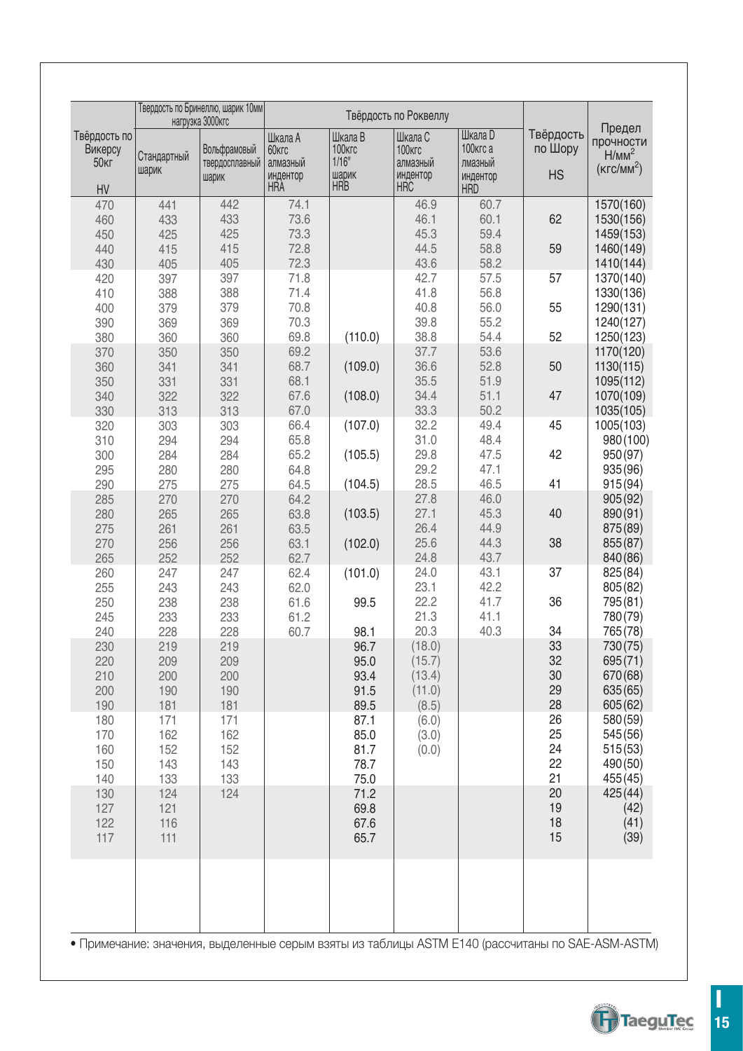| Твёрдость по Викерсу 50кг HV | Твердость по Бринеллю, шарик 10мм нагрузка 3000кгс | | Твёрдость по Роквеллу | | | | Твёрдость по Шору HS | Предел прочности $Н/мм^2$ ($кгс/мм^2$) |
|---|---|---|---|---|---|---|---|---|
| | Стандартный шарик | Вольфрамовый твердосплавный шарик | Шкала A 60кгс алмазный индентор HRA | Шкала B 100кгс 1/16" шарик HRB | Шкала C 100кгс алмазный индентор HRC | Шкала D 100кгс a лмазный индентор HRD | | |
| 470 | 441 | 442 | 74.1 | | 46.9 | 60.7 | | 1570(160) |
| 460 | 433 | 433 | 73.6 | | 46.1 | 60.1 | 62 | 1530(156) |
| 450 | 425 | 425 | 73.3 | | 45.3 | 59.4 | | 1459(153) |
| 440 | 415 | 415 | 72.8 | | 44.5 | 58.8 | 59 | 1460(149) |
| 430 | 405 | 405 | 72.3 | | 43.6 | 58.2 | | 1410(144) |
| 420 | 397 | 397 | 71.8 | | 42.7 | 57.5 | 57 | 1370(140) |
| 410 | 388 | 388 | 71.4 | | 41.8 | 56.8 | | 1330(136) |
| 400 | 379 | 379 | 70.8 | | 40.8 | 56.0 | 55 | 1290(131) |
| 390 | 369 | 369 | 70.3 | | 39.8 | 55.2 | | 1240(127) |
| 380 | 360 | 360 | 69.8 | (110.0) | 38.8 | 54.4 | 52 | 1250(123) |
| 370 | 350 | 350 | 69.2 | | 37.7 | 53.6 | | 1170(120) |
| 360 | 341 | 341 | 68.7 | (109.0) | 36.6 | 52.8 | 50 | 1130(115) |
| 350 | 331 | 331 | 68.1 | | 35.5 | 51.9 | | 1095(112) |
| 340 | 322 | 322 | 67.6 | (108.0) | 34.4 | 51.1 | 47 | 1070(109) |
| 330 | 313 | 313 | 67.0 | | 33.3 | 50.2 | | 1035(105) |
| 320 | 303 | 303 | 66.4 | (107.0) | 32.2 | 49.4 | 45 | 1005(103) |
| 310 | 294 | 294 | 65.8 | | 31.0 | 48.4 | | 980(100) |
| 300 | 284 | 284 | 65.2 | (105.5) | 29.8 | 47.5 | 42 | 950(97) |
| 295 | 280 | 280 | 64.8 | | 29.2 | 47.1 | | 935(96) |
| 290 | 275 | 275 | 64.5 | (104.5) | 28.5 | 46.5 | 41 | 915(94) |
| 285 | 270 | 270 | 64.2 | | 27.8 | 46.0 | | 905(92) |
| 280 | 265 | 265 | 63.8 | (103.5) | 27.1 | 45.3 | 40 | 890(91) |
| 275 | 261 | 261 | 63.5 | | 26.4 | 44.9 | | 875(89) |
| 270 | 256 | 256 | 63.1 | (102.0) | 25.6 | 44.3 | 38 | 855(87) |
| 265 | 252 | 252 | 62.7 | | 24.8 | 43.7 | | 840(86) |
| 260 | 247 | 247 | 62.4 | (101.0) | 24.0 | 43.1 | 37 | 825(84) |
| 255 | 243 | 243 | 62.0 | | 23.1 | 42.2 | | 805(82) |
| 250 | 238 | 238 | 61.6 | 99.5 | 22.2 | 41.7 | 36 | 795(81) |
| 245 | 233 | 233 | 61.2 | | 21.3 | 41.1 | | 780(79) |
| 240 | 228 | 228 | 60.7 | 98.1 | 20.3 | 40.3 | 34 | 765(78) |
| 230 | 219 | 219 | | 96.7 | (18.0) | | 33 | 730(75) |
| 220 | 209 | 209 | | 95.0 | (15.7) | | 32 | 695(71) |
| 210 | 200 | 200 | | 93.4 | (13.4) | | 30 | 670(68) |
| 200 | 190 | 190 | | 91.5 | (11.0) | | 29 | 635(65) |
| 190 | 181 | 181 | | 89.5 | (8.5) | | 28 | 605(62) |
| 180 | 171 | 171 | | 87.1 | (6.0) | | 26 | 580(59) |
| 170 | 162 | 162 | | 85.0 | (3.0) | | 25 | 545(56) |
| 160 | 152 | 152 | | 81.7 | (0.0) | | 24 | 515(53) |
| 150 | 143 | 143 | | 78.7 | | | 22 | 490(50) |
| 140 | 133 | 133 | | 75.0 | | | 21 | 455(45) |
| 130 | 124 | 124 | | 71.2 | | | 20 | 425(44) |
| 127 | 121 | | | 69.8 | | | 19 | (42) |
| 122 | 116 | | | 67.6 | | | 18 | (41) |
| 117 | 111 | | | 65.7 | | | 15 | (39) |

• Примечание: значения, выделенные серым взяты из таблицы ASTM E140 (рассчитаны по SAE-ASM-ASTM)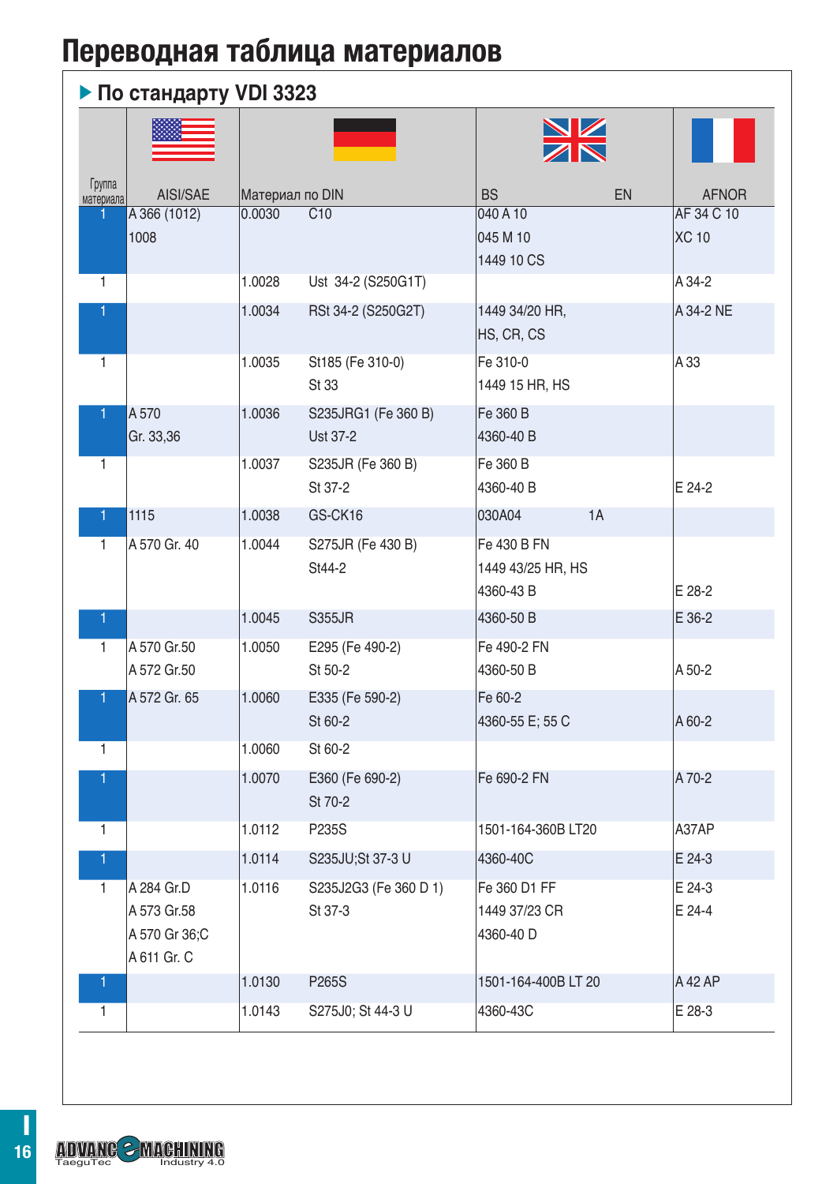# Переводная таблица материалов

## ▶ По стандарту VDI 3323

| Группа материала | AISI/SAE | Материал по DIN | | BS | EN | AFNOR |
|---|---|---|---|---|---|---|
| 1 | A 366 (1012)<br>1008 | 0.0030 | C10 | 040 A 10<br>045 M 10<br>1449 10 CS | | AF 34 C 10<br>XC 10 |
| 1 | | 1.0028 | Ust 34-2 (S250G1T) | | | A 34-2 |
| 1 | | 1.0034 | RSt 34-2 (S250G2T) | 1449 34/20 HR,<br>HS, CR, CS | | A 34-2 NE |
| 1 | | 1.0035 | St185 (Fe 310-0)<br>St 33 | Fe 310-0<br>1449 15 HR, HS | | A 33 |
| 1 | A 570<br>Gr. 33,36 | 1.0036 | S235JRG1 (Fe 360 B)<br>Ust 37-2 | Fe 360 B<br>4360-40 B | | |
| 1 | | 1.0037 | S235JR (Fe 360 B)<br>St 37-2 | Fe 360 B<br>4360-40 B | | E 24-2 |
| 1 | 1115 | 1.0038 | GS-CK16 | 030A04 | 1A | |
| 1 | A 570 Gr. 40 | 1.0044 | S275JR (Fe 430 B)<br>St44-2 | Fe 430 B FN<br>1449 43/25 HR, HS<br>4360-43 B | | E 28-2 |
| 1 | | 1.0045 | S355JR | 4360-50 B | | E 36-2 |
| 1 | A 570 Gr.50<br>A 572 Gr.50 | 1.0050 | E295 (Fe 490-2)<br>St 50-2 | Fe 490-2 FN<br>4360-50 B | | A 50-2 |
| 1 | A 572 Gr. 65 | 1.0060 | E335 (Fe 590-2)<br>St 60-2 | Fe 60-2<br>4360-55 E; 55 C | | A 60-2 |
| 1 | | 1.0060 | St 60-2 | | | |
| 1 | | 1.0070 | E360 (Fe 690-2)<br>St 70-2 | Fe 690-2 FN | | A 70-2 |
| 1 | | 1.0112 | P235S | 1501-164-360B LT20 | | A37AP |
| 1 | | 1.0114 | S235JU;St 37-3 U | 4360-40C | | E 24-3 |
| 1 | A 284 Gr.D<br>A 573 Gr.58<br>A 570 Gr 36;C<br>A 611 Gr. C | 1.0116 | S235J2G3 (Fe 360 D 1)<br>St 37-3 | Fe 360 D1 FF<br>1449 37/23 CR<br>4360-40 D | | E 24-3<br>E 24-4 |
| 1 | | 1.0130 | P265S | 1501-164-400B LT 20 | | A 42 AP |
| 1 | | 1.0143 | S275J0; St 44-3 U | 4360-43C | | E 28-3 |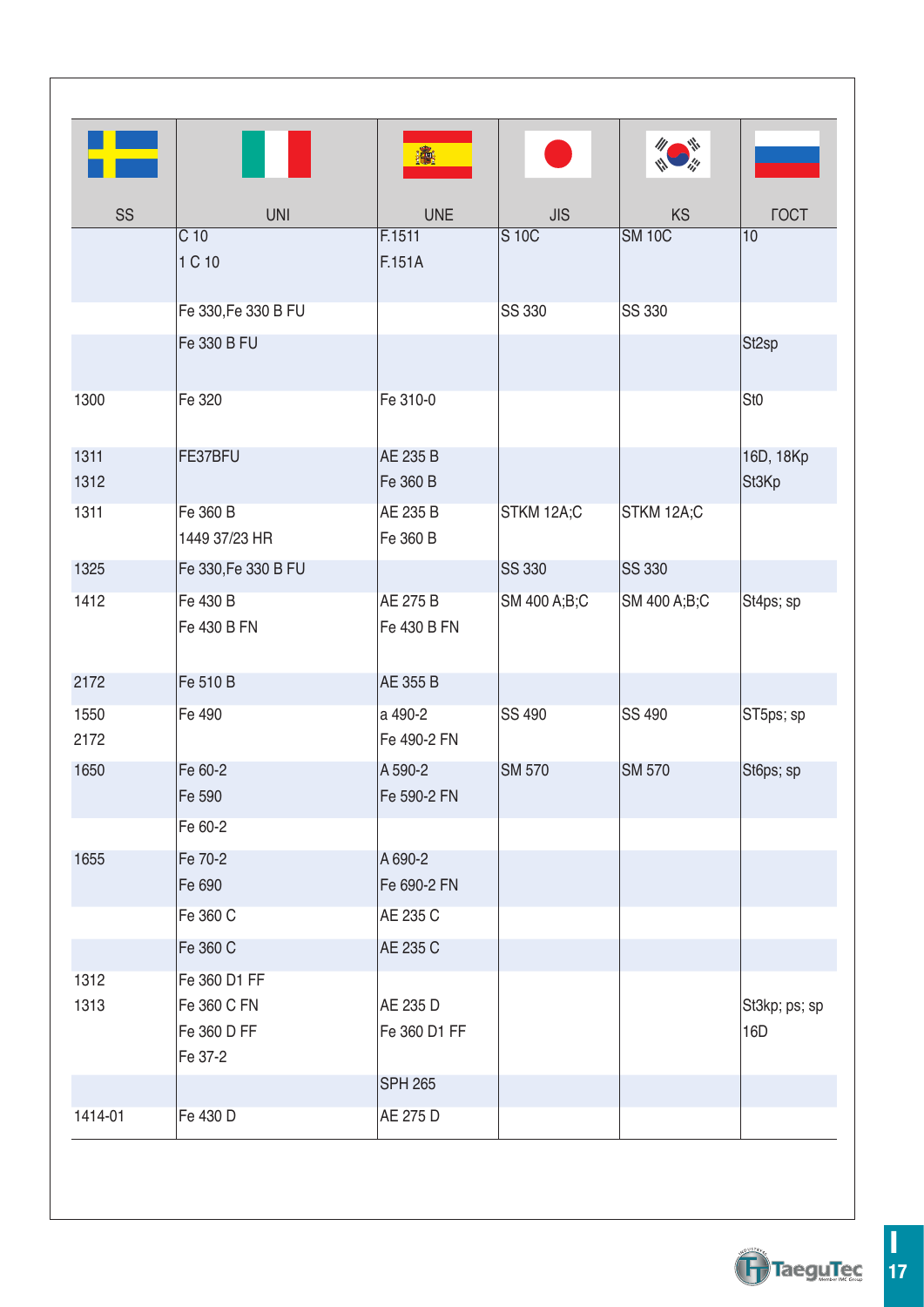| SS | UNI | UNE | JIS | KS | ГОСТ |
|---|---|---|---|---|---|
| | C 10<br>1 C 10 | F.1511<br>F.151A | S 10C | SM 10C | 10 |
| | Fe 330,Fe 330 B FU | | SS 330 | SS 330 | |
| | Fe 330 B FU | | | | St2sp |
| 1300 | Fe 320 | Fe 310-0 | | | St0 |
| 1311<br>1312 | FE37BFU | AE 235 B<br>Fe 360 B | | | 16D, 18Kp<br>St3Kp |
| 1311 | Fe 360 B<br>1449 37/23 HR | AE 235 B<br>Fe 360 B | STKM 12A;C | STKM 12A;C | |
| 1325 | Fe 330,Fe 330 B FU | | SS 330 | SS 330 | |
| 1412 | Fe 430 B<br>Fe 430 B FN | AE 275 B<br>Fe 430 B FN | SM 400 A;B;C | SM 400 A;B;C | St4ps; sp |
| 2172 | Fe 510 B | AE 355 B | | | |
| 1550<br>2172 | Fe 490 | a 490-2<br>Fe 490-2 FN | SS 490 | SS 490 | ST5ps; sp |
| 1650 | Fe 60-2<br>Fe 590 | A 590-2<br>Fe 590-2 FN | SM 570 | SM 570 | St6ps; sp |
| | Fe 60-2 | | | | |
| 1655 | Fe 70-2<br>Fe 690 | A 690-2<br>Fe 690-2 FN | | | |
| | Fe 360 C | AE 235 C | | | |
| | Fe 360 C | AE 235 C | | | |
| 1312<br>1313 | Fe 360 D1 FF<br>Fe 360 C FN<br>Fe 360 D FF<br>Fe 37-2 | AE 235 D<br>Fe 360 D1 FF | | | St3kp; ps; sp<br>16D |
| | | SPH 265 | | | |
| 1414-01 | Fe 430 D | AE 275 D | | | |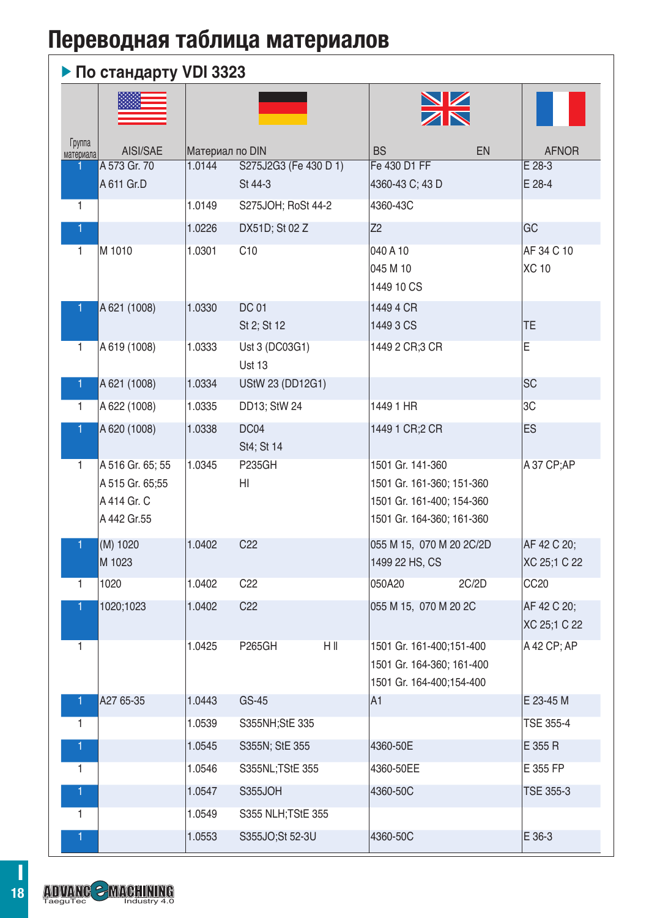# Переводная таблица материалов

## ▶ По стандарту VDI 3323

| Группа материала | AISI/SAE | Материал по DIN | | BS | EN | AFNOR |
|---|---|---|---|---|---|---|
| 1 | A 573 Gr. 70<br>A 611 Gr.D | 1.0144 | S275J2G3 (Fe 430 D 1)<br>St 44-3 | Fe 430 D1 FF<br>4360-43 C; 43 D | | E 28-3<br>E 28-4 |
| 1 | | 1.0149 | S275JOH; RoSt 44-2 | 4360-43C | | |
| 1 | | 1.0226 | DX51D; St 02 Z | Z2 | | GC |
| 1 | M 1010 | 1.0301 | C10 | 040 A 10<br>045 M 10<br>1449 10 CS | | AF 34 C 10<br>XC 10 |
| 1 | A 621 (1008) | 1.0330 | DC 01<br>St 2; St 12 | 1449 4 CR<br>1449 3 CS | | TE |
| 1 | A 619 (1008) | 1.0333 | Ust 3 (DC03G1)<br>Ust 13 | 1449 2 CR;3 CR | | E |
| 1 | A 621 (1008) | 1.0334 | UStW 23 (DD12G1) | | | SC |
| 1 | A 622 (1008) | 1.0335 | DD13; StW 24 | 1449 1 HR | | 3C |
| 1 | A 620 (1008) | 1.0338 | DC04<br>St4; St 14 | 1449 1 CR;2 CR | | ES |
| 1 | A 516 Gr. 65; 55<br>A 515 Gr. 65;55<br>A 414 Gr. C<br>A 442 Gr.55 | 1.0345 | P235GH<br>HI | 1501 Gr. 141-360<br>1501 Gr. 161-360; 151-360<br>1501 Gr. 161-400; 154-360<br>1501 Gr. 164-360; 161-360 | | A 37 CP;AP |
| 1 | (M) 1020<br>M 1023 | 1.0402 | C22 | 055 M 15, 070 M 20 2C/2D<br>1499 22 HS, CS | | AF 42 C 20;<br>XC 25;1 C 22 |
| 1 | 1020 | 1.0402 | C22 | 050A20 | 2C/2D | CC20 |
| 1 | 1020;1023 | 1.0402 | C22 | 055 M 15, 070 M 20 2C | | AF 42 C 20;<br>XC 25;1 C 22 |
| 1 | | 1.0425 | P265GH H II | 1501 Gr. 161-400;151-400<br>1501 Gr. 164-360; 161-400<br>1501 Gr. 164-400;154-400 | | A 42 CP; AP |
| 1 | A27 65-35 | 1.0443 | GS-45 | A1 | | E 23-45 M |
| 1 | | 1.0539 | S355NH;StE 335 | | | TSE 355-4 |
| 1 | | 1.0545 | S355N; StE 355 | 4360-50E | | E 355 R |
| 1 | | 1.0546 | S355NL;TStE 355 | 4360-50EE | | E 355 FP |
| 1 | | 1.0547 | S355JOH | 4360-50C | | TSE 355-3 |
| 1 | | 1.0549 | S355 NLH;TStE 355 | | | |
| 1 | | 1.0553 | S355JO;St 52-3U | 4360-50C | | E 36-3 |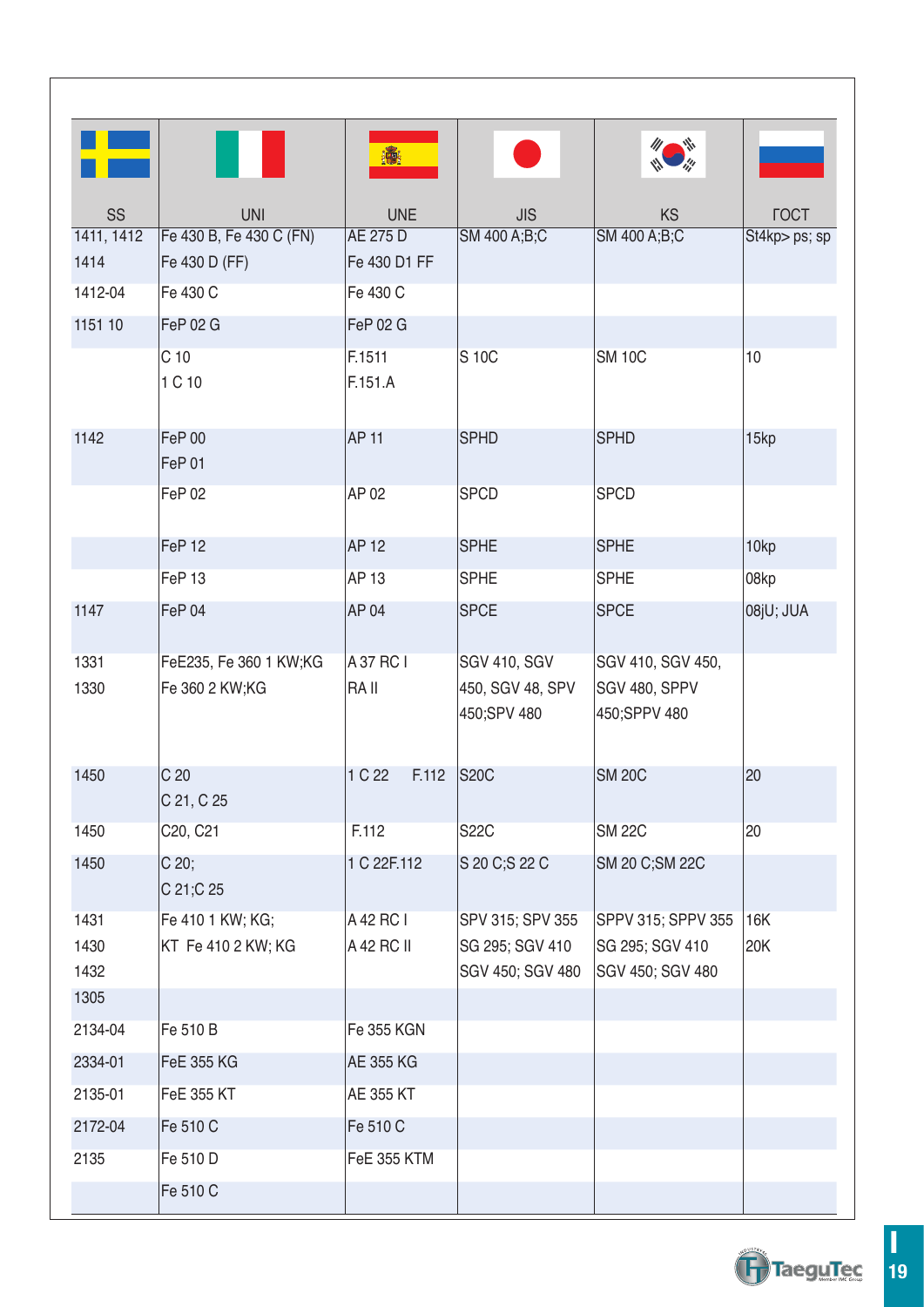| SS | UNI | UNE | JIS | KS | ГОСТ |
|---|---|---|---|---|---|
| 1411, 1412<br>1414 | Fe 430 B, Fe 430 C (FN)<br>Fe 430 D (FF) | AE 275 D<br>Fe 430 D1 FF | SM 400 A;B;C | SM 400 A;B;C | St4kp> ps; sp |
| 1412-04 | Fe 430 C | Fe 430 C | | | |
| 1151 10 | FeP 02 G | FeP 02 G | | | |
| | C 10<br>1 C 10 | F.1511<br>F.151.A | S 10C | SM 10C | 10 |
| 1142 | FeP 00<br>FeP 01 | AP 11 | SPHD | SPHD | 15kp |
| | FeP 02 | AP 02 | SPCD | SPCD | |
| | FeP 12 | AP 12 | SPHE | SPHE | 10kp |
| | FeP 13 | AP 13 | SPHE | SPHE | 08kp |
| 1147 | FeP 04 | AP 04 | SPCE | SPCE | 08jU; JUA |
| 1331<br>1330 | FeE235, Fe 360 1 KW;KG<br>Fe 360 2 KW;KG | A 37 RC I<br>RA II | SGV 410, SGV 450, SGV 48, SPV 450;SPV 480 | SGV 410, SGV 450, SGV 480, SPPV 450;SPPV 480 | |
| 1450 | C 20<br>C 21, C 25 | 1 C 22 F.112 | S20C | SM 20C | 20 |
| 1450 | C20, C21 | F.112 | S22C | SM 22C | 20 |
| 1450 | C 20;<br>C 21;C 25 | 1 C 22F.112 | S 20 C;S 22 C | SM 20 C;SM 22C | |
| 1431<br>1430<br>1432 | Fe 410 1 KW; KG;<br>KT Fe 410 2 KW; KG | A 42 RC I<br>A 42 RC II | SPV 315; SPV 355<br>SG 295; SGV 410<br>SGV 450; SGV 480 | SPPV 315; SPPV 355<br>SG 295; SGV 410<br>SGV 450; SGV 480 | 16K<br>20K |
| 1305 | | | | | |
| 2134-04 | Fe 510 B | Fe 355 KGN | | | |
| 2334-01 | FeE 355 KG | AE 355 KG | | | |
| 2135-01 | FeE 355 KT | AE 355 KT | | | |
| 2172-04 | Fe 510 C | Fe 510 C | | | |
| 2135 | Fe 510 D | FeE 355 KTM | | | |
| | Fe 510 C | | | | |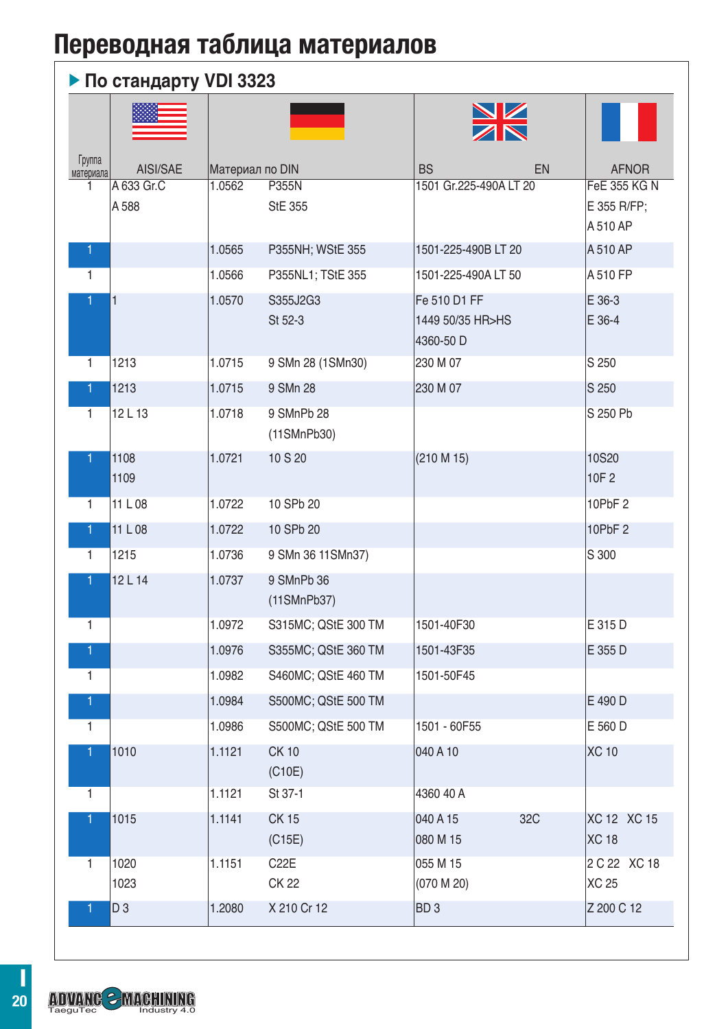# Переводная таблица материалов

## По стандарту VDI 3323

| Группа материала | AISI/SAE | Материал по DIN | | BS | EN | AFNOR |
|---|---|---|---|---|---|---|
| 1 | A 633 Gr.C<br>A 588 | 1.0562 | P355N<br>StE 355 | 1501 Gr.225-490A LT 20 | | FeE 355 KG N<br>E 355 R/FP;<br>A 510 AP |
| 1 | | 1.0565 | P355NH; WStE 355 | 1501-225-490B LT 20 | | A 510 AP |
| 1 | | 1.0566 | P355NL1; TStE 355 | 1501-225-490A LT 50 | | A 510 FP |
| 1 | 1 | 1.0570 | S355J2G3<br>St 52-3 | Fe 510 D1 FF<br>1449 50/35 HR>HS<br>4360-50 D | | E 36-3<br>E 36-4 |
| 1 | 1213 | 1.0715 | 9 SMn 28 (1SMn30) | 230 M 07 | | S 250 |
| 1 | 1213 | 1.0715 | 9 SMn 28 | 230 M 07 | | S 250 |
| 1 | 12 L 13 | 1.0718 | 9 SMnPb 28<br>(11SMnPb30) | | | S 250 Pb |
| 1 | 1108<br>1109 | 1.0721 | 10 S 20 | (210 M 15) | | 10S20<br>10F 2 |
| 1 | 11 L 08 | 1.0722 | 10 SPb 20 | | | 10PbF 2 |
| 1 | 11 L 08 | 1.0722 | 10 SPb 20 | | | 10PbF 2 |
| 1 | 1215 | 1.0736 | 9 SMn 36 11SMn37) | | | S 300 |
| 1 | 12 L 14 | 1.0737 | 9 SMnPb 36<br>(11SMnPb37) | | | |
| 1 | | 1.0972 | S315MC; QStE 300 TM | 1501-40F30 | | E 315 D |
| 1 | | 1.0976 | S355MC; QStE 360 TM | 1501-43F35 | | E 355 D |
| 1 | | 1.0982 | S460MC; QStE 460 TM | 1501-50F45 | | |
| 1 | | 1.0984 | S500MC; QStE 500 TM | | | E 490 D |
| 1 | | 1.0986 | S500MC; QStE 500 TM | 1501 - 60F55 | | E 560 D |
| 1 | 1010 | 1.1121 | CK 10<br>(C10E) | 040 A 10 | | XC 10 |
| 1 | | 1.1121 | St 37-1 | 4360 40 A | | |
| 1 | 1015 | 1.1141 | CK 15<br>(C15E) | 040 A 15<br>080 M 15 | 32C | XC 12 XC 15<br>XC 18 |
| 1 | 1020<br>1023 | 1.1151 | C22E<br>CK 22 | 055 M 15<br>(070 M 20) | | 2 C 22 XC 18<br>XC 25 |
| 1 | D 3 | 1.2080 | X 210 Cr 12 | BD 3 | | Z 200 C 12 |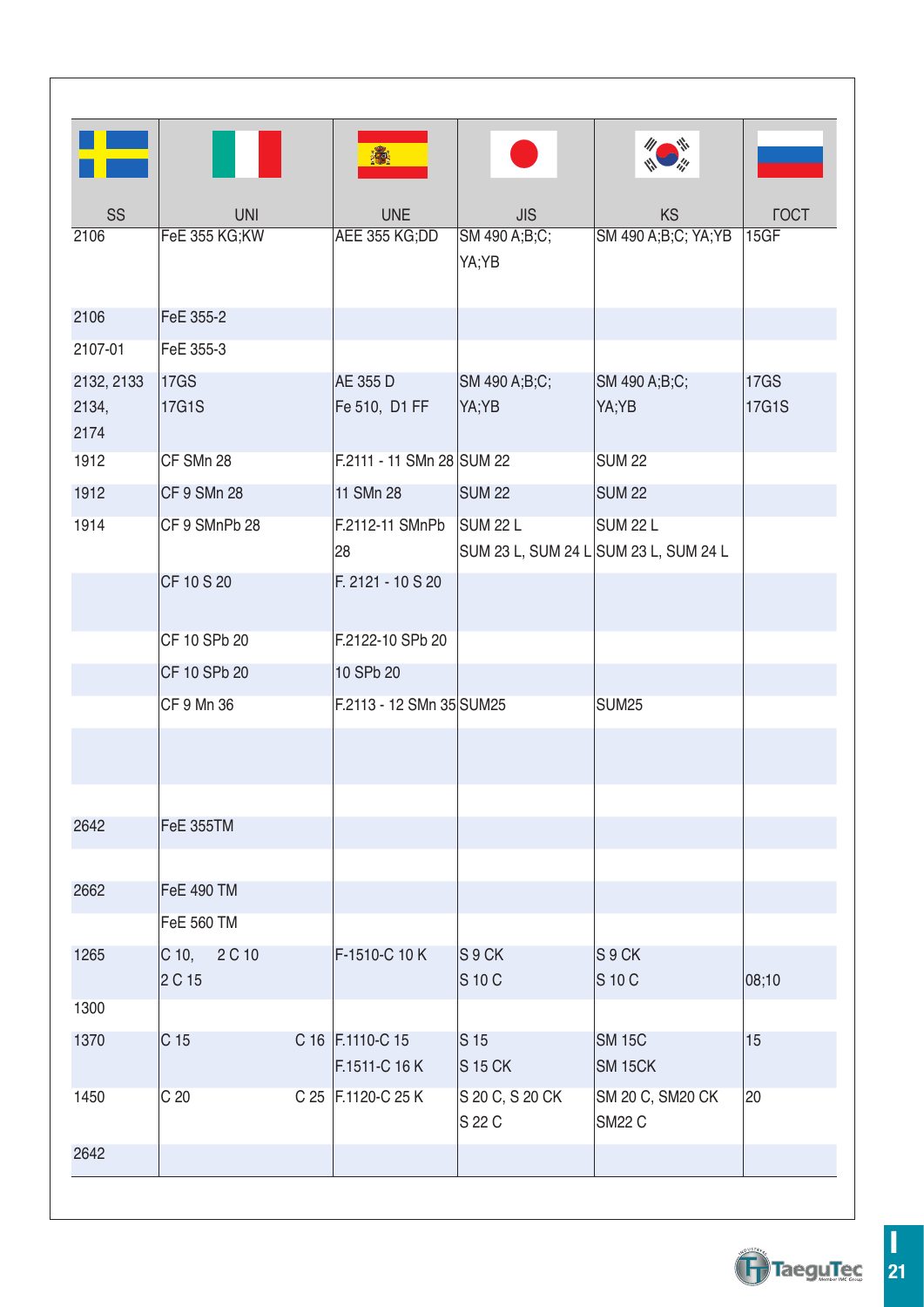| SS | UNI | UNE | JIS | KS | ГОСТ |
|---|---|---|---|---|---|
| 2106 | FeE 355 KG;KW | AEE 355 KG;DD | SM 490 A;B;C; YA;YB | SM 490 A;B;C; YA;YB | 15GF |
| 2106 | FeE 355-2 | | | | |
| 2107-01 | FeE 355-3 | | | | |
| 2132, 2133 2134, 2174 | 17GS 17G1S | AE 355 D Fe 510, D1 FF | SM 490 A;B;C; YA;YB | SM 490 A;B;C; YA;YB | 17GS 17G1S |
| 1912 | CF SMn 28 | F.2111 - 11 SMn 28 | SUM 22 | SUM 22 | |
| 1912 | CF 9 SMn 28 | 11 SMn 28 | SUM 22 | SUM 22 | |
| 1914 | CF 9 SMnPb 28 | F.2112-11 SMnPb 28 | SUM 22 L SUM 23 L, SUM 24 L | SUM 22 L SUM 23 L, SUM 24 L | |
| | CF 10 S 20 | F. 2121 - 10 S 20 | | | |
| | CF 10 SPb 20 | F.2122-10 SPb 20 | | | |
| | CF 10 SPb 20 | 10 SPb 20 | | | |
| | CF 9 Mn 36 | F.2113 - 12 SMn 35 | SUM25 | SUM25 | |
| | | | | | |
| | | | | | |
| 2642 | FeE 355TM | | | | |
| | | | | | |
| 2662 | FeE 490 TM | | | | |
| | FeE 560 TM | | | | |
| 1265 | C 10, 2 C 10 2 C 15 | F-1510-C 10 K | S 9 CK S 10 C | S 9 CK S 10 C | 08;10 |
| 1300 | | | | | |
| 1370 | C 15 C 16 | F.1110-C 15 F.1511-C 16 K | S 15 S 15 CK | SM 15C SM 15CK | 15 |
| 1450 | C 20 C 25 | F.1120-C 25 K | S 20 C, S 20 CK S 22 C | SM 20 C, SM20 CK SM22 C | 20 |
| 2642 | | | | | |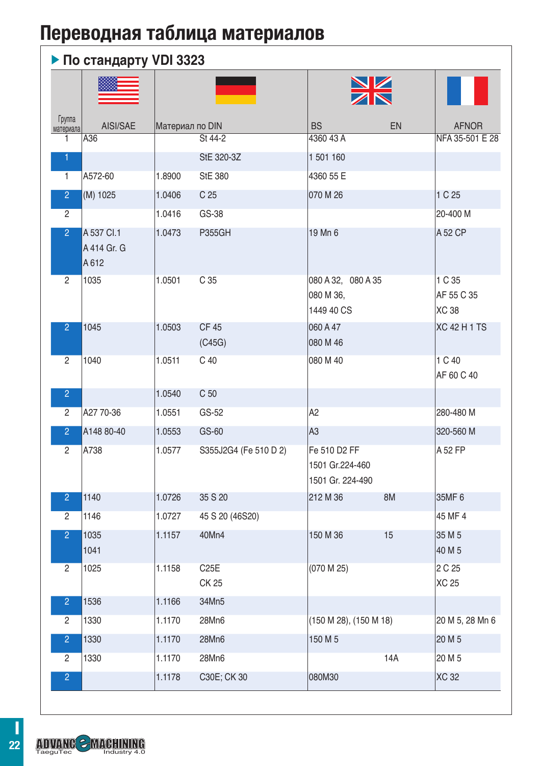# Переводная таблица материалов

## По стандарту VDI 3323

| Группа материала | AISI/SAE | Материал по DIN | | BS | EN | AFNOR |
|---|---|---|---|---|---|---|
| 1 | A36 | | St 44-2 | 4360 43 A | | NFA 35-501 E 28 |
| 1 | | | StE 320-3Z | 1 501 160 | | |
| 1 | A572-60 | 1.8900 | StE 380 | 4360 55 E | | |
| 2 | (M) 1025 | 1.0406 | C 25 | 070 M 26 | | 1 C 25 |
| 2 | | 1.0416 | GS-38 | | | 20-400 M |
| 2 | A 537 Cl.1<br>A 414 Gr. G<br>A 612 | 1.0473 | P355GH | 19 Mn 6 | | A 52 CP |
| 2 | 1035 | 1.0501 | C 35 | 080 A 32, 080 A 35<br>080 M 36,<br>1449 40 CS | | 1 C 35<br>AF 55 C 35<br>XC 38 |
| 2 | 1045 | 1.0503 | CF 45<br>(C45G) | 060 A 47<br>080 M 46 | | XC 42 H 1 TS |
| 2 | 1040 | 1.0511 | C 40 | 080 M 40 | | 1 C 40<br>AF 60 C 40 |
| 2 | | 1.0540 | C 50 | | | |
| 2 | A27 70-36 | 1.0551 | GS-52 | A2 | | 280-480 M |
| 2 | A148 80-40 | 1.0553 | GS-60 | A3 | | 320-560 M |
| 2 | A738 | 1.0577 | S355J2G4 (Fe 510 D 2) | Fe 510 D2 FF<br>1501 Gr.224-460<br>1501 Gr. 224-490 | | A 52 FP |
| 2 | 1140 | 1.0726 | 35 S 20 | 212 M 36 | 8M | 35MF 6 |
| 2 | 1146 | 1.0727 | 45 S 20 (46S20) | | | 45 MF 4 |
| 2 | 1035<br>1041 | 1.1157 | 40Mn4 | 150 M 36 | 15 | 35 M 5<br>40 M 5 |
| 2 | 1025 | 1.1158 | C25E<br>CK 25 | (070 M 25) | | 2 C 25<br>XC 25 |
| 2 | 1536 | 1.1166 | 34Mn5 | | | |
| 2 | 1330 | 1.1170 | 28Mn6 | (150 M 28), (150 M 18) | | 20 M 5, 28 Mn 6 |
| 2 | 1330 | 1.1170 | 28Mn6 | 150 M 5 | | 20 M 5 |
| 2 | 1330 | 1.1170 | 28Mn6 | | 14A | 20 M 5 |
| 2 | | 1.1178 | C30E; CK 30 | 080M30 | | XC 32 |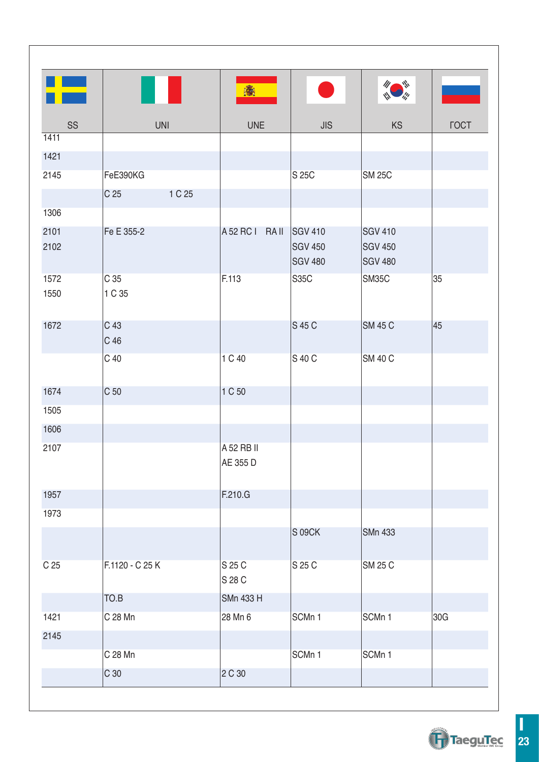| SS | UNI | UNE | JIS | KS | ГОСТ |
|---|---|---|---|---|---|
| 1411 | | | | | |
| 1421 | | | | | |
| 2145 | FeE390KG | | S 25C | SM 25C | |
| | C 25 1 C 25 | | | | |
| 1306 | | | | | |
| 2101<br>2102 | Fe E 355-2 | A 52 RC I RA II | SGV 410<br>SGV 450<br>SGV 480 | SGV 410<br>SGV 450<br>SGV 480 | |
| 1572<br>1550 | C 35<br>1 C 35 | F.113 | S35C | SM35C | 35 |
| 1672 | C 43<br>C 46 | | S 45 C | SM 45 C | 45 |
| | C 40 | 1 C 40 | S 40 C | SM 40 C | |
| 1674 | C 50 | 1 C 50 | | | |
| 1505 | | | | | |
| 1606 | | | | | |
| 2107 | | A 52 RB II<br>AE 355 D | | | |
| 1957 | | F.210.G | | | |
| 1973 | | | | | |
| | | | S 09CK | SMn 433 | |
| C 25 | F.1120 - C 25 K | S 25 C<br>S 28 C | S 25 C | SM 25 C | |
| | TO.B | SMn 433 H | | | |
| 1421 | C 28 Mn | 28 Mn 6 | SCMn 1 | SCMn 1 | 30G |
| 2145 | | | | | |
| | C 28 Mn | | SCMn 1 | SCMn 1 | |
| | C 30 | 2 C 30 | | | |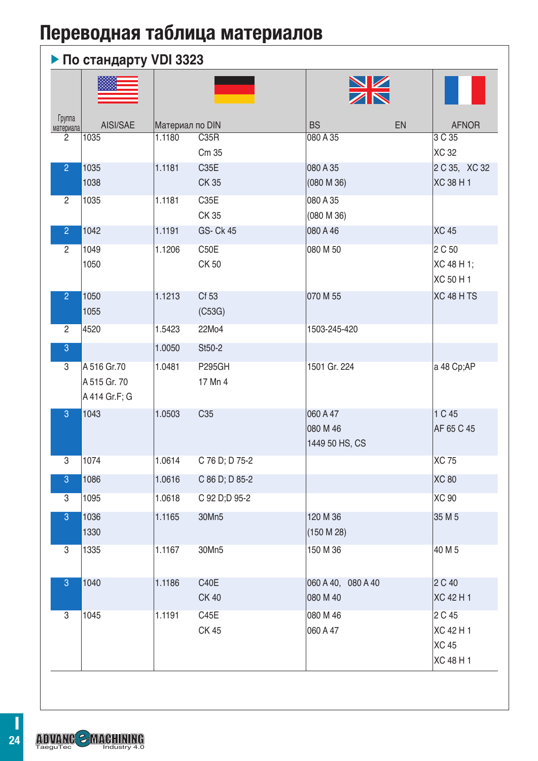# Переводная таблица материалов

## ▶ По стандарту VDI 3323

| Группа материала | AISI/SAE | Материал по DIN | | BS / EN | AFNOR |
|---|---|---|---|---|---|
| 2 | 1035 | 1.1180 | C35R<br>Cm 35 | 080 A 35 | 3 C 35<br>XC 32 |
| 2 | 1035<br>1038 | 1.1181 | C35E<br>CK 35 | 080 A 35<br>(080 M 36) | 2 C 35, XC 32<br>XC 38 H 1 |
| 2 | 1035 | 1.1181 | C35E<br>CK 35 | 080 A 35<br>(080 M 36) | |
| 2 | 1042 | 1.1191 | GS- Ck 45 | 080 A 46 | XC 45 |
| 2 | 1049<br>1050 | 1.1206 | C50E<br>CK 50 | 080 M 50 | 2 C 50<br>XC 48 H 1;<br>XC 50 H 1 |
| 2 | 1050<br>1055 | 1.1213 | Cf 53<br>(C53G) | 070 M 55 | XC 48 H TS |
| 2 | 4520 | 1.5423 | 22Mo4 | 1503-245-420 | |
| 3 | | 1.0050 | St50-2 | | |
| 3 | A 516 Gr.70<br>A 515 Gr. 70<br>A 414 Gr.F; G | 1.0481 | P295GH<br>17 Mn 4 | 1501 Gr. 224 | a 48 Cp;AP |
| 3 | 1043 | 1.0503 | C35 | 060 A 47<br>080 M 46<br>1449 50 HS, CS | 1 C 45<br>AF 65 C 45 |
| 3 | 1074 | 1.0614 | C 76 D; D 75-2 | | XC 75 |
| 3 | 1086 | 1.0616 | C 86 D; D 85-2 | | XC 80 |
| 3 | 1095 | 1.0618 | C 92 D;D 95-2 | | XC 90 |
| 3 | 1036<br>1330 | 1.1165 | 30Mn5 | 120 M 36<br>(150 M 28) | 35 M 5 |
| 3 | 1335 | 1.1167 | 30Mn5 | 150 M 36 | 40 M 5 |
| 3 | 1040 | 1.1186 | C40E<br>CK 40 | 060 A 40, 080 A 40<br>080 M 40 | 2 C 40<br>XC 42 H 1 |
| 3 | 1045 | 1.1191 | C45E<br>CK 45 | 080 M 46<br>060 A 47 | 2 C 45<br>XC 42 H 1<br>XC 45<br>XC 48 H 1 |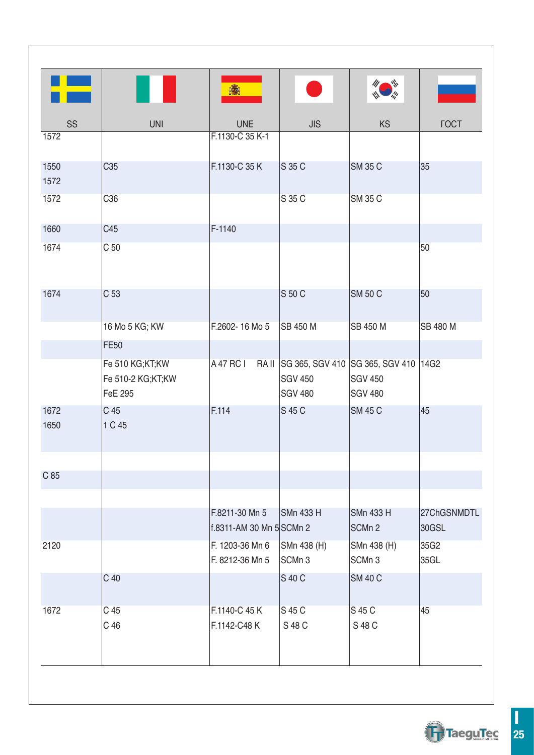| SS | UNI | UNE | JIS | KS | ГОСТ |
|---|---|---|---|---|---|
| 1572 | | F.1130-C 35 K-1 | | | |
| 1550<br>1572 | C35 | F.1130-C 35 K | S 35 C | SM 35 C | 35 |
| 1572 | C36 | | S 35 C | SM 35 C | |
| 1660 | C45 | F-1140 | | | |
| 1674 | C 50 | | | | 50 |
| 1674 | C 53 | | S 50 C | SM 50 C | 50 |
| | 16 Mo 5 KG; KW | F.2602- 16 Mo 5 | SB 450 M | SB 450 M | SB 480 M |
| | FE50 | | | | |
| | Fe 510 KG;KT;KW<br>Fe 510-2 KG;KT;KW<br>FeE 295 | A 47 RC I RA II | SG 365, SGV 410<br>SGV 450<br>SGV 480 | SG 365, SGV 410<br>SGV 450<br>SGV 480 | 14G2 |
| 1672<br>1650 | C 45<br>1 C 45 | F.114 | S 45 C | SM 45 C | 45 |
| | | | | | |
| C 85 | | | | | |
| | | | | | |
| | | F.8211-30 Mn 5<br>f.8311-AM 30 Mn 5 | SMn 433 H<br>SCMn 2 | SMn 433 H<br>SCMn 2 | 27ChGSNMDTL<br>30GSL |
| 2120 | | F. 1203-36 Mn 6<br>F. 8212-36 Mn 5 | SMn 438 (H)<br>SCMn 3 | SMn 438 (H)<br>SCMn 3 | 35G2<br>35GL |
| | C 40 | | S 40 C | SM 40 C | |
| 1672 | C 45<br>C 46 | F.1140-C 45 K<br>F.1142-C48 K | S 45 C<br>S 48 C | S 45 C<br>S 48 C | 45 |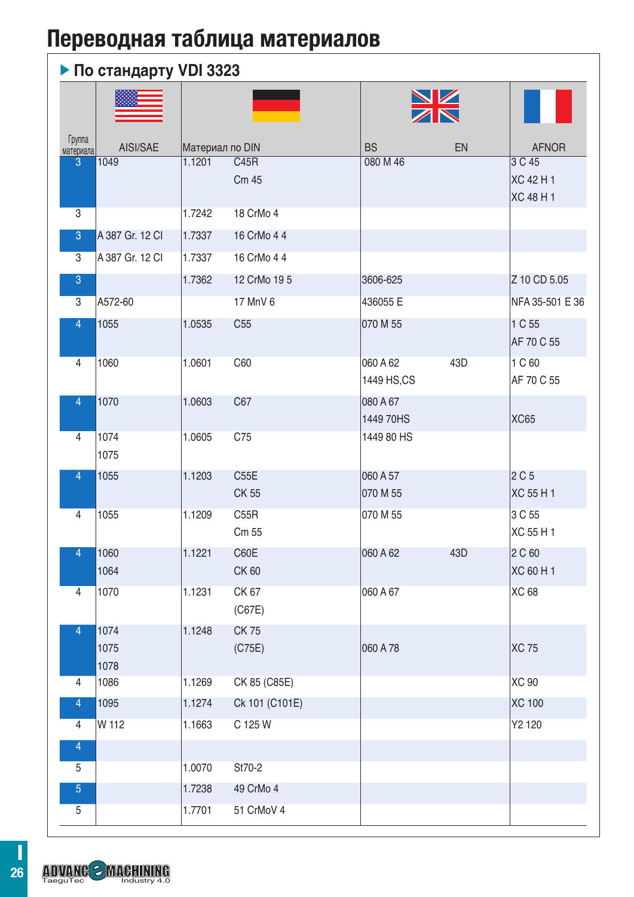# Переводная таблица материалов

## ▶ По стандарту VDI 3323

| Группа материала | AISI/SAE | Материал по DIN | | BS | EN | AFNOR |
|---|---|---|---|---|---|---|
| 3 | 1049 | 1.1201 | C45R<br>Cm 45 | 080 M 46 | | 3 C 45<br>XC 42 H 1<br>XC 48 H 1 |
| 3 | | 1.7242 | 18 CrMo 4 | | | |
| 3 | A 387 Gr. 12 Cl | 1.7337 | 16 CrMo 4 4 | | | |
| 3 | A 387 Gr. 12 Cl | 1.7337 | 16 CrMo 4 4 | | | |
| 3 | | 1.7362 | 12 CrMo 19 5 | 3606-625 | | Z 10 CD 5.05 |
| 3 | A572-60 | | 17 MnV 6 | 436055 E | | NFA 35-501 E 36 |
| 4 | 1055 | 1.0535 | C55 | 070 M 55 | | 1 C 55<br>AF 70 C 55 |
| 4 | 1060 | 1.0601 | C60 | 060 A 62<br>1449 HS,CS | 43D | 1 C 60<br>AF 70 C 55 |
| 4 | 1070 | 1.0603 | C67 | 080 A 67<br>1449 70HS | | XC65 |
| 4 | 1074<br>1075 | 1.0605 | C75 | 1449 80 HS | | |
| 4 | 1055 | 1.1203 | C55E<br>CK 55 | 060 A 57<br>070 M 55 | | 2 C 5<br>XC 55 H 1 |
| 4 | 1055 | 1.1209 | C55R<br>Cm 55 | 070 M 55 | | 3 C 55<br>XC 55 H 1 |
| 4 | 1060<br>1064 | 1.1221 | C60E<br>CK 60 | 060 A 62 | 43D | 2 C 60<br>XC 60 H 1 |
| 4 | 1070 | 1.1231 | CK 67<br>(C67E) | 060 A 67 | | XC 68 |
| 4 | 1074<br>1075<br>1078 | 1.1248 | CK 75<br>(C75E) | 060 A 78 | | XC 75 |
| 4 | 1086 | 1.1269 | CK 85 (C85E) | | | XC 90 |
| 4 | 1095 | 1.1274 | Ck 101 (C101E) | | | XC 100 |
| 4 | W 112 | 1.1663 | C 125 W | | | Y2 120 |
| 4 | | | | | | |
| 5 | | 1.0070 | St70-2 | | | |
| 5 | | 1.7238 | 49 CrMo 4 | | | |
| 5 | | 1.7701 | 51 CrMoV 4 | | | |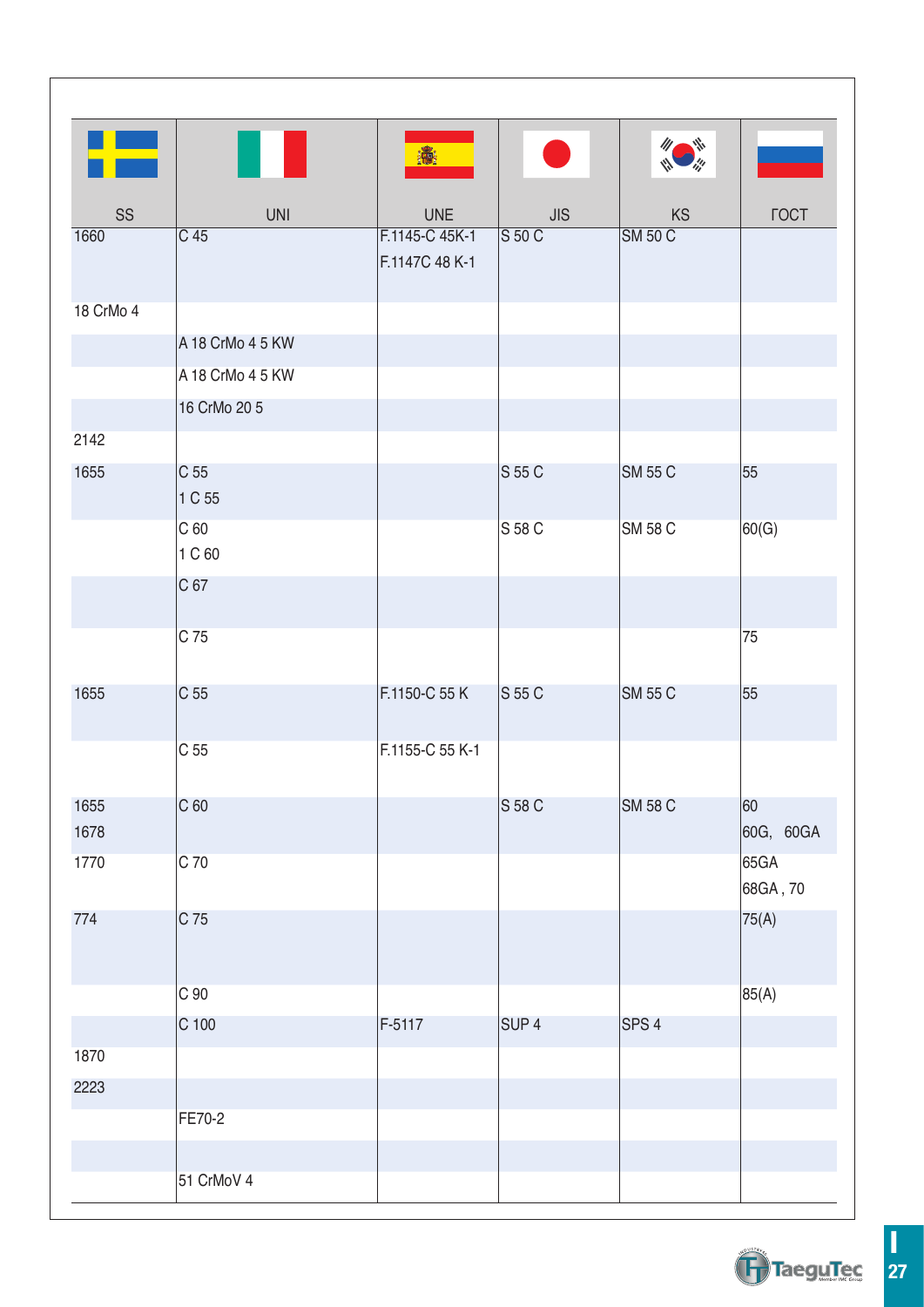| SS | UNI | UNE | JIS | KS | ГОСТ |
|---|---|---|---|---|---|
| 1660 | C 45 | F.1145-C 45K-1<br>F.1147C 48 K-1 | S 50 C | SM 50 C | |
| 18 CrMo 4 | | | | | |
| | A 18 CrMo 4 5 KW | | | | |
| | A 18 CrMo 4 5 KW | | | | |
| | 16 CrMo 20 5 | | | | |
| 2142 | | | | | |
| 1655 | C 55<br>1 C 55 | | S 55 C | SM 55 C | 55 |
| | C 60<br>1 C 60 | | S 58 C | SM 58 C | 60(G) |
| | C 67 | | | | |
| | C 75 | | | | 75 |
| 1655 | C 55 | F.1150-C 55 K | S 55 C | SM 55 C | 55 |
| | C 55 | F.1155-C 55 K-1 | | | |
| 1655<br>1678 | C 60 | | S 58 C | SM 58 C | 60<br>60G, 60GA |
| 1770 | C 70 | | | | 65GA<br>68GA , 70 |
| 774 | C 75 | | | | 75(A) |
| | C 90 | | | | 85(A) |
| | C 100 | F-5117 | SUP 4 | SPS 4 | |
| 1870 | | | | | |
| 2223 | | | | | |
| | FE70-2 | | | | |
| | | | | | |
| | 51 CrMoV 4 | | | | |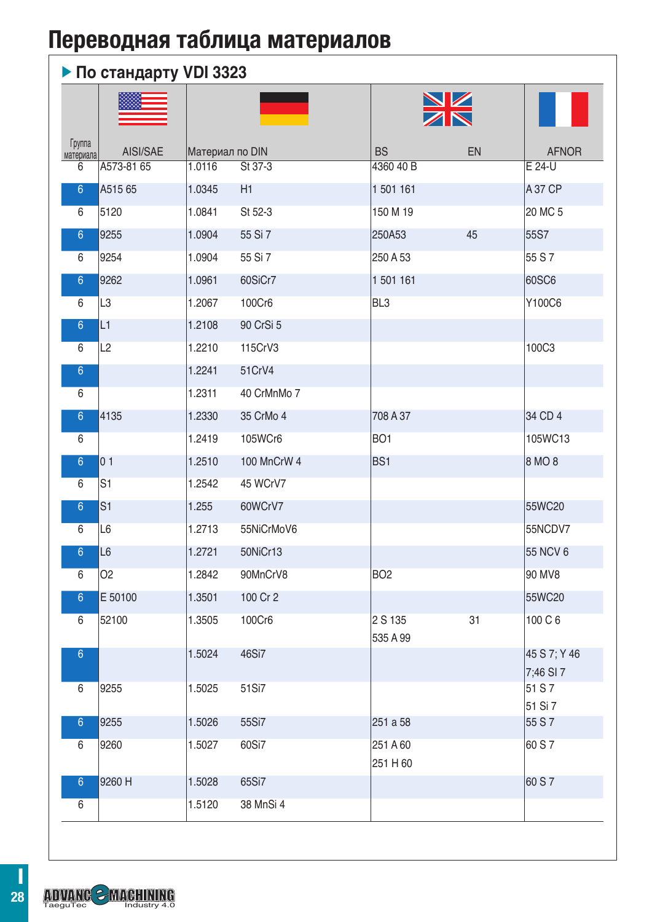# Переводная таблица материалов

## ▶ По стандарту VDI 3323

| Группа материала | AISI/SAE | Материал по DIN | | BS | EN | AFNOR |
|---|---|---|---|---|---|---|
| 6 | A573-81 65 | 1.0116 | St 37-3 | 4360 40 B | | E 24-U |
| 6 | A515 65 | 1.0345 | H1 | 1 501 161 | | A 37 CP |
| 6 | 5120 | 1.0841 | St 52-3 | 150 M 19 | | 20 MC 5 |
| 6 | 9255 | 1.0904 | 55 Si 7 | 250A53 | 45 | 55S7 |
| 6 | 9254 | 1.0904 | 55 Si 7 | 250 A 53 | | 55 S 7 |
| 6 | 9262 | 1.0961 | 60SiCr7 | 1 501 161 | | 60SC6 |
| 6 | L3 | 1.2067 | 100Cr6 | BL3 | | Y100C6 |
| 6 | L1 | 1.2108 | 90 CrSi 5 | | | |
| 6 | L2 | 1.2210 | 115CrV3 | | | 100C3 |
| 6 | | 1.2241 | 51CrV4 | | | |
| 6 | | 1.2311 | 40 CrMnMo 7 | | | |
| 6 | 4135 | 1.2330 | 35 CrMo 4 | 708 A 37 | | 34 CD 4 |
| 6 | | 1.2419 | 105WCr6 | BO1 | | 105WC13 |
| 6 | 0 1 | 1.2510 | 100 MnCrW 4 | BS1 | | 8 MO 8 |
| 6 | S1 | 1.2542 | 45 WCrV7 | | | |
| 6 | S1 | 1.255 | 60WCrV7 | | | 55WC20 |
| 6 | L6 | 1.2713 | 55NiCrMoV6 | | | 55NCDV7 |
| 6 | L6 | 1.2721 | 50NiCr13 | | | 55 NCV 6 |
| 6 | O2 | 1.2842 | 90MnCrV8 | BO2 | | 90 MV8 |
| 6 | E 50100 | 1.3501 | 100 Cr 2 | | | 55WC20 |
| 6 | 52100 | 1.3505 | 100Cr6 | 2 S 135<br>535 A 99 | 31 | 100 C 6 |
| 6 | | 1.5024 | 46Si7 | | | 45 S 7; Y 46 7;46 SI 7 |
| 6 | 9255 | 1.5025 | 51Si7 | | | 51 S 7<br>51 Si 7 |
| 6 | 9255 | 1.5026 | 55Si7 | 251 a 58 | | 55 S 7 |
| 6 | 9260 | 1.5027 | 60Si7 | 251 A 60<br>251 H 60 | | 60 S 7 |
| 6 | 9260 H | 1.5028 | 65Si7 | | | 60 S 7 |
| 6 | | 1.5120 | 38 MnSi 4 | | | |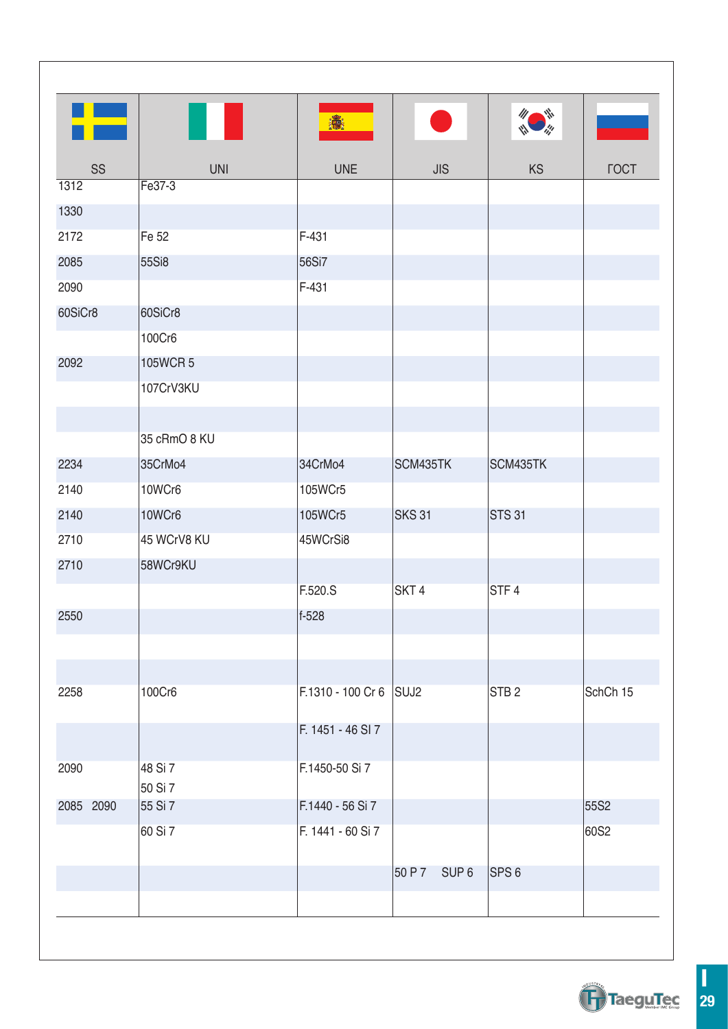| SS | UNI | UNE | JIS | KS | ГОСТ |
|---|---|---|---|---|---|
| 1312 | Fe37-3 | | | | |
| 1330 | | | | | |
| 2172 | Fe 52 | F-431 | | | |
| 2085 | 55Si8 | 56Si7 | | | |
| 2090 | | F-431 | | | |
| 60SiCr8 | 60SiCr8 | | | | |
| | 100Cr6 | | | | |
| 2092 | 105WCR 5 | | | | |
| | 107CrV3KU | | | | |
| | | | | | |
| | 35 cRmO 8 KU | | | | |
| 2234 | 35CrMo4 | 34CrMo4 | SCM435TK | SCM435TK | |
| 2140 | 10WCr6 | 105WCr5 | | | |
| 2140 | 10WCr6 | 105WCr5 | SKS 31 | STS 31 | |
| 2710 | 45 WCrV8 KU | 45WCrSi8 | | | |
| 2710 | 58WCr9KU | | | | |
| | | F.520.S | SKT 4 | STF 4 | |
| 2550 | | f-528 | | | |
| | | | | | |
| | | | | | |
| 2258 | 100Cr6 | F.1310 - 100 Cr 6 | SUJ2 | STB 2 | SchCh 15 |
| | | F. 1451 - 46 SI 7 | | | |
| 2090 | 48 Si 7<br>50 Si 7 | F.1450-50 Si 7 | | | |
| 2085 2090 | 55 Si 7 | F.1440 - 56 Si 7 | | | 55S2 |
| | 60 Si 7 | F. 1441 - 60 Si 7 | | | 60S2 |
| | | | 50 P 7 SUP 6 | SPS 6 | |
| | | | | | |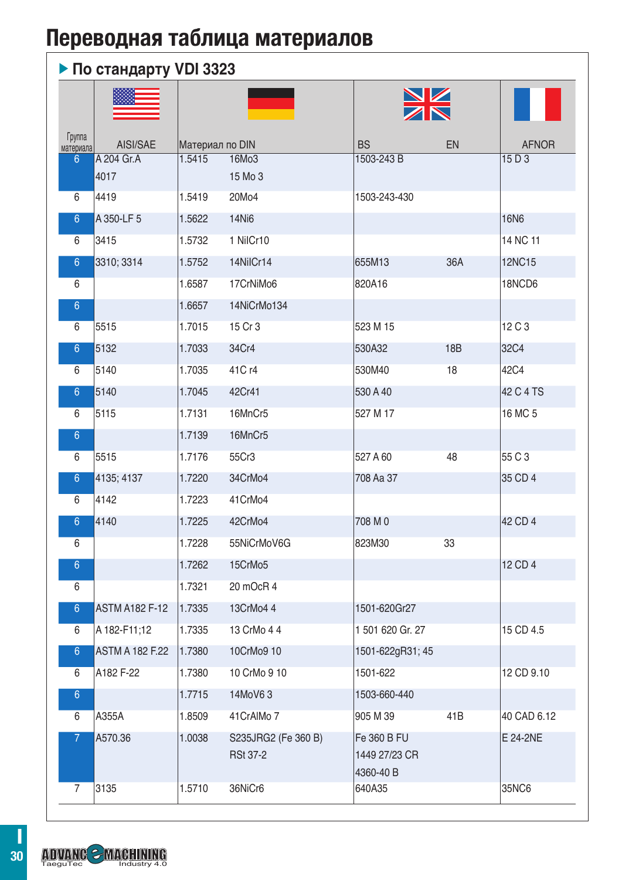# Переводная таблица материалов

## ▶ По стандарту VDI 3323

| Группа материала | AISI/SAE | Материал по DIN | | BS | EN | AFNOR |
|---|---|---|---|---|---|---|
| 6 | A 204 Gr.A<br>4017 | 1.5415 | 16Mo3<br>15 Mo 3 | 1503-243 B | | 15 D 3 |
| 6 | 4419 | 1.5419 | 20Mo4 | 1503-243-430 | | |
| 6 | A 350-LF 5 | 1.5622 | 14Ni6 | | | 16N6 |
| 6 | 3415 | 1.5732 | 1 NiICr10 | | | 14 NC 11 |
| 6 | 3310; 3314 | 1.5752 | 14NiICr14 | 655M13 | 36A | 12NC15 |
| 6 | | 1.6587 | 17CrNiMo6 | 820A16 | | 18NCD6 |
| 6 | | 1.6657 | 14NiCrMo134 | | | |
| 6 | 5515 | 1.7015 | 15 Cr 3 | 523 M 15 | | 12 C 3 |
| 6 | 5132 | 1.7033 | 34Cr4 | 530A32 | 18B | 32C4 |
| 6 | 5140 | 1.7035 | 41C r4 | 530M40 | 18 | 42C4 |
| 6 | 5140 | 1.7045 | 42Cr41 | 530 A 40 | | 42 C 4 TS |
| 6 | 5115 | 1.7131 | 16MnCr5 | 527 M 17 | | 16 MC 5 |
| 6 | | 1.7139 | 16MnCr5 | | | |
| 6 | 5515 | 1.7176 | 55Cr3 | 527 A 60 | 48 | 55 C 3 |
| 6 | 4135; 4137 | 1.7220 | 34CrMo4 | 708 Aa 37 | | 35 CD 4 |
| 6 | 4142 | 1.7223 | 41CrMo4 | | | |
| 6 | 4140 | 1.7225 | 42CrMo4 | 708 M 0 | | 42 CD 4 |
| 6 | | 1.7228 | 55NiCrMoV6G | 823M30 | 33 | |
| 6 | | 1.7262 | 15CrMo5 | | | 12 CD 4 |
| 6 | | 1.7321 | 20 mOcR 4 | | | |
| 6 | ASTM A182 F-12 | 1.7335 | 13CrMo4 4 | 1501-620Gr27 | | |
| 6 | A 182-F11;12 | 1.7335 | 13 CrMo 4 4 | 1 501 620 Gr. 27 | | 15 CD 4.5 |
| 6 | ASTM A 182 F.22 | 1.7380 | 10CrMo9 10 | 1501-622gR31; 45 | | |
| 6 | A182 F-22 | 1.7380 | 10 CrMo 9 10 | 1501-622 | | 12 CD 9.10 |
| 6 | | 1.7715 | 14MoV6 3 | 1503-660-440 | | |
| 6 | A355A | 1.8509 | 41CrAlMo 7 | 905 M 39 | 41B | 40 CAD 6.12 |
| 7 | A570.36 | 1.0038 | S235JRG2 (Fe 360 B)<br>RSt 37-2 | Fe 360 B FU<br>1449 27/23 CR<br>4360-40 B | | E 24-2NE |
| 7 | 3135 | 1.5710 | 36NiCr6 | 640A35 | | 35NC6 |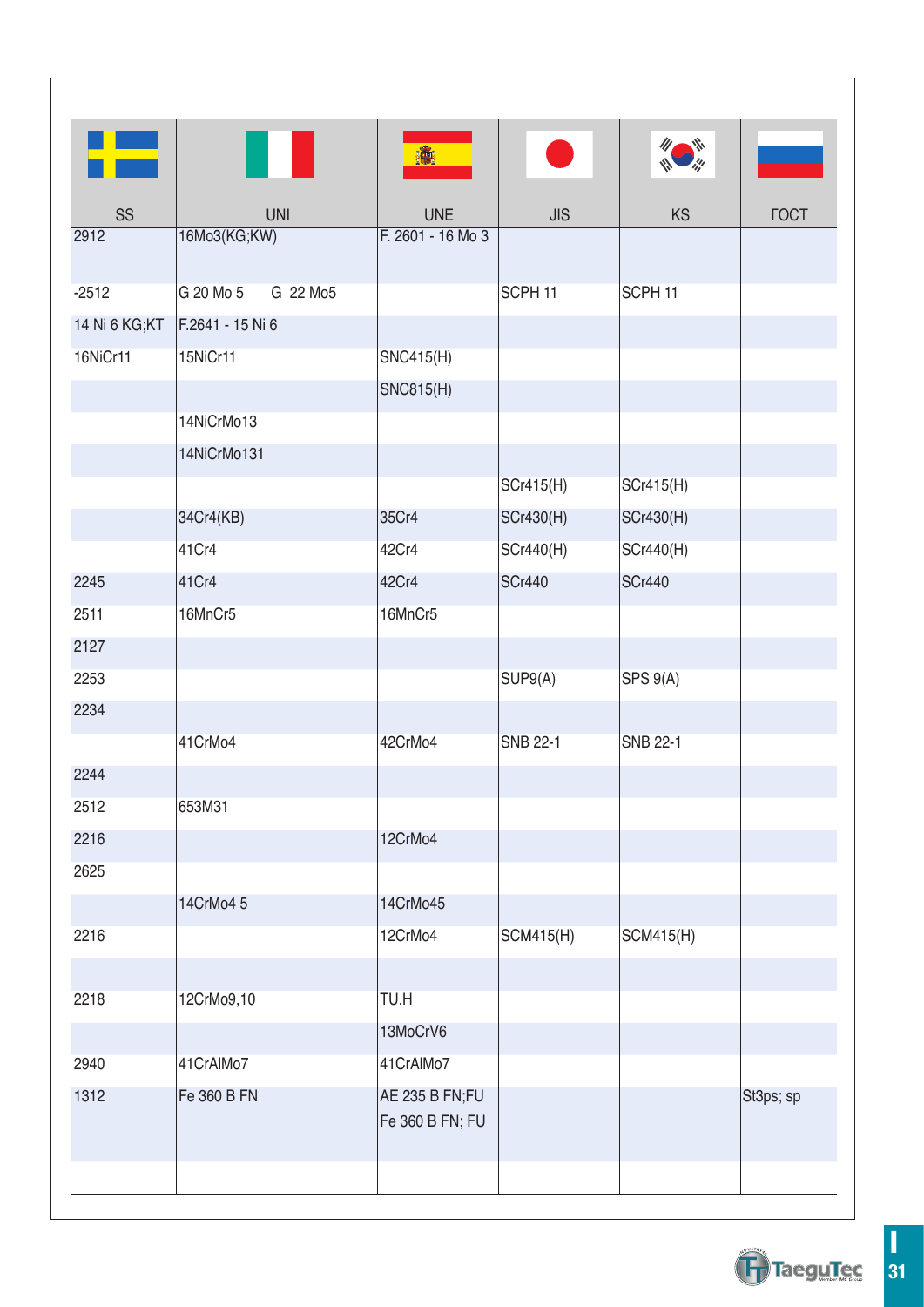| SS | UNI | UNE | JIS | KS | ГОСТ |
|---|---|---|---|---|---|
| 2912 | 16Mo3(KG;KW) | F. 2601 - 16 Mo 3 | | | |
| -2512 | G 20 Mo 5 G 22 Mo5 | | SCPH 11 | SCPH 11 | |
| 14 Ni 6 KG;KT | F.2641 - 15 Ni 6 | | | | |
| 16NiCr11 | 15NiCr11 | SNC415(H) | | | |
| | | SNC815(H) | | | |
| | 14NiCrMo13 | | | | |
| | 14NiCrMo131 | | | | |
| | | | SCr415(H) | SCr415(H) | |
| | 34Cr4(KB) | 35Cr4 | SCr430(H) | SCr430(H) | |
| | 41Cr4 | 42Cr4 | SCr440(H) | SCr440(H) | |
| 2245 | 41Cr4 | 42Cr4 | SCr440 | SCr440 | |
| 2511 | 16MnCr5 | 16MnCr5 | | | |
| 2127 | | | | | |
| 2253 | | | SUP9(A) | SPS 9(A) | |
| 2234 | | | | | |
| | 41CrMo4 | 42CrMo4 | SNB 22-1 | SNB 22-1 | |
| 2244 | | | | | |
| 2512 | 653M31 | | | | |
| 2216 | | 12CrMo4 | | | |
| 2625 | | | | | |
| | 14CrMo4 5 | 14CrMo45 | | | |
| 2216 | | 12CrMo4 | SCM415(H) | SCM415(H) | |
| | | | | | |
| 2218 | 12CrMo9,10 | TU.H | | | |
| | | 13MoCrV6 | | | |
| 2940 | 41CrAlMo7 | 41CrAlMo7 | | | |
| 1312 | Fe 360 B FN | AE 235 B FN;FU Fe 360 B FN; FU | | | St3ps; sp |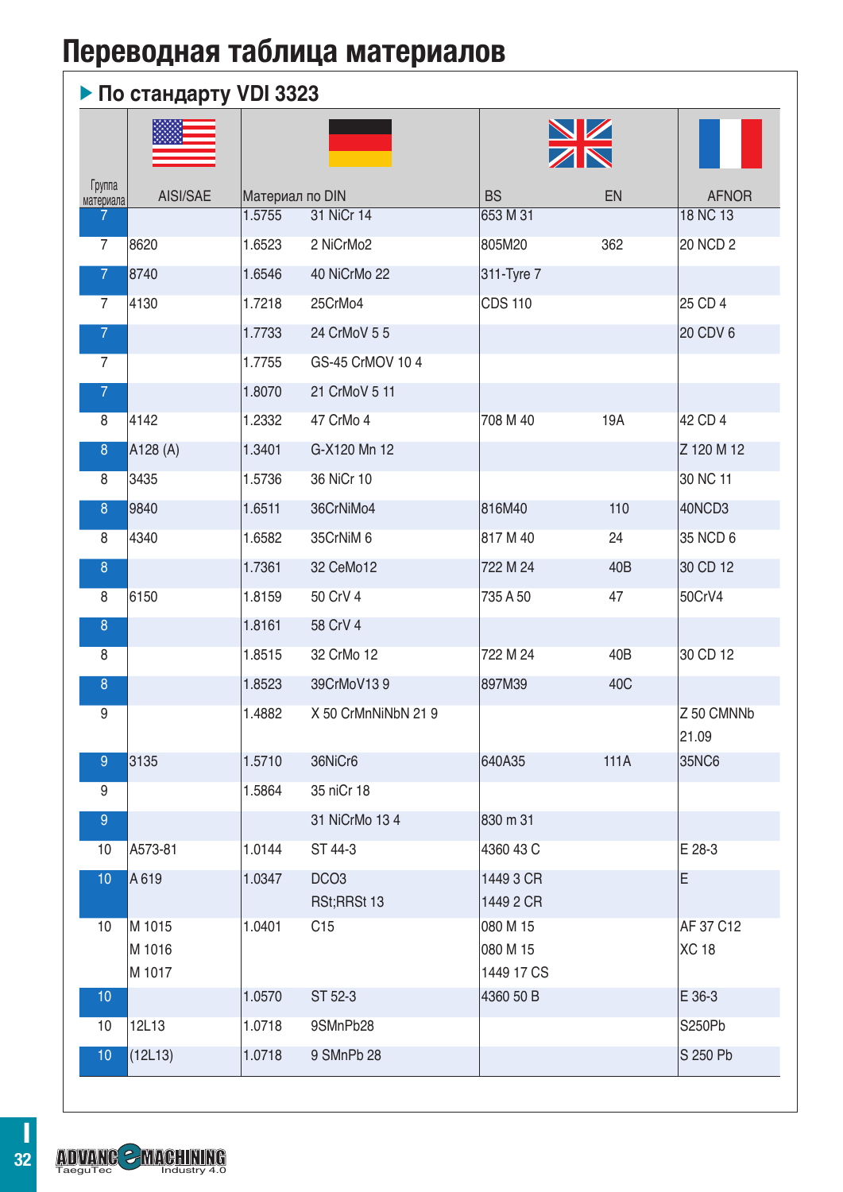# Переводная таблица материалов

## ▶ По стандарту VDI 3323

| Группа материала | AISI/SAE | Материал по DIN | | BS | EN | AFNOR |
|---|---|---|---|---|---|---|
| 7 | | 1.5755 | 31 NiCr 14 | 653 M 31 | | 18 NC 13 |
| 7 | 8620 | 1.6523 | 2 NiCrMo2 | 805M20 | 362 | 20 NCD 2 |
| 7 | 8740 | 1.6546 | 40 NiCrMo 22 | 311-Tyre 7 | | |
| 7 | 4130 | 1.7218 | 25CrMo4 | CDS 110 | | 25 CD 4 |
| 7 | | 1.7733 | 24 CrMoV 5 5 | | | 20 CDV 6 |
| 7 | | 1.7755 | GS-45 CrMOV 10 4 | | | |
| 7 | | 1.8070 | 21 CrMoV 5 11 | | | |
| 8 | 4142 | 1.2332 | 47 CrMo 4 | 708 M 40 | 19A | 42 CD 4 |
| 8 | A128 (A) | 1.3401 | G-X120 Mn 12 | | | Z 120 M 12 |
| 8 | 3435 | 1.5736 | 36 NiCr 10 | | | 30 NC 11 |
| 8 | 9840 | 1.6511 | 36CrNiMo4 | 816M40 | 110 | 40NCD3 |
| 8 | 4340 | 1.6582 | 35CrNiM 6 | 817 M 40 | 24 | 35 NCD 6 |
| 8 | | 1.7361 | 32 CeMo12 | 722 M 24 | 40B | 30 CD 12 |
| 8 | 6150 | 1.8159 | 50 CrV 4 | 735 A 50 | 47 | 50CrV4 |
| 8 | | 1.8161 | 58 CrV 4 | | | |
| 8 | | 1.8515 | 32 CrMo 12 | 722 M 24 | 40B | 30 CD 12 |
| 8 | | 1.8523 | 39CrMoV13 9 | 897M39 | 40C | |
| 9 | | 1.4882 | X 50 CrMnNiNbN 21 9 | | | Z 50 CMNNb 21.09 |
| 9 | 3135 | 1.5710 | 36NiCr6 | 640A35 | 111A | 35NC6 |
| 9 | | 1.5864 | 35 niCr 18 | | | |
| 9 | | | 31 NiCrMo 13 4 | 830 m 31 | | |
| 10 | A573-81 | 1.0144 | ST 44-3 | 4360 43 C | | E 28-3 |
| 10 | A 619 | 1.0347 | DCO3<br>RSt;RRSt 13 | 1449 3 CR<br>1449 2 CR | | E |
| 10 | M 1015<br>M 1016<br>M 1017 | 1.0401 | C15 | 080 M 15<br>080 M 15<br>1449 17 CS | | AF 37 C12<br>XC 18 |
| 10 | | 1.0570 | ST 52-3 | 4360 50 B | | E 36-3 |
| 10 | 12L13 | 1.0718 | 9SMnPb28 | | | S250Pb |
| 10 | (12L13) | 1.0718 | 9 SMnPb 28 | | | S 250 Pb |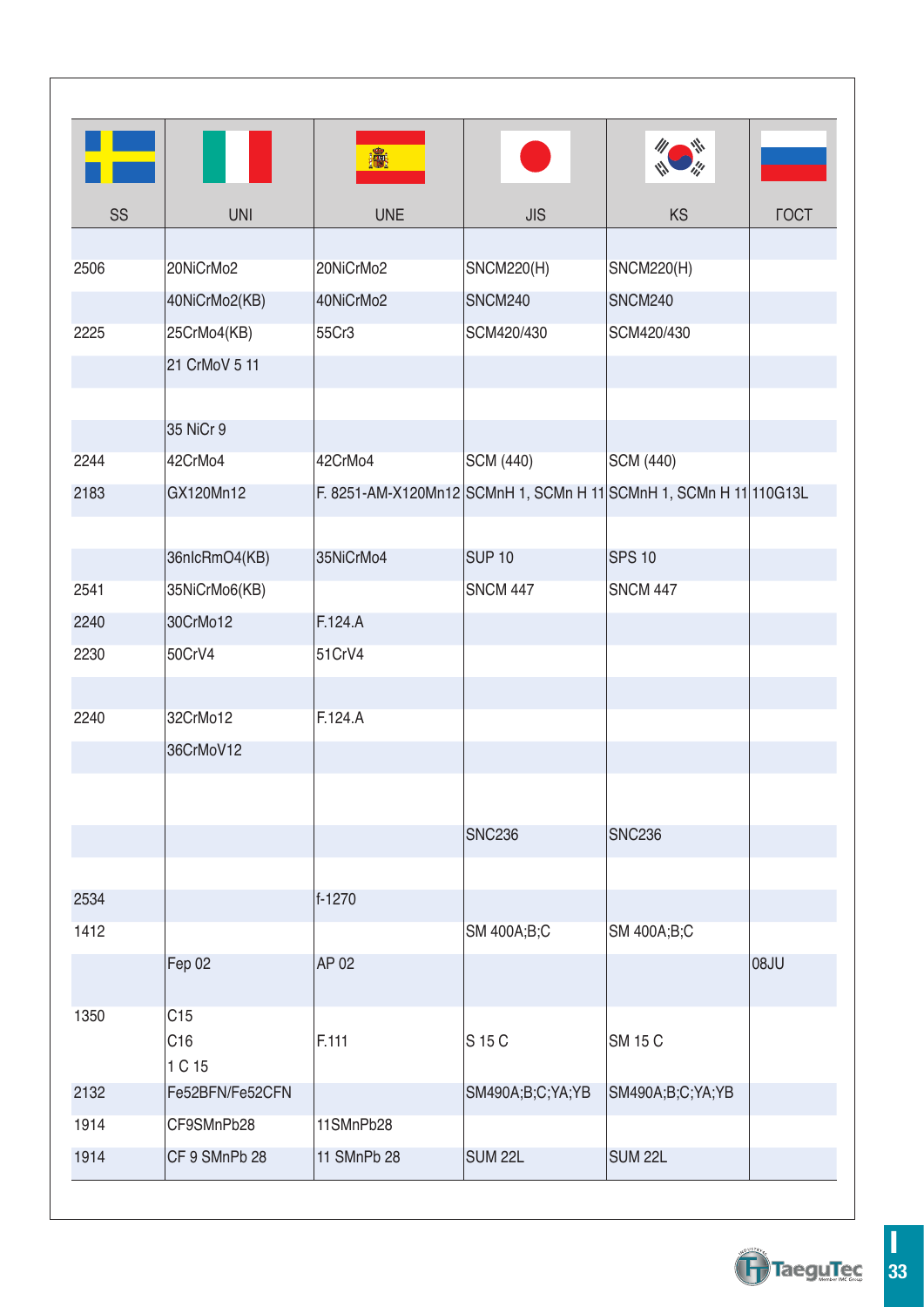| SS | UNI | UNE | JIS | KS | ГОСТ |
|---|---|---|---|---|---|
| | | | | | |
| 2506 | 20NiCrMo2 | 20NiCrMo2 | SNCM220(H) | SNCM220(H) | |
| | 40NiCrMo2(KB) | 40NiCrMo2 | SNCM240 | SNCM240 | |
| 2225 | 25CrMo4(KB) | 55Cr3 | SCM420/430 | SCM420/430 | |
| | 21 CrMoV 5 11 | | | | |
| | | | | | |
| | 35 NiCr 9 | | | | |
| 2244 | 42CrMo4 | 42CrMo4 | SCM (440) | SCM (440) | |
| 2183 | GX120Mn12 | F. 8251-AM-X120Mn12 | SCMnH 1, SCMn H 11 | SCMnH 1, SCMn H 11 | 110G13L |
| | | | | | |
| | 36nlcRmO4(KB) | 35NiCrMo4 | SUP 10 | SPS 10 | |
| 2541 | 35NiCrMo6(KB) | | SNCM 447 | SNCM 447 | |
| 2240 | 30CrMo12 | F.124.A | | | |
| 2230 | 50CrV4 | 51CrV4 | | | |
| | | | | | |
| 2240 | 32CrMo12 | F.124.A | | | |
| | 36CrMoV12 | | | | |
| | | | | | |
| | | | SNC236 | SNC236 | |
| | | | | | |
| 2534 | | f-1270 | | | |
| 1412 | | | SM 400A;B;C | SM 400A;B;C | |
| | Fep 02 | AP 02 | | | 08JU |
| 1350 | C15<br>C16<br>1 C 15 | F.111 | S 15 C | SM 15 C | |
| 2132 | Fe52BFN/Fe52CFN | | SM490A;B;C;YA;YB | SM490A;B;C;YA;YB | |
| 1914 | CF9SMnPb28 | 11SMnPb28 | | | |
| 1914 | CF 9 SMnPb 28 | 11 SMnPb 28 | SUM 22L | SUM 22L | |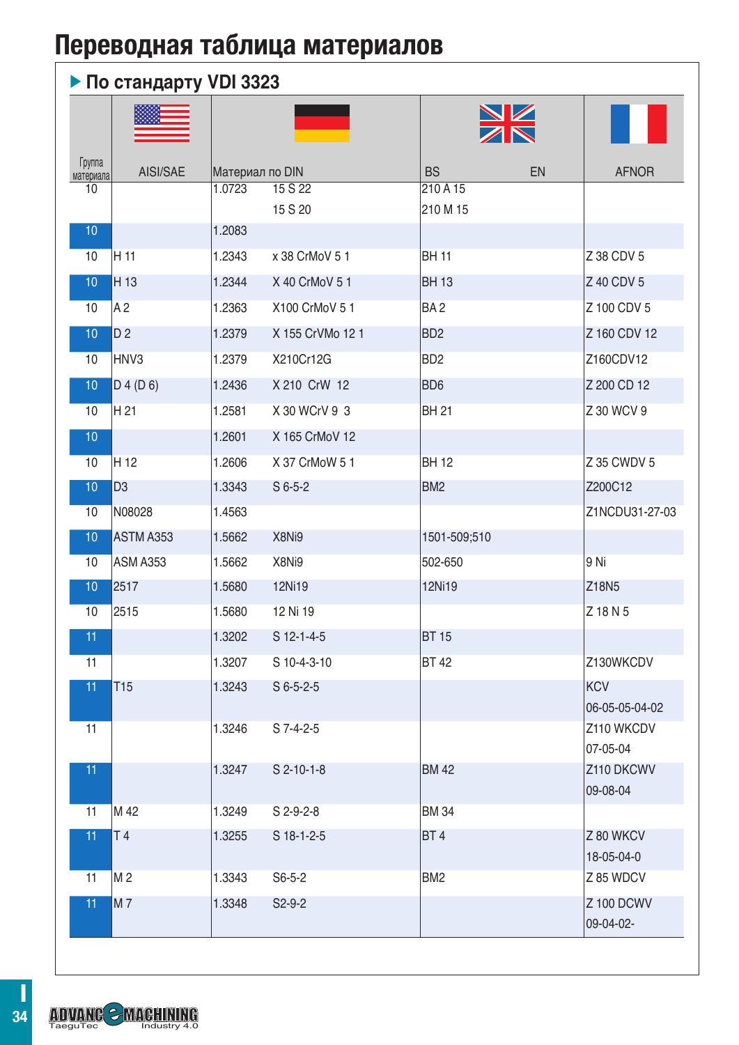# Переводная таблица материалов

## По стандарту VDI 3323

| Группа материала | AISI/SAE | Материал по DIN | | BS | EN | AFNOR |
|---|---|---|---|---|---|---|
| 10 | | 1.0723 | 15 S 22<br>15 S 20 | 210 A 15<br>210 M 15 | | |
| 10 | | 1.2083 | | | | |
| 10 | H 11 | 1.2343 | x 38 CrMoV 5 1 | BH 11 | | Z 38 CDV 5 |
| 10 | H 13 | 1.2344 | X 40 CrMoV 5 1 | BH 13 | | Z 40 CDV 5 |
| 10 | A 2 | 1.2363 | X100 CrMoV 5 1 | BA 2 | | Z 100 CDV 5 |
| 10 | D 2 | 1.2379 | X 155 CrVMo 12 1 | BD2 | | Z 160 CDV 12 |
| 10 | HNV3 | 1.2379 | X210Cr12G | BD2 | | Z160CDV12 |
| 10 | D 4 (D 6) | 1.2436 | X 210 CrW 12 | BD6 | | Z 200 CD 12 |
| 10 | H 21 | 1.2581 | X 30 WCrV 9 3 | BH 21 | | Z 30 WCV 9 |
| 10 | | 1.2601 | X 165 CrMoV 12 | | | |
| 10 | H 12 | 1.2606 | X 37 CrMoW 5 1 | BH 12 | | Z 35 CWDV 5 |
| 10 | D3 | 1.3343 | S 6-5-2 | BM2 | | Z200C12 |
| 10 | N08028 | 1.4563 | | | | Z1NCDU31-27-03 |
| 10 | ASTM A353 | 1.5662 | X8Ni9 | 1501-509;510 | | |
| 10 | ASM A353 | 1.5662 | X8Ni9 | 502-650 | | 9 Ni |
| 10 | 2517 | 1.5680 | 12Ni19 | 12Ni19 | | Z18N5 |
| 10 | 2515 | 1.5680 | 12 Ni 19 | | | Z 18 N 5 |
| 11 | | 1.3202 | S 12-1-4-5 | BT 15 | | |
| 11 | | 1.3207 | S 10-4-3-10 | BT 42 | | Z130WKCDV |
| 11 | T15 | 1.3243 | S 6-5-2-5 | | | KCV<br>06-05-05-04-02 |
| 11 | | 1.3246 | S 7-4-2-5 | | | Z110 WKCDV<br>07-05-04 |
| 11 | | 1.3247 | S 2-10-1-8 | BM 42 | | Z110 DKCWV<br>09-08-04 |
| 11 | M 42 | 1.3249 | S 2-9-2-8 | BM 34 | | |
| 11 | T 4 | 1.3255 | S 18-1-2-5 | BT 4 | | Z 80 WKCV<br>18-05-04-0 |
| 11 | M 2 | 1.3343 | S6-5-2 | BM2 | | Z 85 WDCV |
| 11 | M 7 | 1.3348 | S2-9-2 | | | Z 100 DCWV<br>09-04-02- |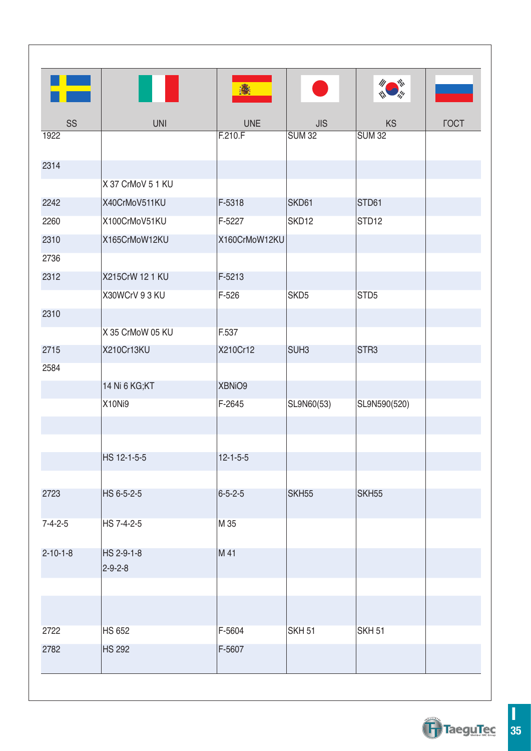| SS | UNI | UNE | JIS | KS | ГОСТ |
|---|---|---|---|---|---|
| 1922 | | F.210.F | SUM 32 | SUM 32 | |
| 2314 | | | | | |
| | X 37 CrMoV 5 1 KU | | | | |
| 2242 | X40CrMoV511KU | F-5318 | SKD61 | STD61 | |
| 2260 | X100CrMoV51KU | F-5227 | SKD12 | STD12 | |
| 2310 | X165CrMoW12KU | X160CrMoW12KU | | | |
| 2736 | | | | | |
| 2312 | X215CrW 12 1 KU | F-5213 | | | |
| | X30WCrV 9 3 KU | F-526 | SKD5 | STD5 | |
| 2310 | | | | | |
| | X 35 CrMoW 05 KU | F.537 | | | |
| 2715 | X210Cr13KU | X210Cr12 | SUH3 | STR3 | |
| 2584 | | | | | |
| | 14 Ni 6 KG;KT | XBNiO9 | | | |
| | X10Ni9 | F-2645 | SL9N60(53) | SL9N590(520) | |
| | | | | | |
| | | | | | |
| | HS 12-1-5-5 | 12-1-5-5 | | | |
| | | | | | |
| 2723 | HS 6-5-2-5 | 6-5-2-5 | SKH55 | SKH55 | |
| 7-4-2-5 | HS 7-4-2-5 | M 35 | | | |
| 2-10-1-8 | HS 2-9-1-8<br>2-9-2-8 | M 41 | | | |
| | | | | | |
| | | | | | |
| 2722 | HS 652 | F-5604 | SKH 51 | SKH 51 | |
| 2782 | HS 292 | F-5607 | | | |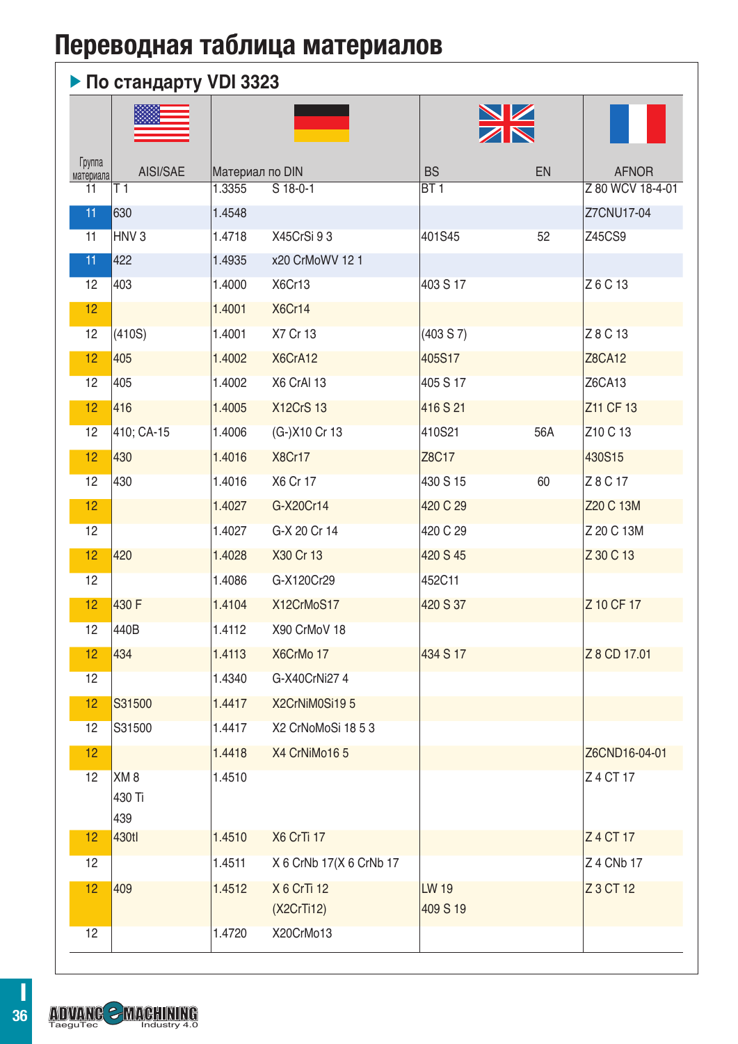# Переводная таблица материалов

## По стандарту VDI 3323

| Группа материала | AISI/SAE | Материал по DIN | | BS | EN | AFNOR |
|---|---|---|---|---|---|---|
| 11 | T 1 | 1.3355 | S 18-0-1 | BT 1 | | Z 80 WCV 18-4-01 |
| 11 | 630 | 1.4548 | | | | Z7CNU17-04 |
| 11 | HNV 3 | 1.4718 | X45CrSi 9 3 | 401S45 | 52 | Z45CS9 |
| 11 | 422 | 1.4935 | x20 CrMoWV 12 1 | | | |
| 12 | 403 | 1.4000 | X6Cr13 | 403 S 17 | | Z 6 C 13 |
| 12 | | 1.4001 | X6Cr14 | | | |
| 12 | (410S) | 1.4001 | X7 Cr 13 | (403 S 7) | | Z 8 C 13 |
| 12 | 405 | 1.4002 | X6CrA12 | 405S17 | | Z8CA12 |
| 12 | 405 | 1.4002 | X6 CrAl 13 | 405 S 17 | | Z6CA13 |
| 12 | 416 | 1.4005 | X12CrS 13 | 416 S 21 | | Z11 CF 13 |
| 12 | 410; CA-15 | 1.4006 | (G-)X10 Cr 13 | 410S21 | 56A | Z10 C 13 |
| 12 | 430 | 1.4016 | X8Cr17 | Z8C17 | | 430S15 |
| 12 | 430 | 1.4016 | X6 Cr 17 | 430 S 15 | 60 | Z 8 C 17 |
| 12 | | 1.4027 | G-X20Cr14 | 420 C 29 | | Z20 C 13M |
| 12 | | 1.4027 | G-X 20 Cr 14 | 420 C 29 | | Z 20 C 13M |
| 12 | 420 | 1.4028 | X30 Cr 13 | 420 S 45 | | Z 30 C 13 |
| 12 | | 1.4086 | G-X120Cr29 | 452C11 | | |
| 12 | 430 F | 1.4104 | X12CrMoS17 | 420 S 37 | | Z 10 CF 17 |
| 12 | 440B | 1.4112 | X90 CrMoV 18 | | | |
| 12 | 434 | 1.4113 | X6CrMo 17 | 434 S 17 | | Z 8 CD 17.01 |
| 12 | | 1.4340 | G-X40CrNi27 4 | | | |
| 12 | S31500 | 1.4417 | X2CrNiM0Si19 5 | | | |
| 12 | S31500 | 1.4417 | X2 CrNoMoSi 18 5 3 | | | |
| 12 | | 1.4418 | X4 CrNiMo16 5 | | | Z6CND16-04-01 |
| 12 | XM 8<br>430 Ti<br>439 | 1.4510 | | | | Z 4 CT 17 |
| 12 | 430tl | 1.4510 | X6 CrTi 17 | | | Z 4 CT 17 |
| 12 | | 1.4511 | X 6 CrNb 17(X 6 CrNb 17 | | | Z 4 CNb 17 |
| 12 | 409 | 1.4512 | X 6 CrTi 12<br>(X2CrTi12) | LW 19<br>409 S 19 | | Z 3 CT 12 |
| 12 | | 1.4720 | X20CrMo13 | | | |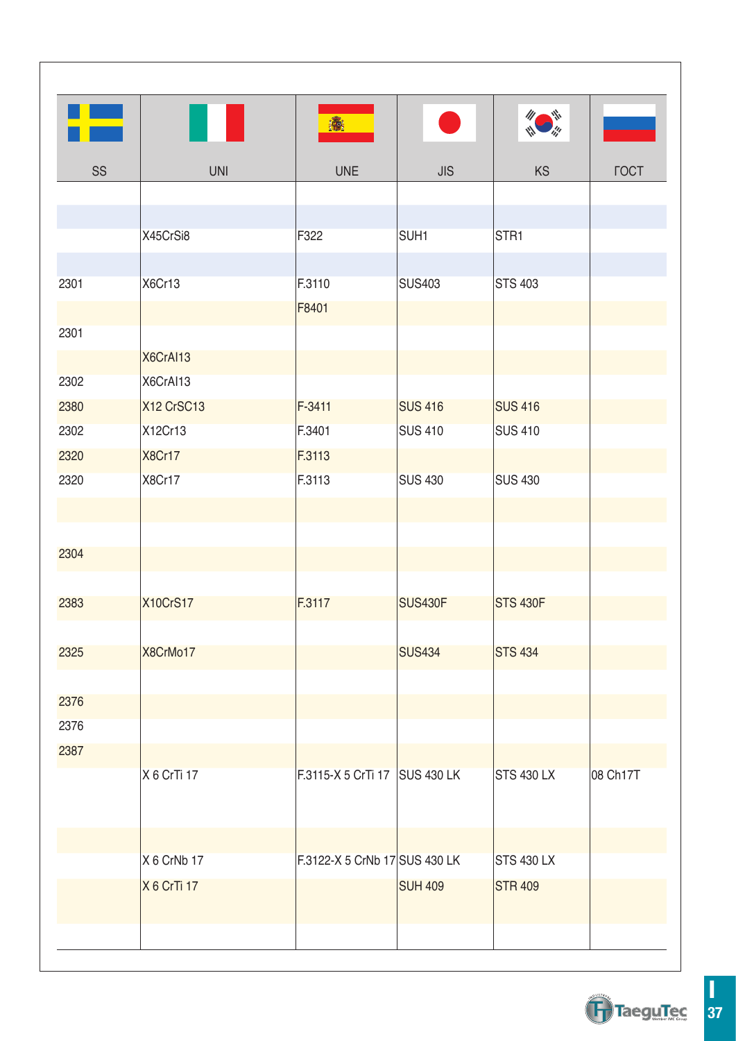| SS | UNI | UNE | JIS | KS | ГОСТ |
|---|---|---|---|---|---|
| | | | | | |
| | | | | | |
| | X45CrSi8 | F322 | SUH1 | STR1 | |
| | | | | | |
| 2301 | X6Cr13 | F.3110 | SUS403 | STS 403 | |
| | | F8401 | | | |
| 2301 | | | | | |
| | X6CrAl13 | | | | |
| 2302 | X6CrAl13 | | | | |
| 2380 | X12 CrSC13 | F-3411 | SUS 416 | SUS 416 | |
| 2302 | X12Cr13 | F.3401 | SUS 410 | SUS 410 | |
| 2320 | X8Cr17 | F.3113 | | | |
| 2320 | X8Cr17 | F.3113 | SUS 430 | SUS 430 | |
| | | | | | |
| | | | | | |
| 2304 | | | | | |
| | | | | | |
| 2383 | X10CrS17 | F.3117 | SUS430F | STS 430F | |
| | | | | | |
| 2325 | X8CrMo17 | | SUS434 | STS 434 | |
| | | | | | |
| 2376 | | | | | |
| 2376 | | | | | |
| 2387 | | | | | |
| | X 6 CrTi 17 | F.3115-X 5 CrTi 17 | SUS 430 LK | STS 430 LX | 08 Ch17T |
| | | | | | |
| | | | | | |
| | X 6 CrNb 17 | F.3122-X 5 CrNb 17 | SUS 430 LK | STS 430 LX | |
| | X 6 CrTi 17 | | SUH 409 | STR 409 | |
| | | | | | |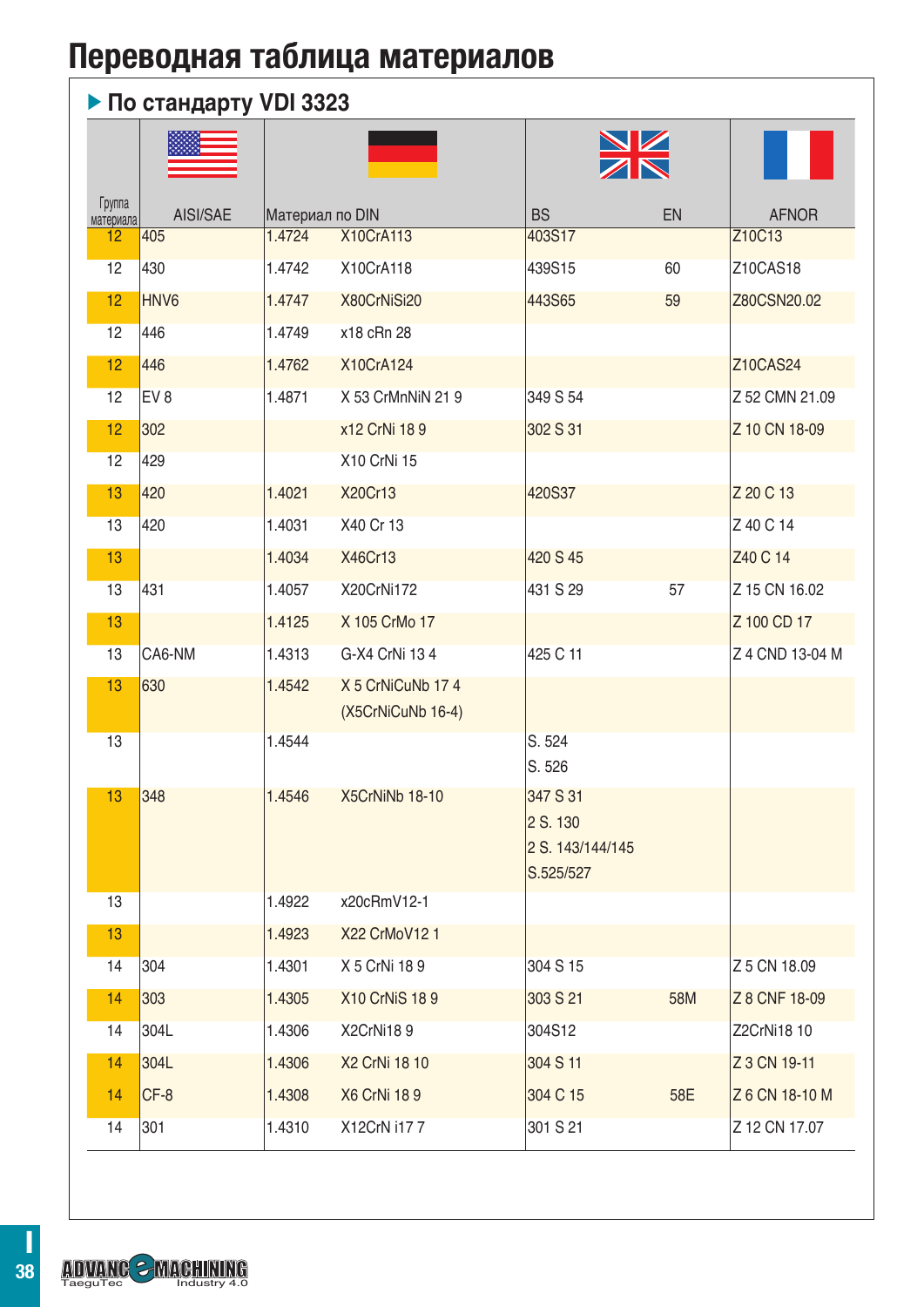# Переводная таблица материалов

## ▶ По стандарту VDI 3323

| Группа материала | AISI/SAE | Материал по DIN | | BS | EN | AFNOR |
|---|---|---|---|---|---|---|
| 12 | 405 | 1.4724 | X10CrA113 | 403S17 | | Z10C13 |
| 12 | 430 | 1.4742 | X10CrA118 | 439S15 | 60 | Z10CAS18 |
| 12 | HNV6 | 1.4747 | X80CrNiSi20 | 443S65 | 59 | Z80CSN20.02 |
| 12 | 446 | 1.4749 | x18 cRn 28 | | | |
| 12 | 446 | 1.4762 | X10CrA124 | | | Z10CAS24 |
| 12 | EV 8 | 1.4871 | X 53 CrMnNiN 21 9 | 349 S 54 | | Z 52 CMN 21.09 |
| 12 | 302 | | x12 CrNi 18 9 | 302 S 31 | | Z 10 CN 18-09 |
| 12 | 429 | | X10 CrNi 15 | | | |
| 13 | 420 | 1.4021 | X20Cr13 | 420S37 | | Z 20 C 13 |
| 13 | 420 | 1.4031 | X40 Cr 13 | | | Z 40 C 14 |
| 13 | | 1.4034 | X46Cr13 | 420 S 45 | | Z40 C 14 |
| 13 | 431 | 1.4057 | X20CrNi172 | 431 S 29 | 57 | Z 15 CN 16.02 |
| 13 | | 1.4125 | X 105 CrMo 17 | | | Z 100 CD 17 |
| 13 | CA6-NM | 1.4313 | G-X4 CrNi 13 4 | 425 C 11 | | Z 4 CND 13-04 M |
| 13 | 630 | 1.4542 | X 5 CrNiCuNb 17 4 (X5CrNiCuNb 16-4) | | | |
| 13 | | 1.4544 | | S. 524 S. 526 | | |
| 13 | 348 | 1.4546 | X5CrNiNb 18-10 | 347 S 31 2 S. 130 2 S. 143/144/145 S.525/527 | | |
| 13 | | 1.4922 | x20cRmV12-1 | | | |
| 13 | | 1.4923 | X22 CrMoV12 1 | | | |
| 14 | 304 | 1.4301 | X 5 CrNi 18 9 | 304 S 15 | | Z 5 CN 18.09 |
| 14 | 303 | 1.4305 | X10 CrNiS 18 9 | 303 S 21 | 58M | Z 8 CNF 18-09 |
| 14 | 304L | 1.4306 | X2CrNi18 9 | 304S12 | | Z2CrNi18 10 |
| 14 | 304L | 1.4306 | X2 CrNi 18 10 | 304 S 11 | | Z 3 CN 19-11 |
| 14 | CF-8 | 1.4308 | X6 CrNi 18 9 | 304 C 15 | 58E | Z 6 CN 18-10 M |
| 14 | 301 | 1.4310 | X12CrN i17 7 | 301 S 21 | | Z 12 CN 17.07 |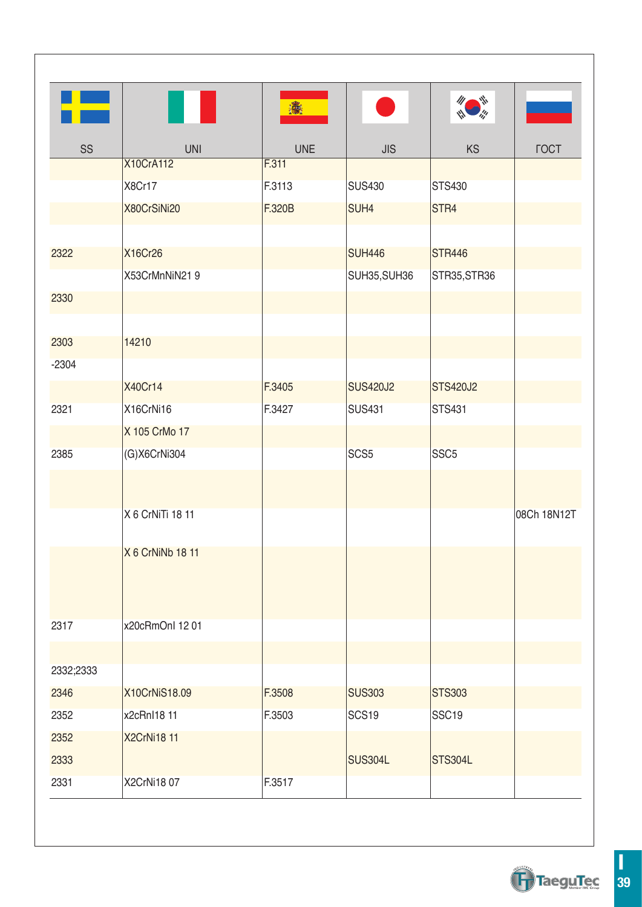| SS | UNI | UNE | JIS | KS | ГОСТ |
|---|---|---|---|---|---|
| | X10CrA112 | F.311 | | | |
| | X8Cr17 | F.3113 | SUS430 | STS430 | |
| | X80CrSiNi20 | F.320B | SUH4 | STR4 | |
| | | | | | |
| 2322 | X16Cr26 | | SUH446 | STR446 | |
| | X53CrMnNiN21 9 | | SUH35,SUH36 | STR35,STR36 | |
| 2330 | | | | | |
| | | | | | |
| 2303 | 14210 | | | | |
| -2304 | | | | | |
| | X40Cr14 | F.3405 | SUS420J2 | STS420J2 | |
| 2321 | X16CrNi16 | F.3427 | SUS431 | STS431 | |
| | X 105 CrMo 17 | | | | |
| 2385 | (G)X6CrNi304 | | SCS5 | SSC5 | |
| | | | | | |
| | X 6 CrNiTi 18 11 | | | | 08Ch 18N12T |
| | X 6 CrNiNb 18 11 | | | | |
| 2317 | x20cRmOnl 12 01 | | | | |
| | | | | | |
| 2332;2333 | | | | | |
| 2346 | X10CrNiS18.09 | F.3508 | SUS303 | STS303 | |
| 2352 | x2cRnl18 11 | F.3503 | SCS19 | SSC19 | |
| 2352 | X2CrNi18 11 | | | | |
| 2333 | | | SUS304L | STS304L | |
| 2331 | X2CrNi18 07 | F.3517 | | | |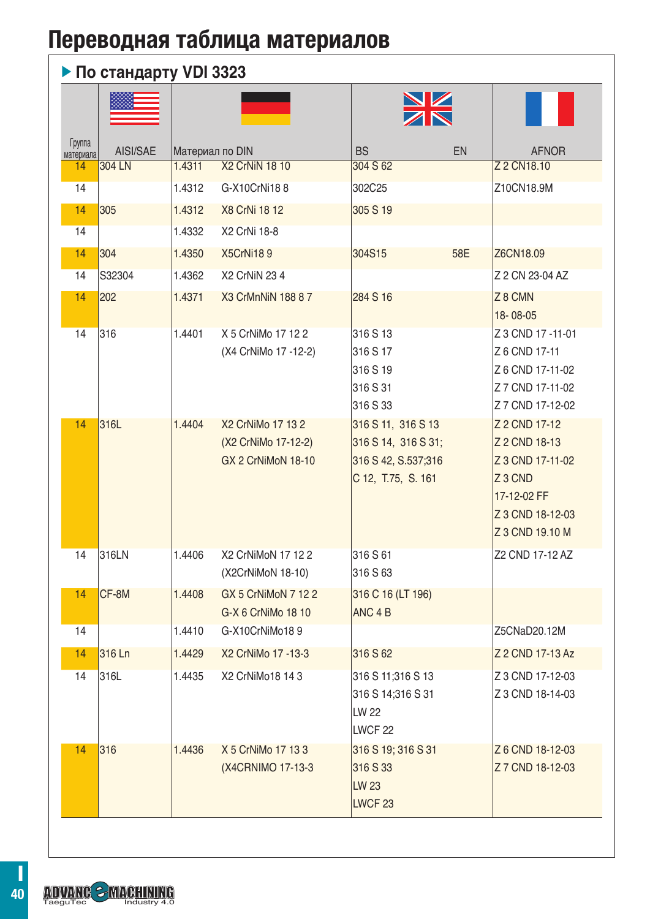# Переводная таблица материалов

## ▶ По стандарту VDI 3323

| Группа материала | AISI/SAE | Материал по DIN | | BS | EN | AFNOR |
|---|---|---|---|---|---|---|
| 14 | 304 LN | 1.4311 | X2 CrNiN 18 10 | 304 S 62 | | Z 2 CN18.10 |
| 14 | | 1.4312 | G-X10CrNi18 8 | 302C25 | | Z10CN18.9M |
| 14 | 305 | 1.4312 | X8 CrNi 18 12 | 305 S 19 | | |
| 14 | | 1.4332 | X2 CrNi 18-8 | | | |
| 14 | 304 | 1.4350 | X5CrNi18 9 | 304S15 | 58E | Z6CN18.09 |
| 14 | S32304 | 1.4362 | X2 CrNiN 23 4 | | | Z 2 CN 23-04 AZ |
| 14 | 202 | 1.4371 | X3 CrMnNiN 188 8 7 | 284 S 16 | | Z 8 CMN 18- 08-05 |
| 14 | 316 | 1.4401 | X 5 CrNiMo 17 12 2 (X4 CrNiMo 17 -12-2) | 316 S 13 316 S 17 316 S 19 316 S 31 316 S 33 | | Z 3 CND 17 -11-01 Z 6 CND 17-11 Z 6 CND 17-11-02 Z 7 CND 17-11-02 Z 7 CND 17-12-02 |
| 14 | 316L | 1.4404 | X2 CrNiMo 17 13 2 (X2 CrNiMo 17-12-2) GX 2 CrNiMoN 18-10 | 316 S 11, 316 S 13 316 S 14, 316 S 31; 316 S 42, S.537;316 C 12, T.75, S. 161 | | Z 2 CND 17-12 Z 2 CND 18-13 Z 3 CND 17-11-02 Z 3 CND 17-12-02 FF Z 3 CND 18-12-03 Z 3 CND 19.10 M |
| 14 | 316LN | 1.4406 | X2 CrNiMoN 17 12 2 (X2CrNiMoN 18-10) | 316 S 61 316 S 63 | | Z2 CND 17-12 AZ |
| 14 | CF-8M | 1.4408 | GX 5 CrNiMoN 7 12 2 G-X 6 CrNiMo 18 10 | 316 C 16 (LT 196) ANC 4 B | | |
| 14 | | 1.4410 | G-X10CrNiMo18 9 | | | Z5CNaD20.12M |
| 14 | 316 Ln | 1.4429 | X2 CrNiMo 17 -13-3 | 316 S 62 | | Z 2 CND 17-13 Az |
| 14 | 316L | 1.4435 | X2 CrNiMo18 14 3 | 316 S 11;316 S 13 316 S 14;316 S 31 LW 22 LWCF 22 | | Z 3 CND 17-12-03 Z 3 CND 18-14-03 |
| 14 | 316 | 1.4436 | X 5 CrNiMo 17 13 3 (X4CRNIMO 17-13-3 | 316 S 19; 316 S 31 316 S 33 LW 23 LWCF 23 | | Z 6 CND 18-12-03 Z 7 CND 18-12-03 |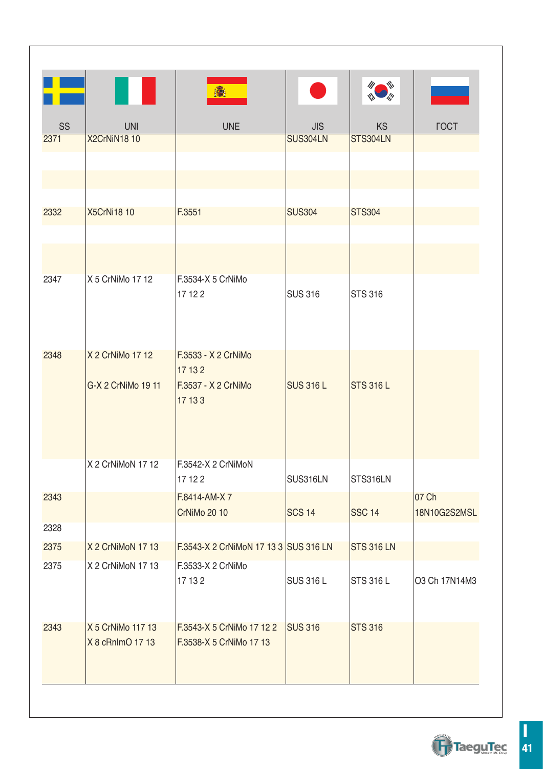| SS | UNI | UNE | JIS | KS | ГОСТ |
|---|---|---|---|---|---|
| 2371 | X2CrNiN18 10 | | SUS304LN | STS304LN | |
| | | | | | |
| | | | | | |
| 2332 | X5CrNi18 10 | F.3551 | SUS304 | STS304 | |
| | | | | | |
| | | | | | |
| 2347 | X 5 CrNiMo 17 12 | F.3534-X 5 CrNiMo 17 12 2 | SUS 316 | STS 316 | |
| 2348 | X 2 CrNiMo 17 12<br>G-X 2 CrNiMo 19 11 | F.3533 - X 2 CrNiMo 17 13 2<br>F.3537 - X 2 CrNiMo 17 13 3 | SUS 316 L | STS 316 L | |
| | X 2 CrNiMoN 17 12 | F.3542-X 2 CrNiMoN 17 12 2 | SUS316LN | STS316LN | |
| 2343 | | F.8414-AM-X 7 CrNiMo 20 10 | SCS 14 | SSC 14 | 07 Ch 18N10G2S2MSL |
| 2328 | | | | | |
| 2375 | X 2 CrNiMoN 17 13 | F.3543-X 2 CrNiMoN 17 13 3 | SUS 316 LN | STS 316 LN | |
| 2375 | X 2 CrNiMoN 17 13 | F.3533-X 2 CrNiMo 17 13 2 | SUS 316 L | STS 316 L | O3 Ch 17N14M3 |
| 2343 | X 5 CrNiMo 117 13<br>X 8 cRnImO 17 13 | F.3543-X 5 CrNiMo 17 12 2<br>F.3538-X 5 CrNiMo 17 13 | SUS 316 | STS 316 | |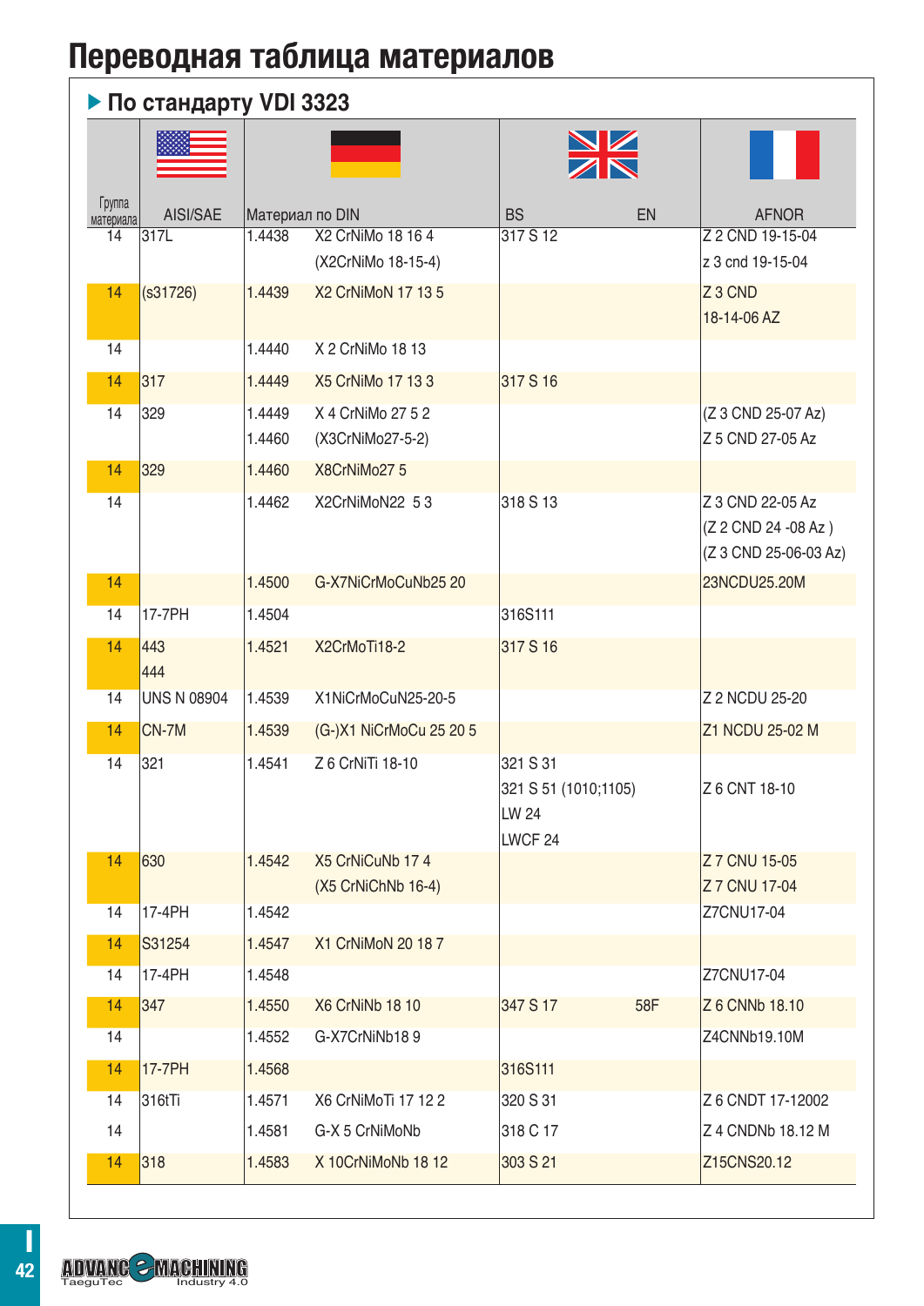# Переводная таблица материалов

## ▶ По стандарту VDI 3323

| Группа материала | AISI/SAE | Материал по DIN | | BS | EN | AFNOR |
|---|---|---|---|---|---|---|
| 14 | 317L | 1.4438 | X2 CrNiMo 18 16 4 (X2CrNiMo 18-15-4) | 317 S 12 | | Z 2 CND 19-15-04 z 3 cnd 19-15-04 |
| 14 | (s31726) | 1.4439 | X2 CrNiMoN 17 13 5 | | | Z 3 CND 18-14-06 AZ |
| 14 | | 1.4440 | X 2 CrNiMo 18 13 | | | |
| 14 | 317 | 1.4449 | X5 CrNiMo 17 13 3 | 317 S 16 | | |
| 14 | 329 | 1.4449 1.4460 | X 4 CrNiMo 27 5 2 (X3CrNiMo27-5-2) | | | (Z 3 CND 25-07 Az) Z 5 CND 27-05 Az |
| 14 | 329 | 1.4460 | X8CrNiMo27 5 | | | |
| 14 | | 1.4462 | X2CrNiMoN22 5 3 | 318 S 13 | | Z 3 CND 22-05 Az (Z 2 CND 24 -08 Az ) (Z 3 CND 25-06-03 Az) |
| 14 | | 1.4500 | G-X7NiCrMoCuNb25 20 | | | 23NCDU25.20M |
| 14 | 17-7PH | 1.4504 | | 316S111 | | |
| 14 | 443 444 | 1.4521 | X2CrMoTi18-2 | 317 S 16 | | |
| 14 | UNS N 08904 | 1.4539 | X1NiCrMoCuN25-20-5 | | | Z 2 NCDU 25-20 |
| 14 | CN-7M | 1.4539 | (G-)X1 NiCrMoCu 25 20 5 | | | Z1 NCDU 25-02 M |
| 14 | 321 | 1.4541 | Z 6 CrNiTi 18-10 | 321 S 31 321 S 51 (1010;1105) LW 24 LWCF 24 | | Z 6 CNT 18-10 |
| 14 | 630 | 1.4542 | X5 CrNiCuNb 17 4 (X5 CrNiChNb 16-4) | | | Z 7 CNU 15-05 Z 7 CNU 17-04 |
| 14 | 17-4PH | 1.4542 | | | | Z7CNU17-04 |
| 14 | S31254 | 1.4547 | X1 CrNiMoN 20 18 7 | | | |
| 14 | 17-4PH | 1.4548 | | | | Z7CNU17-04 |
| 14 | 347 | 1.4550 | X6 CrNiNb 18 10 | 347 S 17 | 58F | Z 6 CNNb 18.10 |
| 14 | | 1.4552 | G-X7CrNiNb18 9 | | | Z4CNNb19.10M |
| 14 | 17-7PH | 1.4568 | | 316S111 | | |
| 14 | 316tTi | 1.4571 | X6 CrNiMoTi 17 12 2 | 320 S 31 | | Z 6 CNDT 17-12002 |
| 14 | | 1.4581 | G-X 5 CrNiMoNb | 318 C 17 | | Z 4 CNDNb 18.12 M |
| 14 | 318 | 1.4583 | X 10CrNiMoNb 18 12 | 303 S 21 | | Z15CNS20.12 |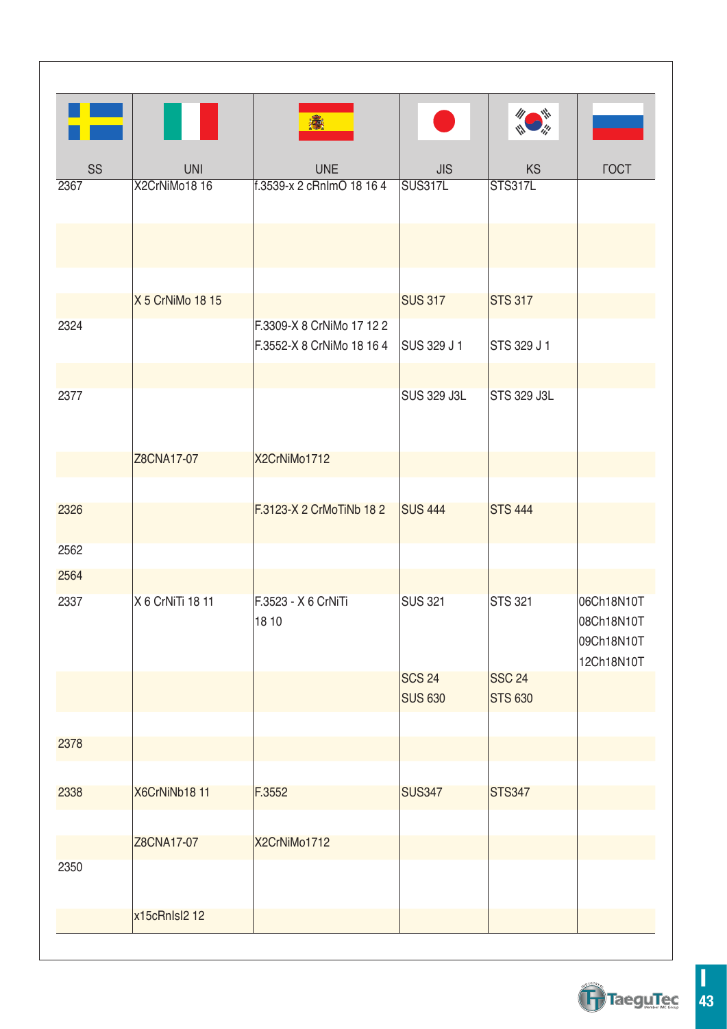| SS | UNI | UNE | JIS | KS | ГОСТ |
|---|---|---|---|---|---|
| 2367 | X2CrNiMo18 16 | f.3539-x 2 cRnImO 18 16 4 | SUS317L | STS317L | |
| | | | | | |
| | | | | | |
| | X 5 CrNiMo 18 15 | | SUS 317 | STS 317 | |
| 2324 | | F.3309-X 8 CrNiMo 17 12 2<br>F.3552-X 8 CrNiMo 18 16 4 | SUS 329 J 1 | STS 329 J 1 | |
| | | | | | |
| 2377 | | | SUS 329 J3L | STS 329 J3L | |
| | Z8CNA17-07 | X2CrNiMo1712 | | | |
| | | | | | |
| 2326 | | F.3123-X 2 CrMoTiNb 18 2 | SUS 444 | STS 444 | |
| 2562 | | | | | |
| 2564 | | | | | |
| 2337 | X 6 CrNiTi 18 11 | F.3523 - X 6 CrNiTi 18 10 | SUS 321 | STS 321 | 06Ch18N10T<br>08Ch18N10T<br>09Ch18N10T<br>12Ch18N10T |
| | | | SCS 24<br>SUS 630 | SSC 24<br>STS 630 | |
| | | | | | |
| 2378 | | | | | |
| | | | | | |
| 2338 | X6CrNiNb18 11 | F.3552 | SUS347 | STS347 | |
| | | | | | |
| | Z8CNA17-07 | X2CrNiMo1712 | | | |
| 2350 | | | | | |
| | x15cRnIsI2 12 | | | | |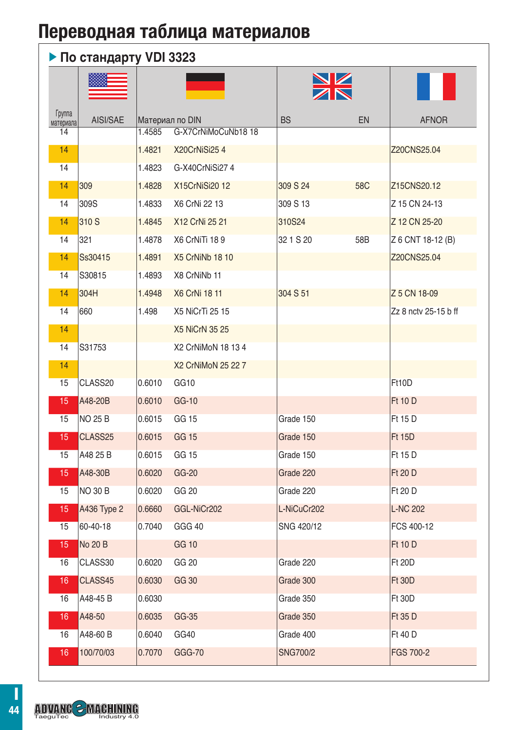# Переводная таблица материалов

## По стандарту VDI 3323

| Группа материала | AISI/SAE | Материал по DIN | | BS | EN | AFNOR |
|---|---|---|---|---|---|---|
| 14 | | 1.4585 | G-X7CrNiMoCuNb18 18 | | | |
| 14 | | 1.4821 | X20CrNiSi25 4 | | | Z20CNS25.04 |
| 14 | | 1.4823 | G-X40CrNiSi27 4 | | | |
| 14 | 309 | 1.4828 | X15CrNiSi20 12 | 309 S 24 | 58C | Z15CNS20.12 |
| 14 | 309S | 1.4833 | X6 CrNi 22 13 | 309 S 13 | | Z 15 CN 24-13 |
| 14 | 310 S | 1.4845 | X12 CrNi 25 21 | 310S24 | | Z 12 CN 25-20 |
| 14 | 321 | 1.4878 | X6 CrNiTi 18 9 | 32 1 S 20 | 58B | Z 6 CNT 18-12 (B) |
| 14 | Ss30415 | 1.4891 | X5 CrNiNb 18 10 | | | Z20CNS25.04 |
| 14 | S30815 | 1.4893 | X8 CrNiNb 11 | | | |
| 14 | 304H | 1.4948 | X6 CrNi 18 11 | 304 S 51 | | Z 5 CN 18-09 |
| 14 | 660 | 1.498 | X5 NiCrTi 25 15 | | | Zz 8 nctv 25-15 b ff |
| 14 | | | X5 NiCrN 35 25 | | | |
| 14 | S31753 | | X2 CrNiMoN 18 13 4 | | | |
| 14 | | | X2 CrNiMoN 25 22 7 | | | |
| 15 | CLASS20 | 0.6010 | GG10 | | | Ft10D |
| 15 | A48-20B | 0.6010 | GG-10 | | | Ft 10 D |
| 15 | NO 25 B | 0.6015 | GG 15 | Grade 150 | | Ft 15 D |
| 15 | CLASS25 | 0.6015 | GG 15 | Grade 150 | | Ft 15D |
| 15 | A48 25 B | 0.6015 | GG 15 | Grade 150 | | Ft 15 D |
| 15 | A48-30B | 0.6020 | GG-20 | Grade 220 | | Ft 20 D |
| 15 | NO 30 B | 0.6020 | GG 20 | Grade 220 | | Ft 20 D |
| 15 | A436 Type 2 | 0.6660 | GGL-NiCr202 | L-NiCuCr202 | | L-NC 202 |
| 15 | 60-40-18 | 0.7040 | GGG 40 | SNG 420/12 | | FCS 400-12 |
| 15 | No 20 B | | GG 10 | | | Ft 10 D |
| 16 | CLASS30 | 0.6020 | GG 20 | Grade 220 | | Ft 20D |
| 16 | CLASS45 | 0.6030 | GG 30 | Grade 300 | | Ft 30D |
| 16 | A48-45 B | 0.6030 | | Grade 350 | | Ft 30D |
| 16 | A48-50 | 0.6035 | GG-35 | Grade 350 | | Ft 35 D |
| 16 | A48-60 B | 0.6040 | GG40 | Grade 400 | | Ft 40 D |
| 16 | 100/70/03 | 0.7070 | GGG-70 | SNG700/2 | | FGS 700-2 |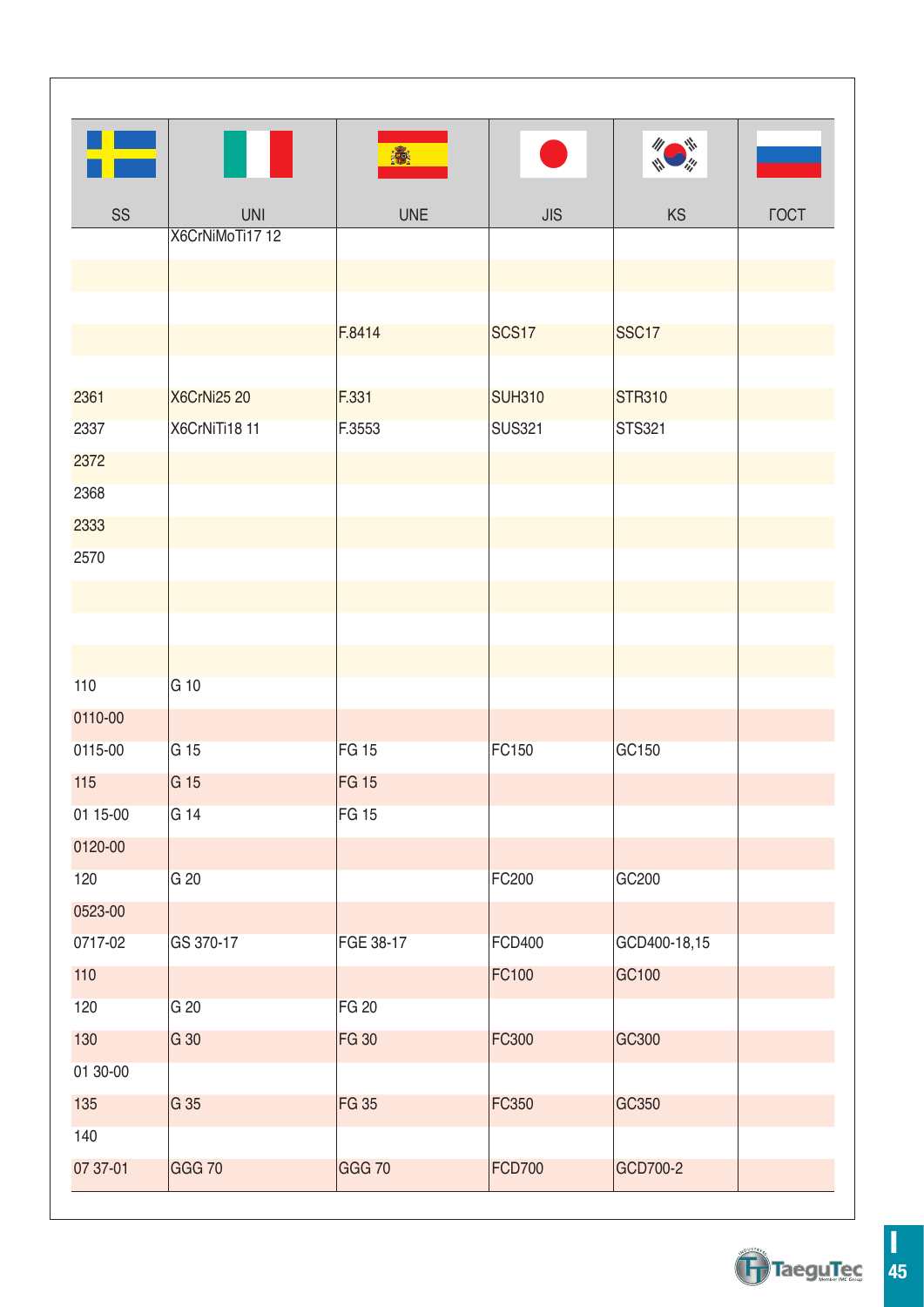| SS | UNI | UNE | JIS | KS | ГОСТ |
|---|---|---|---|---|---|
| | X6CrNiMoTi17 12 | | | | |
| | | | | | |
| | | | | | |
| | | F.8414 | SCS17 | SSC17 | |
| | | | | | |
| 2361 | X6CrNi25 20 | F.331 | SUH310 | STR310 | |
| 2337 | X6CrNiTi18 11 | F.3553 | SUS321 | STS321 | |
| 2372 | | | | | |
| 2368 | | | | | |
| 2333 | | | | | |
| 2570 | | | | | |
| | | | | | |
| | | | | | |
| | | | | | |
| 110 | G 10 | | | | |
| 0110-00 | | | | | |
| 0115-00 | G 15 | FG 15 | FC150 | GC150 | |
| 115 | G 15 | FG 15 | | | |
| 01 15-00 | G 14 | FG 15 | | | |
| 0120-00 | | | | | |
| 120 | G 20 | | FC200 | GC200 | |
| 0523-00 | | | | | |
| 0717-02 | GS 370-17 | FGE 38-17 | FCD400 | GCD400-18,15 | |
| 110 | | | FC100 | GC100 | |
| 120 | G 20 | FG 20 | | | |
| 130 | G 30 | FG 30 | FC300 | GC300 | |
| 01 30-00 | | | | | |
| 135 | G 35 | FG 35 | FC350 | GC350 | |
| 140 | | | | | |
| 07 37-01 | GGG 70 | GGG 70 | FCD700 | GCD700-2 | |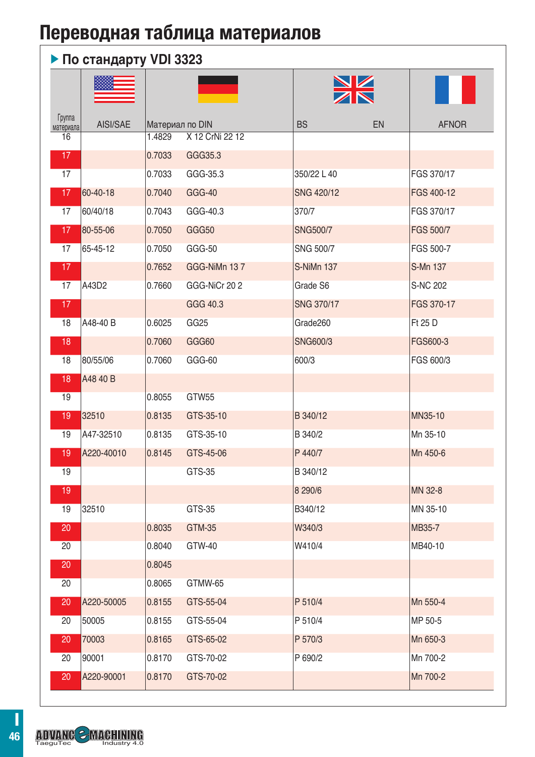# Переводная таблица материалов

## ▶ По стандарту VDI 3323

| Группа материала | AISI/SAE | Материал по DIN | | BS | EN | AFNOR |
|---|---|---|---|---|---|---|
| 16 | | 1.4829 | X 12 CrNi 22 12 | | | |
| 17 | | 0.7033 | GGG35.3 | | | |
| 17 | | 0.7033 | GGG-35.3 | 350/22 L 40 | | FGS 370/17 |
| 17 | 60-40-18 | 0.7040 | GGG-40 | SNG 420/12 | | FGS 400-12 |
| 17 | 60/40/18 | 0.7043 | GGG-40.3 | 370/7 | | FGS 370/17 |
| 17 | 80-55-06 | 0.7050 | GGG50 | SNG500/7 | | FGS 500/7 |
| 17 | 65-45-12 | 0.7050 | GGG-50 | SNG 500/7 | | FGS 500-7 |
| 17 | | 0.7652 | GGG-NiMn 13 7 | S-NiMn 137 | | S-Mn 137 |
| 17 | A43D2 | 0.7660 | GGG-NiCr 20 2 | Grade S6 | | S-NC 202 |
| 17 | | | GGG 40.3 | SNG 370/17 | | FGS 370-17 |
| 18 | A48-40 B | 0.6025 | GG25 | Grade260 | | Ft 25 D |
| 18 | | 0.7060 | GGG60 | SNG600/3 | | FGS600-3 |
| 18 | 80/55/06 | 0.7060 | GGG-60 | 600/3 | | FGS 600/3 |
| 18 | A48 40 B | | | | | |
| 19 | | 0.8055 | GTW55 | | | |
| 19 | 32510 | 0.8135 | GTS-35-10 | B 340/12 | | MN35-10 |
| 19 | A47-32510 | 0.8135 | GTS-35-10 | B 340/2 | | Mn 35-10 |
| 19 | A220-40010 | 0.8145 | GTS-45-06 | P 440/7 | | Mn 450-6 |
| 19 | | | GTS-35 | B 340/12 | | |
| 19 | | | | 8 290/6 | | MN 32-8 |
| 19 | 32510 | | GTS-35 | B340/12 | | MN 35-10 |
| 20 | | 0.8035 | GTM-35 | W340/3 | | MB35-7 |
| 20 | | 0.8040 | GTW-40 | W410/4 | | MB40-10 |
| 20 | | 0.8045 | | | | |
| 20 | | 0.8065 | GTMW-65 | | | |
| 20 | A220-50005 | 0.8155 | GTS-55-04 | P 510/4 | | Mn 550-4 |
| 20 | 50005 | 0.8155 | GTS-55-04 | P 510/4 | | MP 50-5 |
| 20 | 70003 | 0.8165 | GTS-65-02 | P 570/3 | | Mn 650-3 |
| 20 | 90001 | 0.8170 | GTS-70-02 | P 690/2 | | Mn 700-2 |
| 20 | A220-90001 | 0.8170 | GTS-70-02 | | | Mn 700-2 |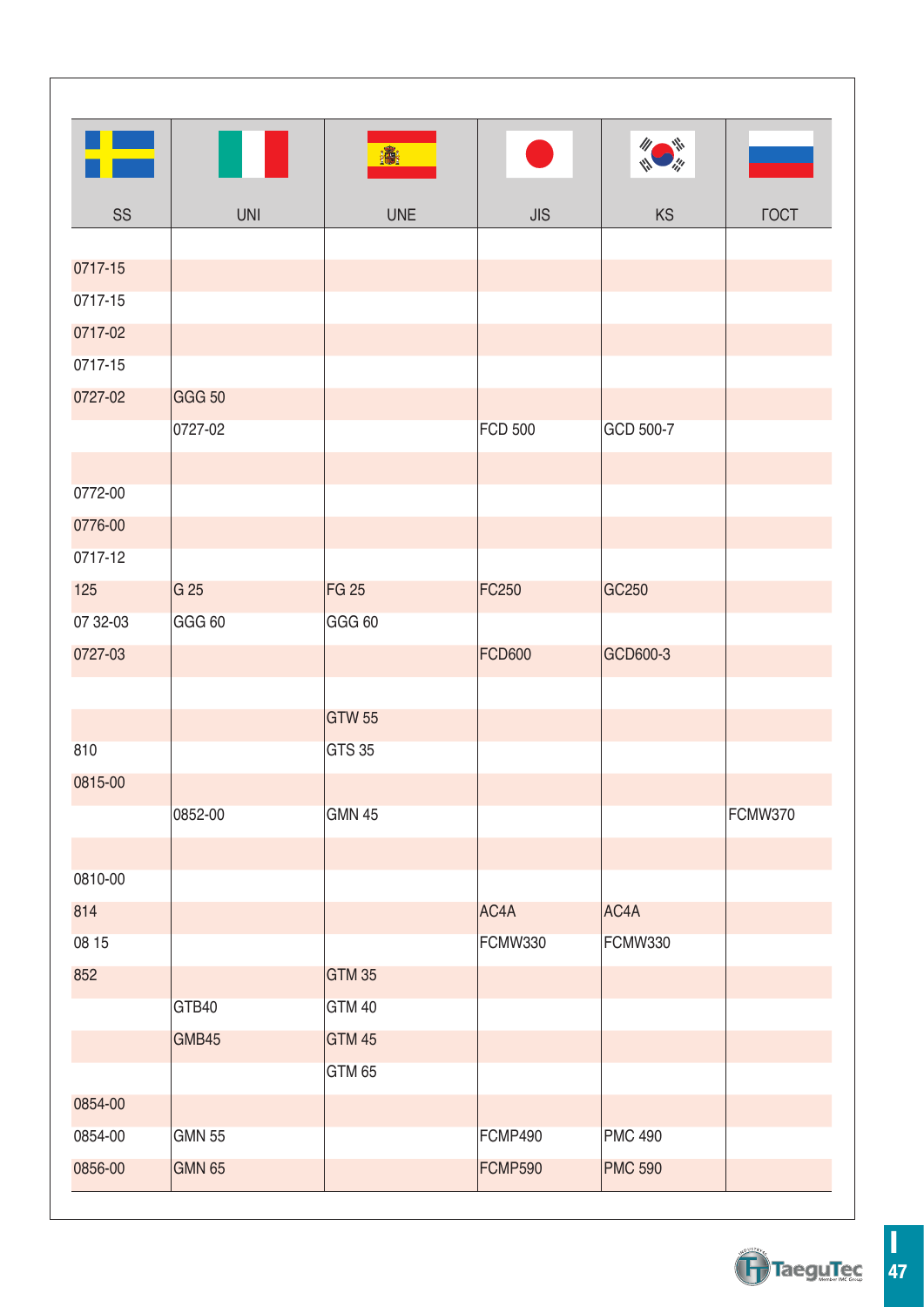| SS | UNI | UNE | JIS | KS | ГОСТ |
|---|---|---|---|---|---|
| | | | | | |
| 0717-15 | | | | | |
| 0717-15 | | | | | |
| 0717-02 | | | | | |
| 0717-15 | | | | | |
| 0727-02 | GGG 50 | | | | |
| | 0727-02 | | FCD 500 | GCD 500-7 | |
| | | | | | |
| 0772-00 | | | | | |
| 0776-00 | | | | | |
| 0717-12 | | | | | |
| 125 | G 25 | FG 25 | FC250 | GC250 | |
| 07 32-03 | GGG 60 | GGG 60 | | | |
| 0727-03 | | | FCD600 | GCD600-3 | |
| | | | | | |
| | | GTW 55 | | | |
| 810 | | GTS 35 | | | |
| 0815-00 | | | | | |
| | 0852-00 | GMN 45 | | | FCMW370 |
| | | | | | |
| 0810-00 | | | | | |
| 814 | | | AC4A | AC4A | |
| 08 15 | | | FCMW330 | FCMW330 | |
| 852 | | GTM 35 | | | |
| | GTB40 | GTM 40 | | | |
| | GMB45 | GTM 45 | | | |
| | | GTM 65 | | | |
| 0854-00 | | | | | |
| 0854-00 | GMN 55 | | FCMP490 | PMC 490 | |
| 0856-00 | GMN 65 | | FCMP590 | PMC 590 | |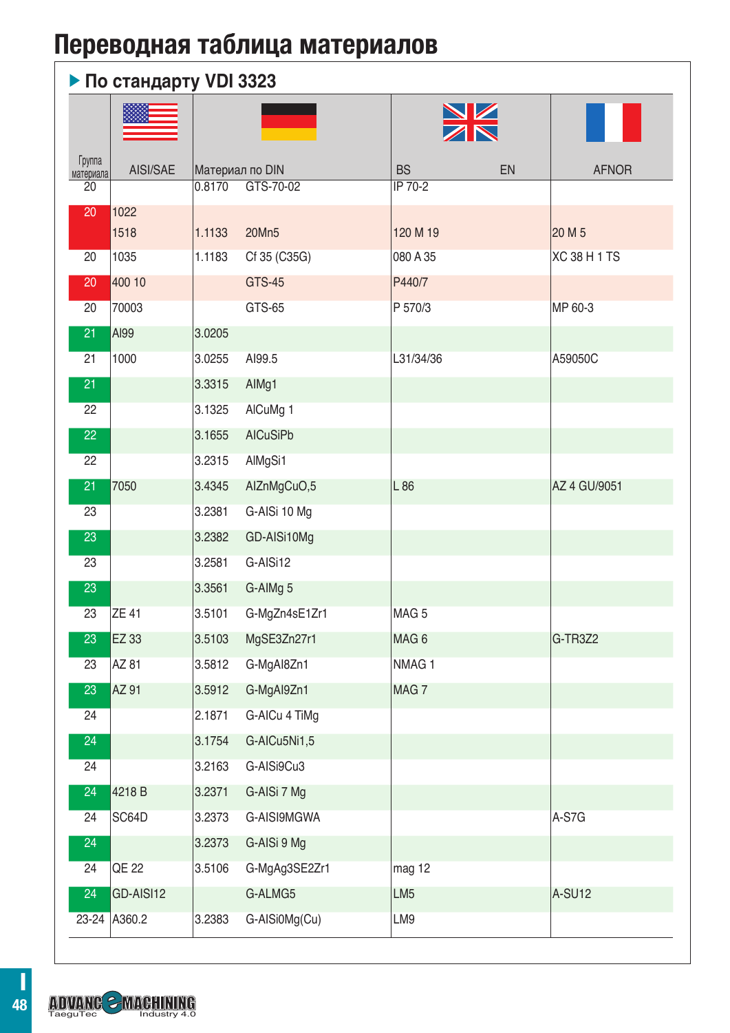# Переводная таблица материалов

## ▶ По стандарту VDI 3323

| Группа материала | AISI/SAE | Материал по DIN | | BS | EN | AFNOR |
|---|---|---|---|---|---|---|
| 20 | | 0.8170 | GTS-70-02 | IP 70-2 | | |
| 20 | 1022<br>1518 | 1.1133 | 20Mn5 | 120 M 19 | | 20 M 5 |
| 20 | 1035 | 1.1183 | Cf 35 (C35G) | 080 A 35 | | XC 38 H 1 TS |
| 20 | 400 10 | | GTS-45 | P440/7 | | |
| 20 | 70003 | | GTS-65 | P 570/3 | | MP 60-3 |
| 21 | Al99 | 3.0205 | | | | |
| 21 | 1000 | 3.0255 | Al99.5 | L31/34/36 | | A59050C |
| 21 | | 3.3315 | AlMg1 | | | |
| 22 | | 3.1325 | AlCuMg 1 | | | |
| 22 | | 3.1655 | AlCuSiPb | | | |
| 22 | | 3.2315 | AlMgSi1 | | | |
| 21 | 7050 | 3.4345 | AlZnMgCuO,5 | L 86 | | AZ 4 GU/9051 |
| 23 | | 3.2381 | G-AlSi 10 Mg | | | |
| 23 | | 3.2382 | GD-AlSi10Mg | | | |
| 23 | | 3.2581 | G-AlSi12 | | | |
| 23 | | 3.3561 | G-AlMg 5 | | | |
| 23 | ZE 41 | 3.5101 | G-MgZn4sE1Zr1 | MAG 5 | | |
| 23 | EZ 33 | 3.5103 | MgSE3Zn27r1 | MAG 6 | | G-TR3Z2 |
| 23 | AZ 81 | 3.5812 | G-MgAl8Zn1 | NMAG 1 | | |
| 23 | AZ 91 | 3.5912 | G-MgAl9Zn1 | MAG 7 | | |
| 24 | | 2.1871 | G-AlCu 4 TiMg | | | |
| 24 | | 3.1754 | G-AlCu5Ni1,5 | | | |
| 24 | | 3.2163 | G-AlSi9Cu3 | | | |
| 24 | 4218 B | 3.2371 | G-AlSi 7 Mg | | | |
| 24 | SC64D | 3.2373 | G-AlSI9MGWA | | | A-S7G |
| 24 | | 3.2373 | G-AlSi 9 Mg | | | |
| 24 | QE 22 | 3.5106 | G-MgAg3SE2Zr1 | mag 12 | | |
| 24 | GD-AlSl12 | | G-ALMG5 | LM5 | | A-SU12 |
| 23-24 | A360.2 | 3.2383 | G-AlSi0Mg(Cu) | LM9 | | |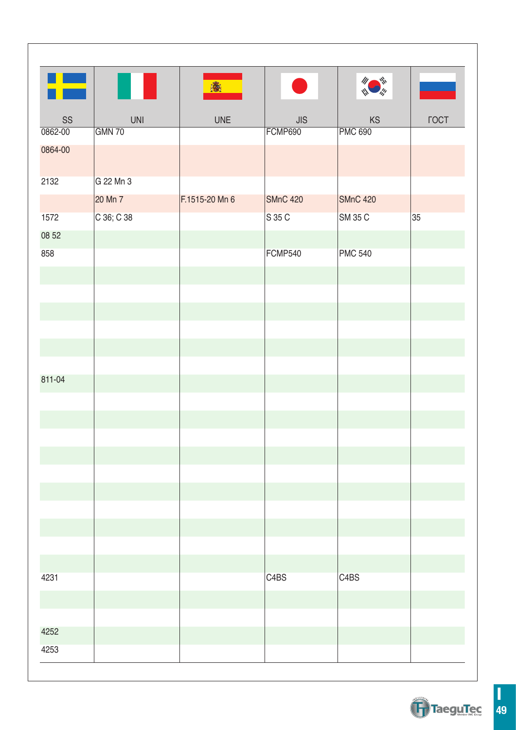| SS | UNI | UNE | JIS | KS | ГОСТ |
|---|---|---|---|---|---|
| 0862-00 | GMN 70 | | FCMP690 | PMC 690 | |
| 0864-00 | | | | | |
| 2132 | G 22 Mn 3 | | | | |
| | 20 Mn 7 | F.1515-20 Mn 6 | SMnC 420 | SMnC 420 | |
| 1572 | C 36; C 38 | | S 35 C | SM 35 C | 35 |
| 08 52 | | | | | |
| 858 | | | FCMP540 | PMC 540 | |
| | | | | | |
| | | | | | |
| | | | | | |
| | | | | | |
| | | | | | |
| | | | | | |
| 811-04 | | | | | |
| | | | | | |
| | | | | | |
| | | | | | |
| | | | | | |
| | | | | | |
| | | | | | |
| | | | | | |
| | | | | | |
| | | | | | |
| | | | | | |
| 4231 | | | C4BS | C4BS | |
| | | | | | |
| | | | | | |
| 4252 | | | | | |
| 4253 | | | | | |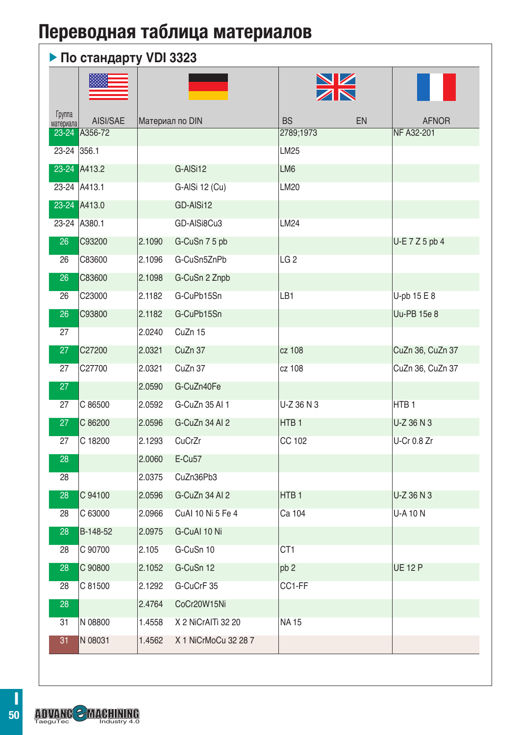# Переводная таблица материалов

## ▶ По стандарту VDI 3323

| Группа материала | AISI/SAE | Материал по DIN | | BS | EN | AFNOR |
|---|---|---|---|---|---|---|
| 23-24 | A356-72 | | | 2789;1973 | | NF A32-201 |
| 23-24 | 356.1 | | | LM25 | | |
| 23-24 | A413.2 | | G-AlSi12 | LM6 | | |
| 23-24 | A413.1 | | G-AlSi 12 (Cu) | LM20 | | |
| 23-24 | A413.0 | | GD-AlSi12 | | | |
| 23-24 | A380.1 | | GD-AlSi8Cu3 | LM24 | | |
| 26 | C93200 | 2.1090 | G-CuSn 7 5 pb | | | U-E 7 Z 5 pb 4 |
| 26 | C83600 | 2.1096 | G-CuSn5ZnPb | LG 2 | | |
| 26 | C83600 | 2.1098 | G-CuSn 2 Znpb | | | |
| 26 | C23000 | 2.1182 | G-CuPb15Sn | LB1 | | U-pb 15 E 8 |
| 26 | C93800 | 2.1182 | G-CuPb15Sn | | | Uu-PB 15e 8 |
| 27 | | 2.0240 | CuZn 15 | | | |
| 27 | C27200 | 2.0321 | CuZn 37 | cz 108 | | CuZn 36, CuZn 37 |
| 27 | C27700 | 2.0321 | CuZn 37 | cz 108 | | CuZn 36, CuZn 37 |
| 27 | | 2.0590 | G-CuZn40Fe | | | |
| 27 | C 86500 | 2.0592 | G-CuZn 35 Al 1 | U-Z 36 N 3 | | HTB 1 |
| 27 | C 86200 | 2.0596 | G-CuZn 34 Al 2 | HTB 1 | | U-Z 36 N 3 |
| 27 | C 18200 | 2.1293 | CuCrZr | CC 102 | | U-Cr 0.8 Zr |
| 28 | | 2.0060 | E-Cu57 | | | |
| 28 | | 2.0375 | CuZn36Pb3 | | | |
| 28 | C 94100 | 2.0596 | G-CuZn 34 Al 2 | HTB 1 | | U-Z 36 N 3 |
| 28 | C 63000 | 2.0966 | CuAl 10 Ni 5 Fe 4 | Ca 104 | | U-A 10 N |
| 28 | B-148-52 | 2.0975 | G-CuAl 10 Ni | | | |
| 28 | C 90700 | 2.105 | G-CuSn 10 | CT1 | | |
| 28 | C 90800 | 2.1052 | G-CuSn 12 | pb 2 | | UE 12 P |
| 28 | C 81500 | 2.1292 | G-CuCrF 35 | CC1-FF | | |
| 28 | | 2.4764 | CoCr20W15Ni | | | |
| 31 | N 08800 | 1.4558 | X 2 NiCrAlTi 32 20 | NA 15 | | |
| 31 | N 08031 | 1.4562 | X 1 NiCrMoCu 32 28 7 | | | |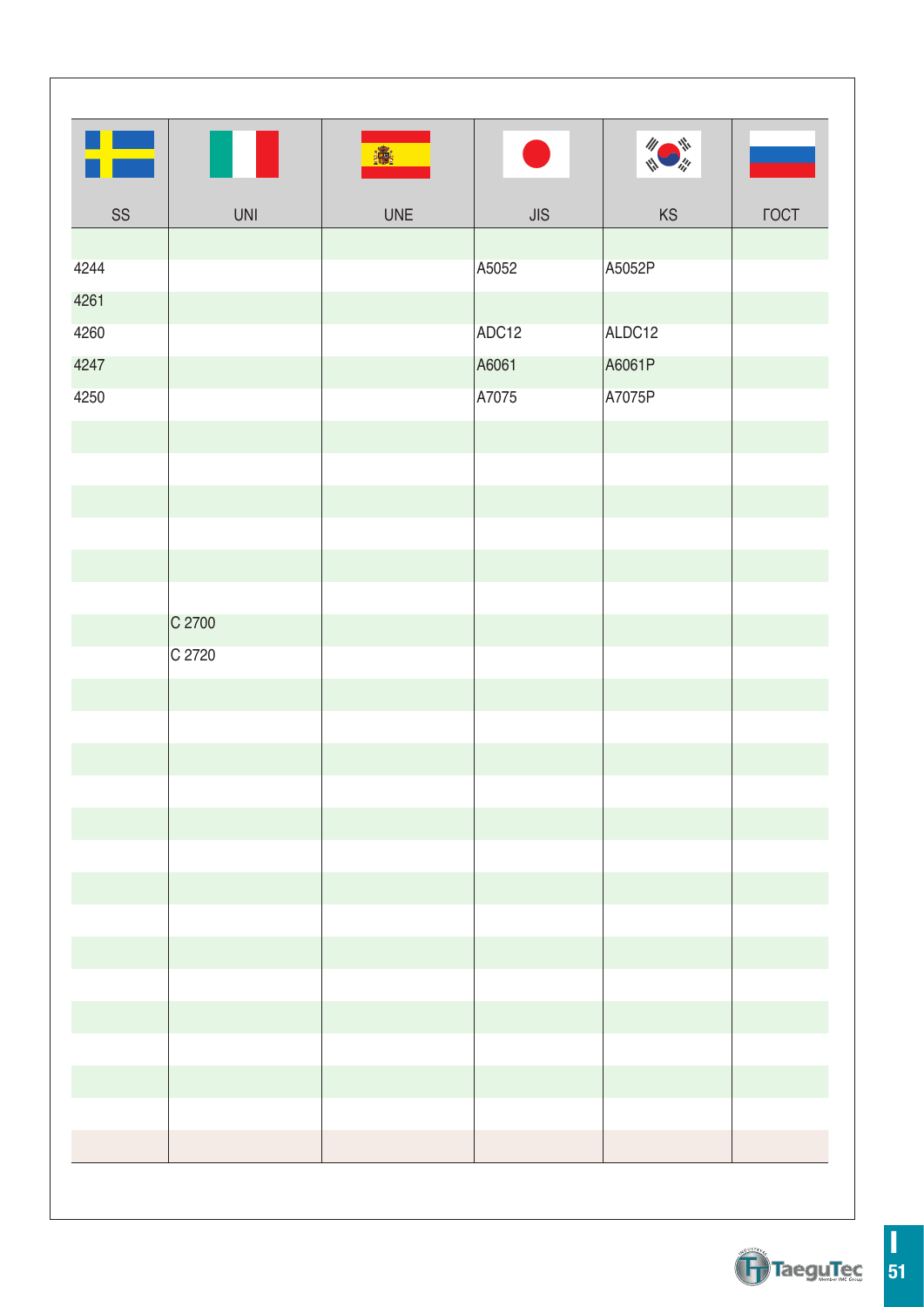| SS | UNI | UNE | JIS | KS | ГОСТ |
|---|---|---|---|---|---|
| | | | | | |
| 4244 | | | A5052 | A5052P | |
| 4261 | | | | | |
| 4260 | | | ADC12 | ALDC12 | |
| 4247 | | | A6061 | A6061P | |
| 4250 | | | A7075 | A7075P | |
| | | | | | |
| | | | | | |
| | | | | | |
| | | | | | |
| | | | | | |
| | | | | | |
| | C 2700 | | | | |
| | C 2720 | | | | |
| | | | | | |
| | | | | | |
| | | | | | |
| | | | | | |
| | | | | | |
| | | | | | |
| | | | | | |
| | | | | | |
| | | | | | |
| | | | | | |
| | | | | | |
| | | | | | |
| | | | | | |
| | | | | | |
| | | | | | |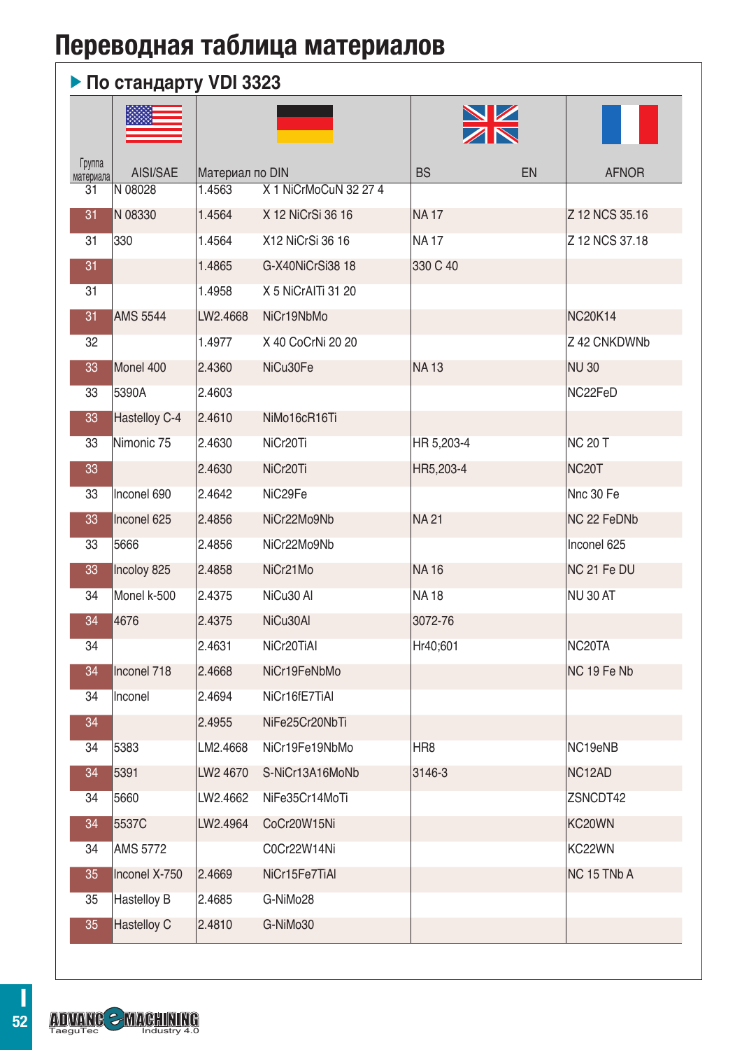# Переводная таблица материалов

## ▶ По стандарту VDI 3323

| Группа материала | AISI/SAE | Материал по DIN | | BS | EN | AFNOR |
|---|---|---|---|---|---|---|
| 31 | N 08028 | 1.4563 | X 1 NiCrMoCuN 32 27 4 | | | |
| 31 | N 08330 | 1.4564 | X 12 NiCrSi 36 16 | NA 17 | | Z 12 NCS 35.16 |
| 31 | 330 | 1.4564 | X12 NiCrSi 36 16 | NA 17 | | Z 12 NCS 37.18 |
| 31 | | 1.4865 | G-X40NiCrSi38 18 | 330 C 40 | | |
| 31 | | 1.4958 | X 5 NiCrAlTi 31 20 | | | |
| 31 | AMS 5544 | LW2.4668 | NiCr19NbMo | | | NC20K14 |
| 32 | | 1.4977 | X 40 CoCrNi 20 20 | | | Z 42 CNKDWNb |
| 33 | Monel 400 | 2.4360 | NiCu30Fe | NA 13 | | NU 30 |
| 33 | 5390A | 2.4603 | | | | NC22FeD |
| 33 | Hastelloy C-4 | 2.4610 | NiMo16cR16Ti | | | |
| 33 | Nimonic 75 | 2.4630 | NiCr20Ti | HR 5,203-4 | | NC 20 T |
| 33 | | 2.4630 | NiCr20Ti | HR5,203-4 | | NC20T |
| 33 | Inconel 690 | 2.4642 | NiC29Fe | | | Nnc 30 Fe |
| 33 | Inconel 625 | 2.4856 | NiCr22Mo9Nb | NA 21 | | NC 22 FeDNb |
| 33 | 5666 | 2.4856 | NiCr22Mo9Nb | | | Inconel 625 |
| 33 | Incoloy 825 | 2.4858 | NiCr21Mo | NA 16 | | NC 21 Fe DU |
| 34 | Monel k-500 | 2.4375 | NiCu30 Al | NA 18 | | NU 30 AT |
| 34 | 4676 | 2.4375 | NiCu30Al | 3072-76 | | |
| 34 | | 2.4631 | NiCr20TiAl | Hr40;601 | | NC20TA |
| 34 | Inconel 718 | 2.4668 | NiCr19FeNbMo | | | NC 19 Fe Nb |
| 34 | Inconel | 2.4694 | NiCr16fE7TiAl | | | |
| 34 | | 2.4955 | NiFe25Cr20NbTi | | | |
| 34 | 5383 | LM2.4668 | NiCr19Fe19NbMo | HR8 | | NC19eNB |
| 34 | 5391 | LW2 4670 | S-NiCr13A16MoNb | 3146-3 | | NC12AD |
| 34 | 5660 | LW2.4662 | NiFe35Cr14MoTi | | | ZSNCDT42 |
| 34 | 5537C | LW2.4964 | CoCr20W15Ni | | | KC20WN |
| 34 | AMS 5772 | | C0Cr22W14Ni | | | KC22WN |
| 35 | Inconel X-750 | 2.4669 | NiCr15Fe7TiAl | | | NC 15 TNb A |
| 35 | Hastelloy B | 2.4685 | G-NiMo28 | | | |
| 35 | Hastelloy C | 2.4810 | G-NiMo30 | | | |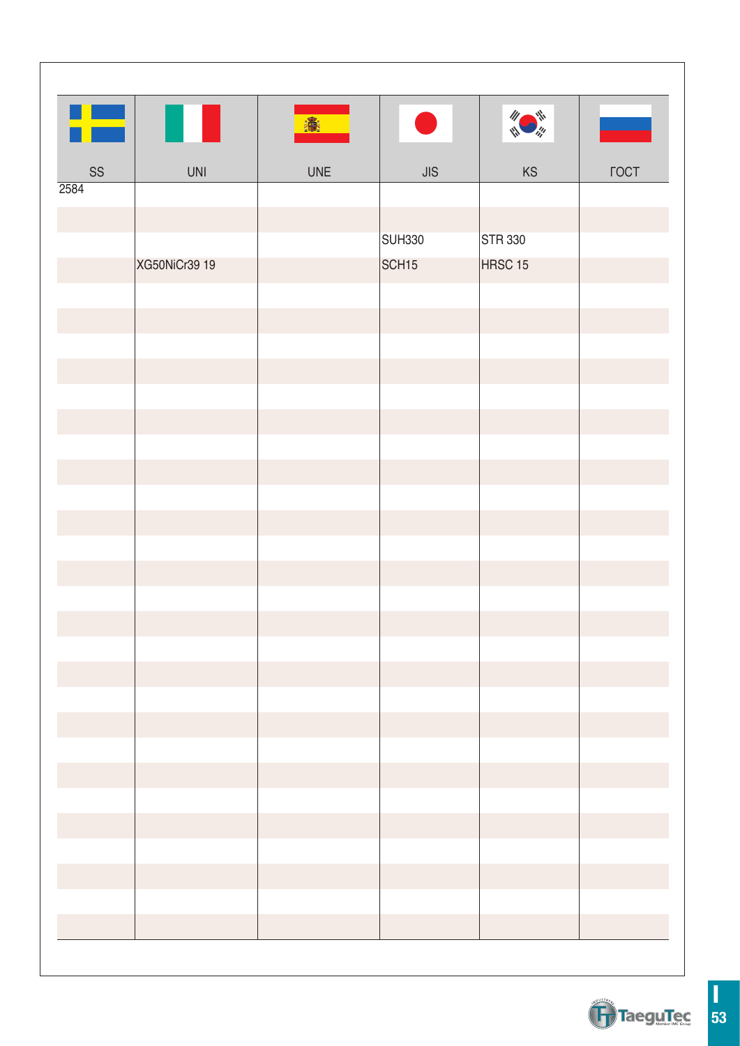| SS | UNI | UNE | JIS | KS | ГОСТ |
|---|---|---|---|---|---|
| 2584 | | | | | |
| | | | | | |
| | | | SUH330 | STR 330 | |
| | XG50NiCr39 19 | | SCH15 | HRSC 15 | |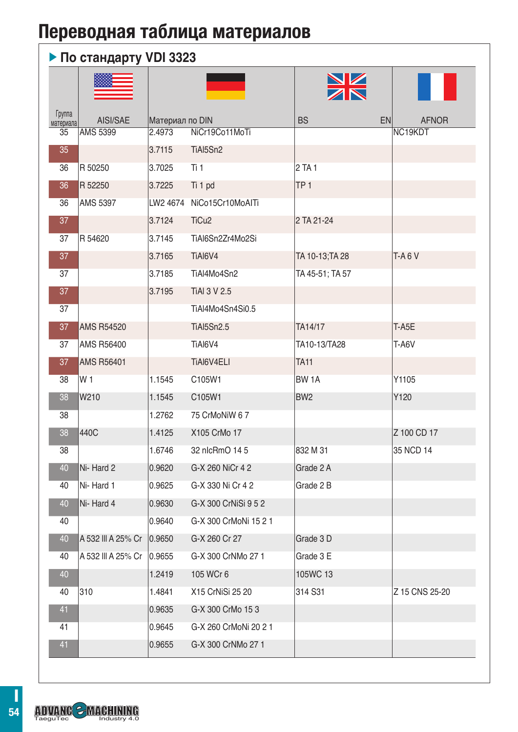# Переводная таблица материалов

## ▶ По стандарту VDI 3323

| Группа материала | AISI/SAE | Материал по DIN | | BS | EN | AFNOR |
|---|---|---|---|---|---|---|
| 35 | AMS 5399 | 2.4973 | NiCr19Co11MoTi | | | NC19KDT |
| 35 | | 3.7115 | TiAl5Sn2 | | | |
| 36 | R 50250 | 3.7025 | Ti 1 | 2 TA 1 | | |
| 36 | R 52250 | 3.7225 | Ti 1 pd | TP 1 | | |
| 36 | AMS 5397 | LW2 4674 | NiCo15Cr10MoAlTi | | | |
| 37 | | 3.7124 | TiCu2 | 2 TA 21-24 | | |
| 37 | R 54620 | 3.7145 | TiAl6Sn2Zr4Mo2Si | | | |
| 37 | | 3.7165 | TiAl6V4 | TA 10-13;TA 28 | | T-A 6 V |
| 37 | | 3.7185 | TiAl4Mo4Sn2 | TA 45-51; TA 57 | | |
| 37 | | 3.7195 | TiAl 3 V 2.5 | | | |
| 37 | | | TiAl4Mo4Sn4Si0.5 | | | |
| 37 | AMS R54520 | | TiAl5Sn2.5 | TA14/17 | | T-A5E |
| 37 | AMS R56400 | | TiAl6V4 | TA10-13/TA28 | | T-A6V |
| 37 | AMS R56401 | | TiAl6V4ELI | TA11 | | |
| 38 | W 1 | 1.1545 | C105W1 | BW 1A | | Y1105 |
| 38 | W210 | 1.1545 | C105W1 | BW2 | | Y120 |
| 38 | | 1.2762 | 75 CrMoNiW 6 7 | | | |
| 38 | 440C | 1.4125 | X105 CrMo 17 | | | Z 100 CD 17 |
| 38 | | 1.6746 | 32 nlcRmO 14 5 | 832 M 31 | | 35 NCD 14 |
| 40 | Ni- Hard 2 | 0.9620 | G-X 260 NiCr 4 2 | Grade 2 A | | |
| 40 | Ni- Hard 1 | 0.9625 | G-X 330 Ni Cr 4 2 | Grade 2 B | | |
| 40 | Ni- Hard 4 | 0.9630 | G-X 300 CrNiSi 9 5 2 | | | |
| 40 | | 0.9640 | G-X 300 CrMoNi 15 2 1 | | | |
| 40 | A 532 III A 25% Cr | 0.9650 | G-X 260 Cr 27 | Grade 3 D | | |
| 40 | A 532 III A 25% Cr | 0.9655 | G-X 300 CrNMo 27 1 | Grade 3 E | | |
| 40 | | 1.2419 | 105 WCr 6 | 105WC 13 | | |
| 40 | 310 | 1.4841 | X15 CrNiSi 25 20 | 314 S31 | | Z 15 CNS 25-20 |
| 41 | | 0.9635 | G-X 300 CrMo 15 3 | | | |
| 41 | | 0.9645 | G-X 260 CrMoNi 20 2 1 | | | |
| 41 | | 0.9655 | G-X 300 CrNMo 27 1 | | | |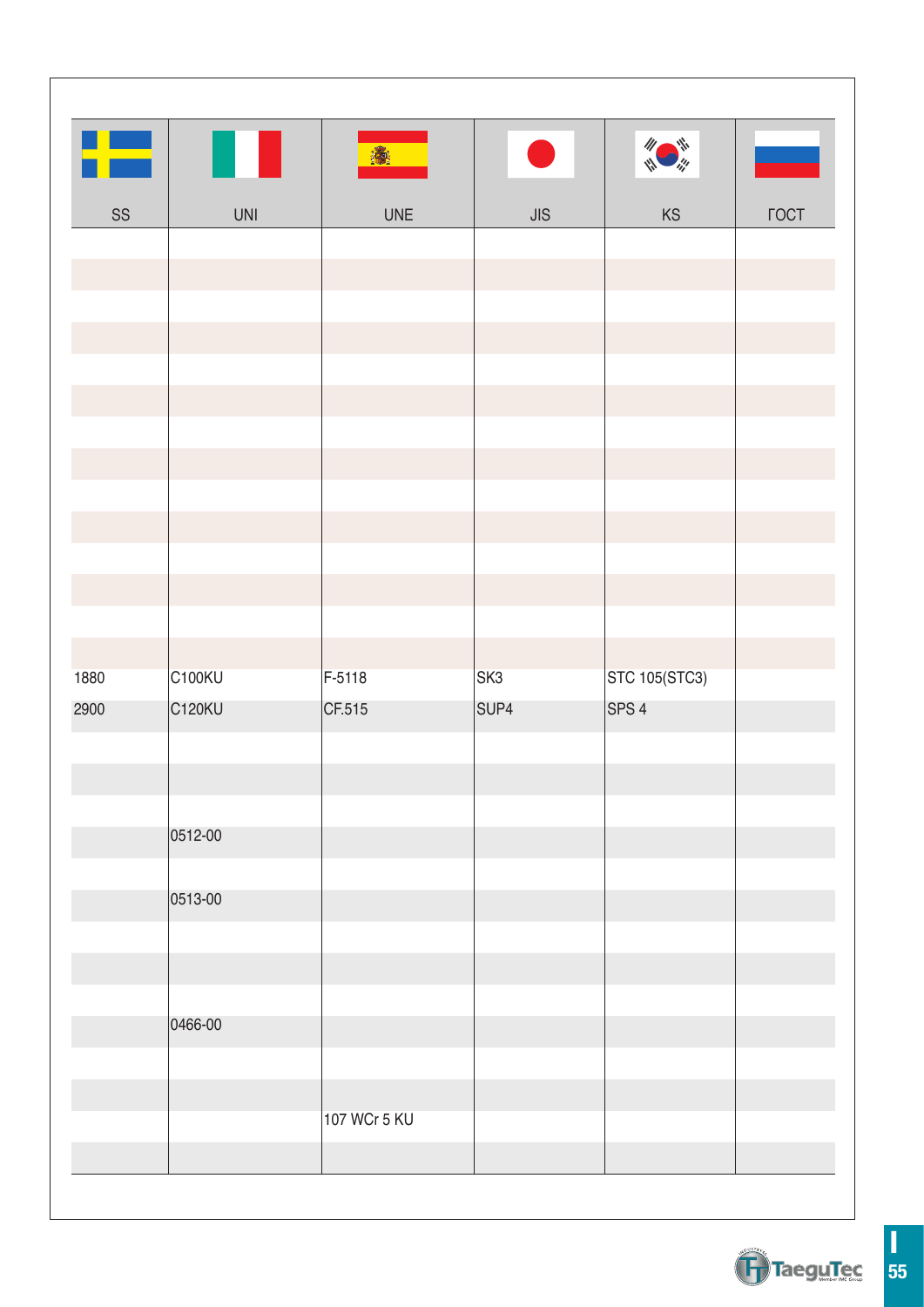| SS | UNI | UNE | JIS | KS | ГОСТ |
|---|---|---|---|---|---|
| | | | | | |
| | | | | | |
| | | | | | |
| | | | | | |
| | | | | | |
| | | | | | |
| | | | | | |
| | | | | | |
| | | | | | |
| | | | | | |
| | | | | | |
| | | | | | |
| | | | | | |
| | | | | | |
| 1880 | C100KU | F-5118 | SK3 | STC 105(STC3) | |
| 2900 | C120KU | CF.515 | SUP4 | SPS 4 | |
| | | | | | |
| | | | | | |
| | | | | | |
| | 0512-00 | | | | |
| | | | | | |
| | 0513-00 | | | | |
| | | | | | |
| | | | | | |
| | | | | | |
| | 0466-00 | | | | |
| | | | | | |
| | | | | | |
| | | 107 WCr 5 KU | | | |
| | | | | | |